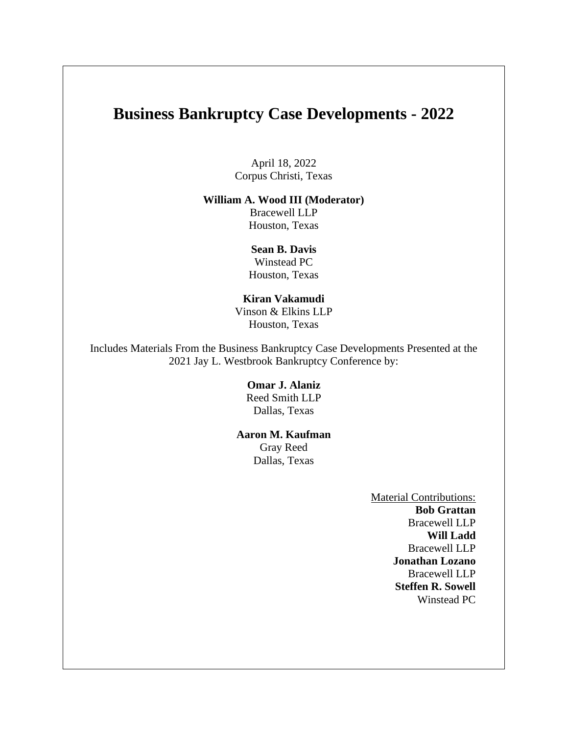# Business Bankruptcy Case Developments - 2022

April 18, 2022
Corpus Christi, Texas

**William A. Wood III (Moderator)**
Bracewell LLP
Houston, Texas

**Sean B. Davis**
Winstead PC
Houston, Texas

**Kiran Vakamudi**
Vinson & Elkins LLP
Houston, Texas

Includes Materials From the Business Bankruptcy Case Developments Presented at the 2021 Jay L. Westbrook Bankruptcy Conference by:

**Omar J. Alaniz**
Reed Smith LLP
Dallas, Texas

**Aaron M. Kaufman**
Gray Reed
Dallas, Texas

Material Contributions:
**Bob Grattan**
Bracewell LLP
**Will Ladd**
Bracewell LLP
**Jonathan Lozano**
Bracewell LLP
**Steffen R. Sowell**
Winstead PC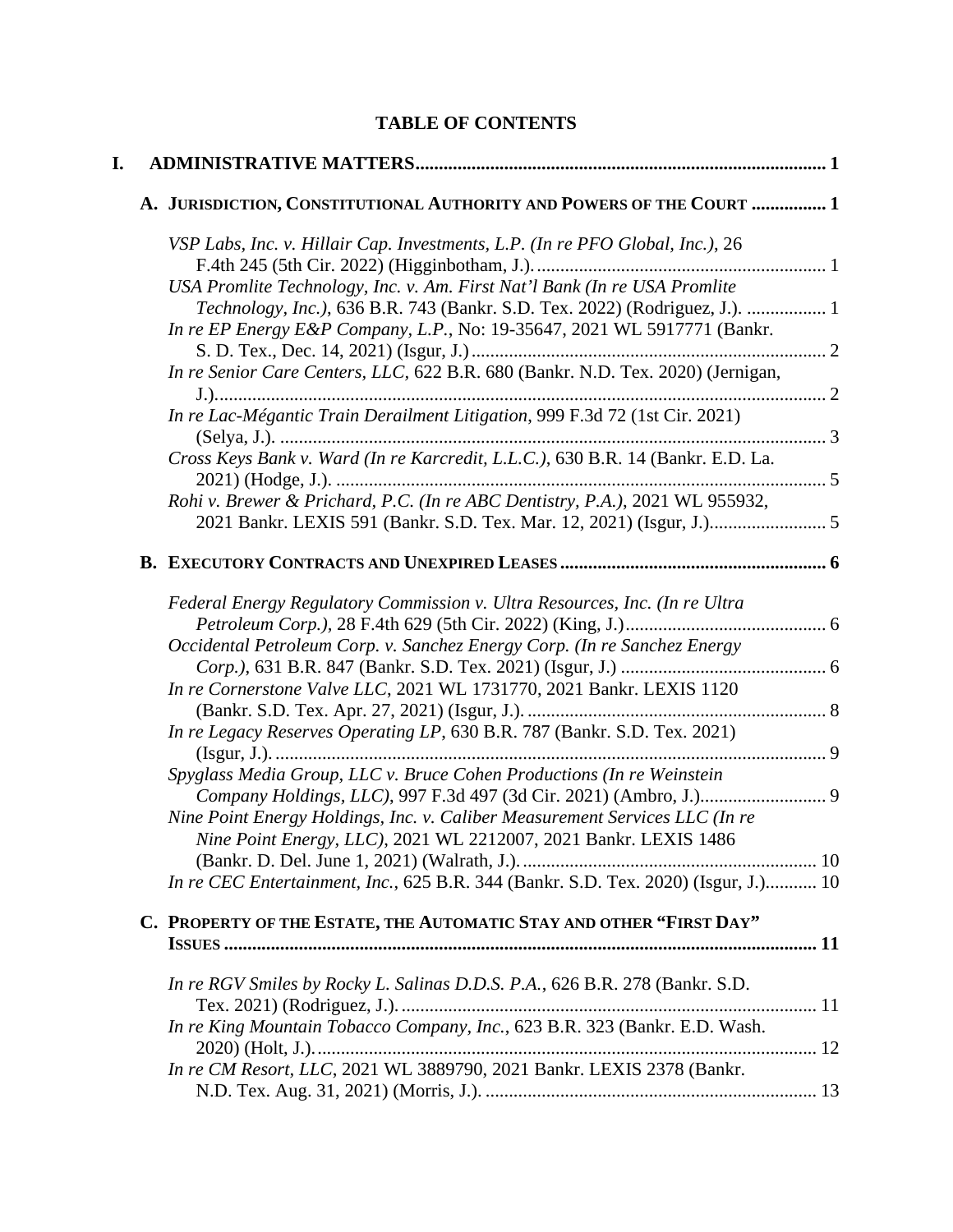# TABLE OF CONTENTS

**I. ADMINISTRATIVE MATTERS** ..... 1

**A. JURISDICTION, CONSTITUTIONAL AUTHORITY AND POWERS OF THE COURT** ..... 1

*VSP Labs, Inc. v. Hillair Cap. Investments, L.P. (In re PFO Global, Inc.)*, 26 F.4th 245 (5th Cir. 2022) (Higginbotham, J.). ..... 1

*USA Promlite Technology, Inc. v. Am. First Nat'l Bank (In re USA Promlite Technology, Inc.)*, 636 B.R. 743 (Bankr. S.D. Tex. 2022) (Rodriguez, J.). ..... 1

*In re EP Energy E&P Company, L.P.*, No: 19-35647, 2021 WL 5917771 (Bankr. S. D. Tex., Dec. 14, 2021) (Isgur, J.) ..... 2

*In re Senior Care Centers, LLC*, 622 B.R. 680 (Bankr. N.D. Tex. 2020) (Jernigan, J.). ..... 2

*In re Lac-Mégantic Train Derailment Litigation*, 999 F.3d 72 (1st Cir. 2021) (Selya, J.). ..... 3

*Cross Keys Bank v. Ward (In re Karcredit, L.L.C.)*, 630 B.R. 14 (Bankr. E.D. La. 2021) (Hodge, J.). ..... 5

*Rohi v. Brewer & Prichard, P.C. (In re ABC Dentistry, P.A.)*, 2021 WL 955932, 2021 Bankr. LEXIS 591 (Bankr. S.D. Tex. Mar. 12, 2021) (Isgur, J.). ..... 5

**B. EXECUTORY CONTRACTS AND UNEXPIRED LEASES** ..... 6

*Federal Energy Regulatory Commission v. Ultra Resources, Inc. (In re Ultra Petroleum Corp.)*, 28 F.4th 629 (5th Cir. 2022) (King, J.) ..... 6

*Occidental Petroleum Corp. v. Sanchez Energy Corp. (In re Sanchez Energy Corp.)*, 631 B.R. 847 (Bankr. S.D. Tex. 2021) (Isgur, J.) ..... 6

*In re Cornerstone Valve LLC*, 2021 WL 1731770, 2021 Bankr. LEXIS 1120 (Bankr. S.D. Tex. Apr. 27, 2021) (Isgur, J.). ..... 8

*In re Legacy Reserves Operating LP*, 630 B.R. 787 (Bankr. S.D. Tex. 2021) (Isgur, J.). ..... 9

*Spyglass Media Group, LLC v. Bruce Cohen Productions (In re Weinstein Company Holdings, LLC)*, 997 F.3d 497 (3d Cir. 2021) (Ambro, J.). ..... 9

*Nine Point Energy Holdings, Inc. v. Caliber Measurement Services LLC (In re Nine Point Energy, LLC)*, 2021 WL 2212007, 2021 Bankr. LEXIS 1486 (Bankr. D. Del. June 1, 2021) (Walrath, J.). ..... 10

*In re CEC Entertainment, Inc.*, 625 B.R. 344 (Bankr. S.D. Tex. 2020) (Isgur, J.). ..... 10

**C. PROPERTY OF THE ESTATE, THE AUTOMATIC STAY AND OTHER "FIRST DAY" ISSUES** ..... 11

*In re RGV Smiles by Rocky L. Salinas D.D.S. P.A.*, 626 B.R. 278 (Bankr. S.D. Tex. 2021) (Rodriguez, J.). ..... 11

*In re King Mountain Tobacco Company, Inc.*, 623 B.R. 323 (Bankr. E.D. Wash. 2020) (Holt, J.). ..... 12

*In re CM Resort, LLC*, 2021 WL 3889790, 2021 Bankr. LEXIS 2378 (Bankr. N.D. Tex. Aug. 31, 2021) (Morris, J.). ..... 13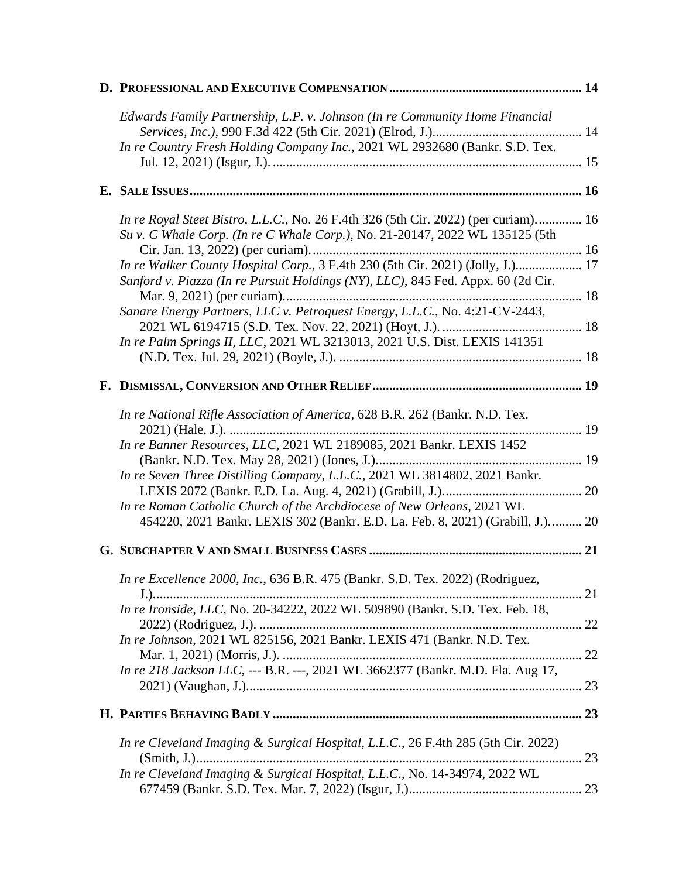**D. PROFESSIONAL AND EXECUTIVE COMPENSATION .......................................................... 14**

*Edwards Family Partnership, L.P. v. Johnson (In re Community Home Financial Services, Inc.)*, 990 F.3d 422 (5th Cir. 2021) (Elrod, J.)............................................ 14

*In re Country Fresh Holding Company Inc.*, 2021 WL 2932680 (Bankr. S.D. Tex. Jul. 12, 2021) (Isgur, J.). ........................................................................................... 15

**E. SALE ISSUES ..................................................................................................................... 16**

*In re Royal Steet Bistro, L.L.C.*, No. 26 F.4th 326 (5th Cir. 2022) (per curiam)............. 16

*Su v. C Whale Corp. (In re C Whale Corp.)*, No. 21-20147, 2022 WL 135125 (5th Cir. Jan. 13, 2022) (per curiam)................................................................................. 16

*In re Walker County Hospital Corp.*, 3 F.4th 230 (5th Cir. 2021) (Jolly, J.).................... 17

*Sanford v. Piazza (In re Pursuit Holdings (NY), LLC)*, 845 Fed. Appx. 60 (2d Cir. Mar. 9, 2021) (per curiam)......................................................................................... 18

*Sanare Energy Partners, LLC v. Petroquest Energy, L.L.C.*, No. 4:21-CV-2443, 2021 WL 6194715 (S.D. Tex. Nov. 22, 2021) (Hoyt, J.). .......................................... 18

*In re Palm Springs II, LLC*, 2021 WL 3213013, 2021 U.S. Dist. LEXIS 141351 (N.D. Tex. Jul. 29, 2021) (Boyle, J.). ........................................................................ 18

**F. DISMISSAL, CONVERSION AND OTHER RELIEF .............................................................. 19**

*In re National Rifle Association of America*, 628 B.R. 262 (Bankr. N.D. Tex. 2021) (Hale, J.). ......................................................................................................... 19

*In re Banner Resources, LLC*, 2021 WL 2189085, 2021 Bankr. LEXIS 1452 (Bankr. N.D. Tex. May 28, 2021) (Jones, J.)............................................................. 19

*In re Seven Three Distilling Company, L.L.C.*, 2021 WL 3814802, 2021 Bankr. LEXIS 2072 (Bankr. E.D. La. Aug. 4, 2021) (Grabill, J.).......................................... 20

*In re Roman Catholic Church of the Archdiocese of New Orleans*, 2021 WL 454220, 2021 Bankr. LEXIS 302 (Bankr. E.D. La. Feb. 8, 2021) (Grabill, J.).......... 20

**G. SUBCHAPTER V AND SMALL BUSINESS CASES ............................................................... 21**

*In re Excellence 2000, Inc.*, 636 B.R. 475 (Bankr. S.D. Tex. 2022) (Rodriguez, J.)................................................................................................................................ 21

*In re Ironside, LLC*, No. 20-34222, 2022 WL 509890 (Bankr. S.D. Tex. Feb. 18, 2022) (Rodriguez, J.). ................................................................................................ 22

*In re Johnson*, 2021 WL 825156, 2021 Bankr. LEXIS 471 (Bankr. N.D. Tex. Mar. 1, 2021) (Morris, J.). ......................................................................................... 22

*In re 218 Jackson LLC*, --- B.R. ---, 2021 WL 3662377 (Bankr. M.D. Fla. Aug 17, 2021) (Vaughan, J.).................................................................................................... 23

**H. PARTIES BEHAVING BADLY ............................................................................................ 23**

*In re Cleveland Imaging & Surgical Hospital, L.L.C.*, 26 F.4th 285 (5th Cir. 2022) (Smith, J.)................................................................................................................... 23

*In re Cleveland Imaging & Surgical Hospital, L.L.C.*, No. 14-34974, 2022 WL 677459 (Bankr. S.D. Tex. Mar. 7, 2022) (Isgur, J.)................................................... 23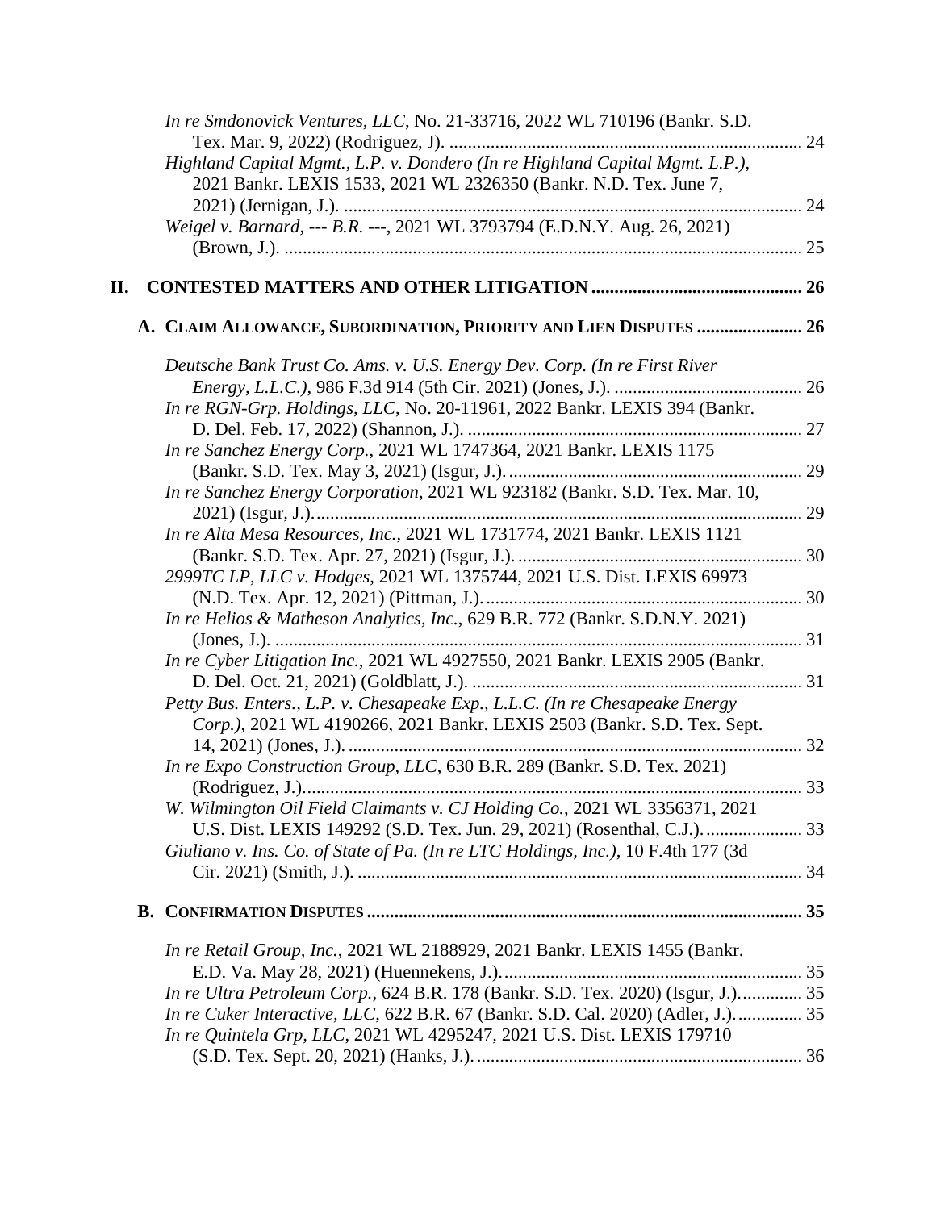*In re Smdonovick Ventures, LLC*, No. 21-33716, 2022 WL 710196 (Bankr. S.D. Tex. Mar. 9, 2022) (Rodriguez, J). ............................................................................. 24

*Highland Capital Mgmt., L.P. v. Dondero (In re Highland Capital Mgmt. L.P.)*, 2021 Bankr. LEXIS 1533, 2021 WL 2326350 (Bankr. N.D. Tex. June 7, 2021) (Jernigan, J.). .................................................................................................... 24

*Weigel v. Barnard*, --- *B.R.* ---, 2021 WL 3793794 (E.D.N.Y. Aug. 26, 2021) (Brown, J.). ................................................................................................................. 25

## II. CONTESTED MATTERS AND OTHER LITIGATION ............................................. 26

### A. CLAIM ALLOWANCE, SUBORDINATION, PRIORITY AND LIEN DISPUTES ....................... 26

*Deutsche Bank Trust Co. Ams. v. U.S. Energy Dev. Corp. (In re First River Energy, L.L.C.)*, 986 F.3d 914 (5th Cir. 2021) (Jones, J.). ......................................... 26

*In re RGN-Grp. Holdings, LLC*, No. 20-11961, 2022 Bankr. LEXIS 394 (Bankr. D. Del. Feb. 17, 2022) (Shannon, J.). ......................................................................... 27

*In re Sanchez Energy Corp.*, 2021 WL 1747364, 2021 Bankr. LEXIS 1175 (Bankr. S.D. Tex. May 3, 2021) (Isgur, J.). ............................................................... 29

*In re Sanchez Energy Corporation*, 2021 WL 923182 (Bankr. S.D. Tex. Mar. 10, 2021) (Isgur, J.). .......................................................................................................... 29

*In re Alta Mesa Resources, Inc.*, 2021 WL 1731774, 2021 Bankr. LEXIS 1121 (Bankr. S.D. Tex. Apr. 27, 2021) (Isgur, J.). ............................................................. 30

*2999TC LP, LLC v. Hodges*, 2021 WL 1375744, 2021 U.S. Dist. LEXIS 69973 (N.D. Tex. Apr. 12, 2021) (Pittman, J.). .................................................................... 30

*In re Helios & Matheson Analytics, Inc.*, 629 B.R. 772 (Bankr. S.D.N.Y. 2021) (Jones, J.). .................................................................................................................. 31

*In re Cyber Litigation Inc.*, 2021 WL 4927550, 2021 Bankr. LEXIS 2905 (Bankr. D. Del. Oct. 21, 2021) (Goldblatt, J.). ........................................................................ 31

*Petty Bus. Enters., L.P. v. Chesapeake Exp., L.L.C. (In re Chesapeake Energy Corp.)*, 2021 WL 4190266, 2021 Bankr. LEXIS 2503 (Bankr. S.D. Tex. Sept. 14, 2021) (Jones, J.). .................................................................................................. 32

*In re Expo Construction Group, LLC*, 630 B.R. 289 (Bankr. S.D. Tex. 2021) (Rodriguez, J.). ........................................................................................................... 33

*W. Wilmington Oil Field Claimants v. CJ Holding Co.*, 2021 WL 3356371, 2021 U.S. Dist. LEXIS 149292 (S.D. Tex. Jun. 29, 2021) (Rosenthal, C.J.). ..................... 33

*Giuliano v. Ins. Co. of State of Pa. (In re LTC Holdings, Inc.)*, 10 F.4th 177 (3d Cir. 2021) (Smith, J.). ................................................................................................ 34

### B. CONFIRMATION DISPUTES ............................................................................................... 35

*In re Retail Group, Inc.*, 2021 WL 2188929, 2021 Bankr. LEXIS 1455 (Bankr. E.D. Va. May 28, 2021) (Huennekens, J.). ................................................................. 35

*In re Ultra Petroleum Corp.*, 624 B.R. 178 (Bankr. S.D. Tex. 2020) (Isgur, J.). ............. 35

*In re Cuker Interactive, LLC*, 622 B.R. 67 (Bankr. S.D. Cal. 2020) (Adler, J.). .............. 35

*In re Quintela Grp, LLC*, 2021 WL 4295247, 2021 U.S. Dist. LEXIS 179710 (S.D. Tex. Sept. 20, 2021) (Hanks, J.). ....................................................................... 36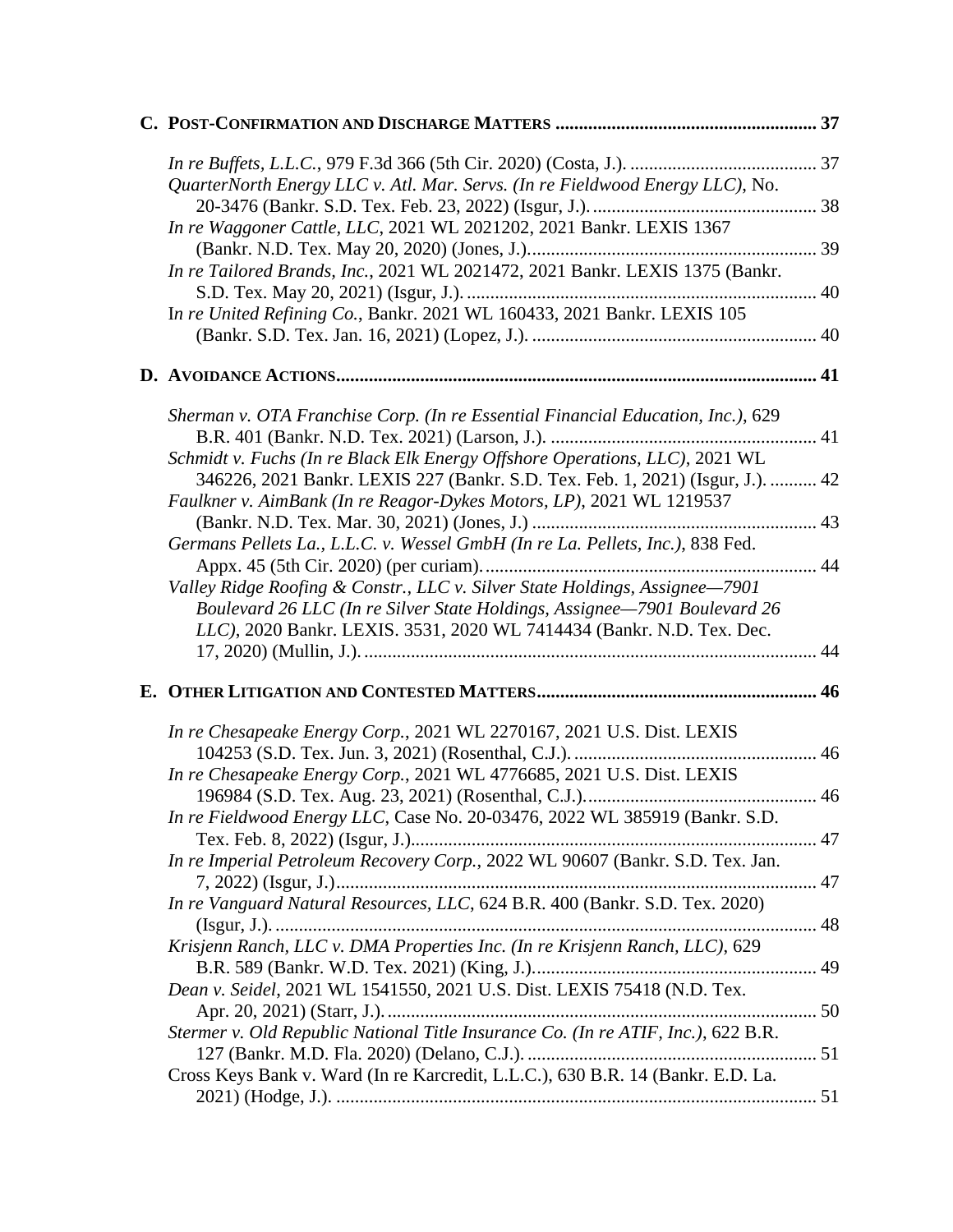**C. POST-CONFIRMATION AND DISCHARGE MATTERS** ........................................................ 37

*In re Buffets, L.L.C.*, 979 F.3d 366 (5th Cir. 2020) (Costa, J.). ........................................ 37

*QuarterNorth Energy LLC v. Atl. Mar. Servs. (In re Fieldwood Energy LLC)*, No. 20-3476 (Bankr. S.D. Tex. Feb. 23, 2022) (Isgur, J.). ................................................ 38

*In re Waggoner Cattle, LLC*, 2021 WL 2021202, 2021 Bankr. LEXIS 1367 (Bankr. N.D. Tex. May 20, 2020) (Jones, J.).............................................................. 39

*In re Tailored Brands, Inc.*, 2021 WL 2021472, 2021 Bankr. LEXIS 1375 (Bankr. S.D. Tex. May 20, 2021) (Isgur, J.). ........................................................................... 40

I*n re United Refining Co.*, Bankr. 2021 WL 160433, 2021 Bankr. LEXIS 105 (Bankr. S.D. Tex. Jan. 16, 2021) (Lopez, J.). ............................................................ 40

**D. AVOIDANCE ACTIONS**...................................................................................................... 41

*Sherman v. OTA Franchise Corp. (In re Essential Financial Education, Inc.)*, 629 B.R. 401 (Bankr. N.D. Tex. 2021) (Larson, J.). ......................................................... 41

*Schmidt v. Fuchs (In re Black Elk Energy Offshore Operations, LLC)*, 2021 WL 346226, 2021 Bankr. LEXIS 227 (Bankr. S.D. Tex. Feb. 1, 2021) (Isgur, J.). .......... 42

*Faulkner v. AimBank (In re Reagor-Dykes Motors, LP)*, 2021 WL 1219537 (Bankr. N.D. Tex. Mar. 30, 2021) (Jones, J.) ............................................................. 43

*Germans Pellets La., L.L.C. v. Wessel GmbH (In re La. Pellets, Inc.)*, 838 Fed. Appx. 45 (5th Cir. 2020) (per curiam). ...................................................................... 44

*Valley Ridge Roofing & Constr., LLC v. Silver State Holdings, Assignee—7901 Boulevard 26 LLC (In re Silver State Holdings, Assignee—7901 Boulevard 26 LLC)*, 2020 Bankr. LEXIS. 3531, 2020 WL 7414434 (Bankr. N.D. Tex. Dec. 17, 2020) (Mullin, J.). ................................................................................................ 44

**E. OTHER LITIGATION AND CONTESTED MATTERS**........................................................... 46

*In re Chesapeake Energy Corp.*, 2021 WL 2270167, 2021 U.S. Dist. LEXIS 104253 (S.D. Tex. Jun. 3, 2021) (Rosenthal, C.J.). .................................................... 46

*In re Chesapeake Energy Corp.*, 2021 WL 4776685, 2021 U.S. Dist. LEXIS 196984 (S.D. Tex. Aug. 23, 2021) (Rosenthal, C.J.)................................................. 46

*In re Fieldwood Energy LLC*, Case No. 20-03476, 2022 WL 385919 (Bankr. S.D. Tex. Feb. 8, 2022) (Isgur, J.)...................................................................................... 47

*In re Imperial Petroleum Recovery Corp.*, 2022 WL 90607 (Bankr. S.D. Tex. Jan. 7, 2022) (Isgur, J.)....................................................................................................... 47

*In re Vanguard Natural Resources, LLC*, 624 B.R. 400 (Bankr. S.D. Tex. 2020) (Isgur, J.). .................................................................................................................... 48

*Krisjenn Ranch, LLC v. DMA Properties Inc. (In re Krisjenn Ranch, LLC)*, 629 B.R. 589 (Bankr. W.D. Tex. 2021) (King, J.)............................................................. 49

*Dean v. Seidel*, 2021 WL 1541550, 2021 U.S. Dist. LEXIS 75418 (N.D. Tex. Apr. 20, 2021) (Starr, J.)............................................................................................ 50

*Stermer v. Old Republic National Title Insurance Co. (In re ATIF, Inc.)*, 622 B.R. 127 (Bankr. M.D. Fla. 2020) (Delano, C.J.). .............................................................. 51

Cross Keys Bank v. Ward (In re Karcredit, L.L.C.), 630 B.R. 14 (Bankr. E.D. La. 2021) (Hodge, J.). ....................................................................................................... 51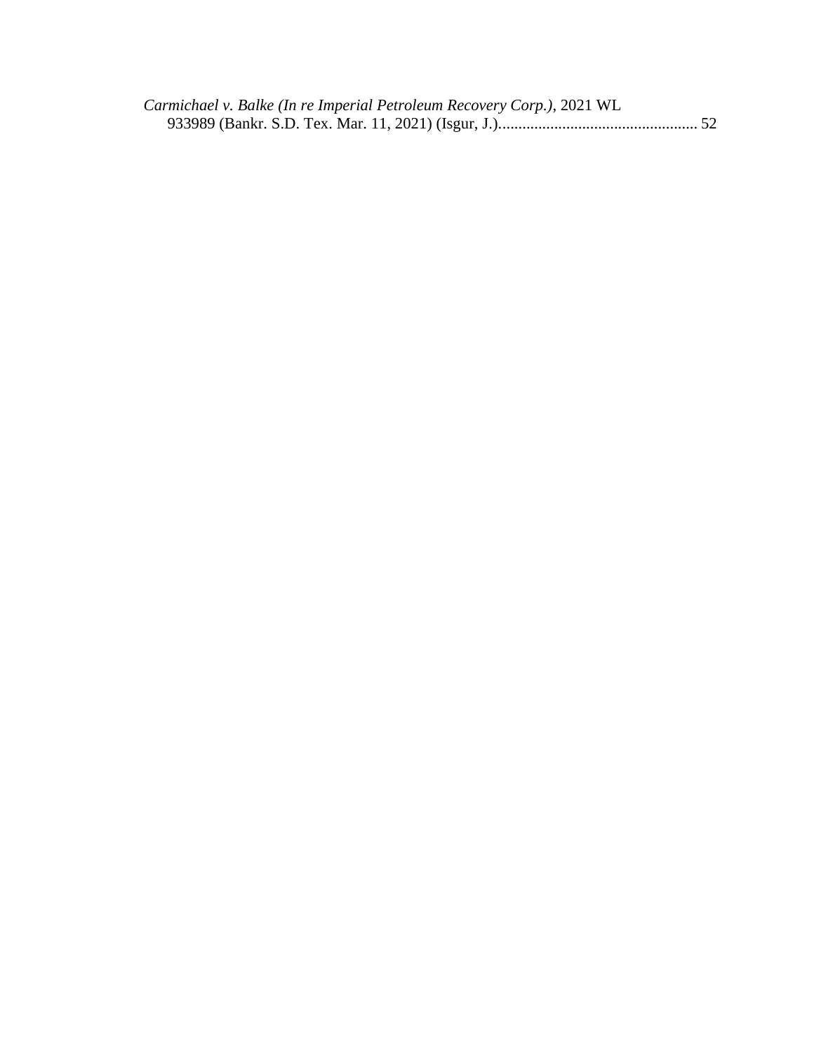*Carmichael v. Balke (In re Imperial Petroleum Recovery Corp.)*, 2021 WL 933989 (Bankr. S.D. Tex. Mar. 11, 2021) (Isgur, J.).................................................. 52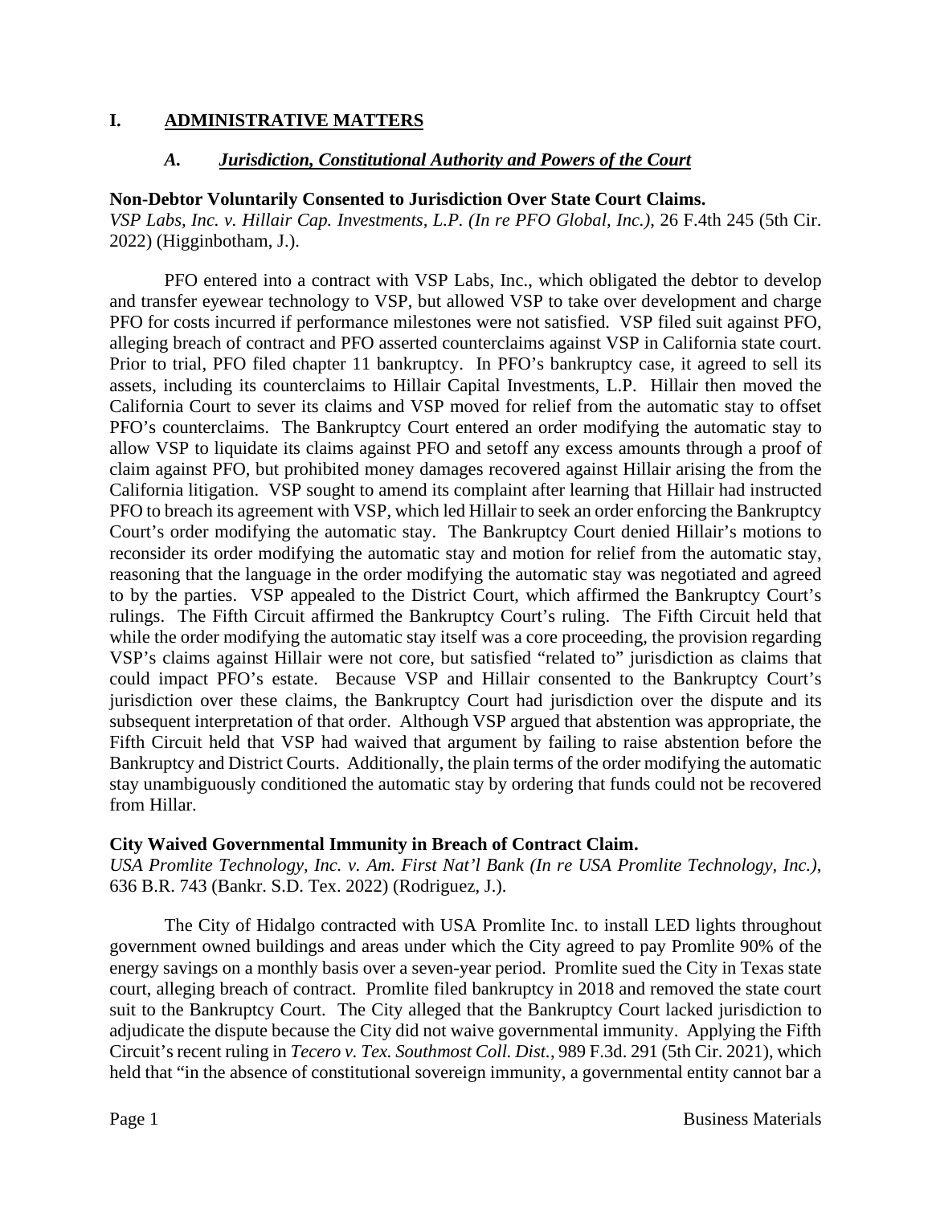# I. ADMINISTRATIVE MATTERS

## *A. Jurisdiction, Constitutional Authority and Powers of the Court*

**Non-Debtor Voluntarily Consented to Jurisdiction Over State Court Claims.**
*VSP Labs, Inc. v. Hillair Cap. Investments, L.P. (In re PFO Global, Inc.)*, 26 F.4th 245 (5th Cir. 2022) (Higginbotham, J.).

PFO entered into a contract with VSP Labs, Inc., which obligated the debtor to develop and transfer eyewear technology to VSP, but allowed VSP to take over development and charge PFO for costs incurred if performance milestones were not satisfied. VSP filed suit against PFO, alleging breach of contract and PFO asserted counterclaims against VSP in California state court. Prior to trial, PFO filed chapter 11 bankruptcy. In PFO's bankruptcy case, it agreed to sell its assets, including its counterclaims to Hillair Capital Investments, L.P. Hillair then moved the California Court to sever its claims and VSP moved for relief from the automatic stay to offset PFO's counterclaims. The Bankruptcy Court entered an order modifying the automatic stay to allow VSP to liquidate its claims against PFO and setoff any excess amounts through a proof of claim against PFO, but prohibited money damages recovered against Hillair arising the from the California litigation. VSP sought to amend its complaint after learning that Hillair had instructed PFO to breach its agreement with VSP, which led Hillair to seek an order enforcing the Bankruptcy Court's order modifying the automatic stay. The Bankruptcy Court denied Hillair's motions to reconsider its order modifying the automatic stay and motion for relief from the automatic stay, reasoning that the language in the order modifying the automatic stay was negotiated and agreed to by the parties. VSP appealed to the District Court, which affirmed the Bankruptcy Court's rulings. The Fifth Circuit affirmed the Bankruptcy Court's ruling. The Fifth Circuit held that while the order modifying the automatic stay itself was a core proceeding, the provision regarding VSP's claims against Hillair were not core, but satisfied "related to" jurisdiction as claims that could impact PFO's estate. Because VSP and Hillair consented to the Bankruptcy Court's jurisdiction over these claims, the Bankruptcy Court had jurisdiction over the dispute and its subsequent interpretation of that order. Although VSP argued that abstention was appropriate, the Fifth Circuit held that VSP had waived that argument by failing to raise abstention before the Bankruptcy and District Courts. Additionally, the plain terms of the order modifying the automatic stay unambiguously conditioned the automatic stay by ordering that funds could not be recovered from Hillar.

**City Waived Governmental Immunity in Breach of Contract Claim.**
*USA Promlite Technology, Inc. v. Am. First Nat'l Bank (In re USA Promlite Technology, Inc.)*, 636 B.R. 743 (Bankr. S.D. Tex. 2022) (Rodriguez, J.).

The City of Hidalgo contracted with USA Promlite Inc. to install LED lights throughout government owned buildings and areas under which the City agreed to pay Promlite 90% of the energy savings on a monthly basis over a seven-year period. Promlite sued the City in Texas state court, alleging breach of contract. Promlite filed bankruptcy in 2018 and removed the state court suit to the Bankruptcy Court. The City alleged that the Bankruptcy Court lacked jurisdiction to adjudicate the dispute because the City did not waive governmental immunity. Applying the Fifth Circuit's recent ruling in *Tecero v. Tex. Southmost Coll. Dist.*, 989 F.3d. 291 (5th Cir. 2021), which held that "in the absence of constitutional sovereign immunity, a governmental entity cannot bar a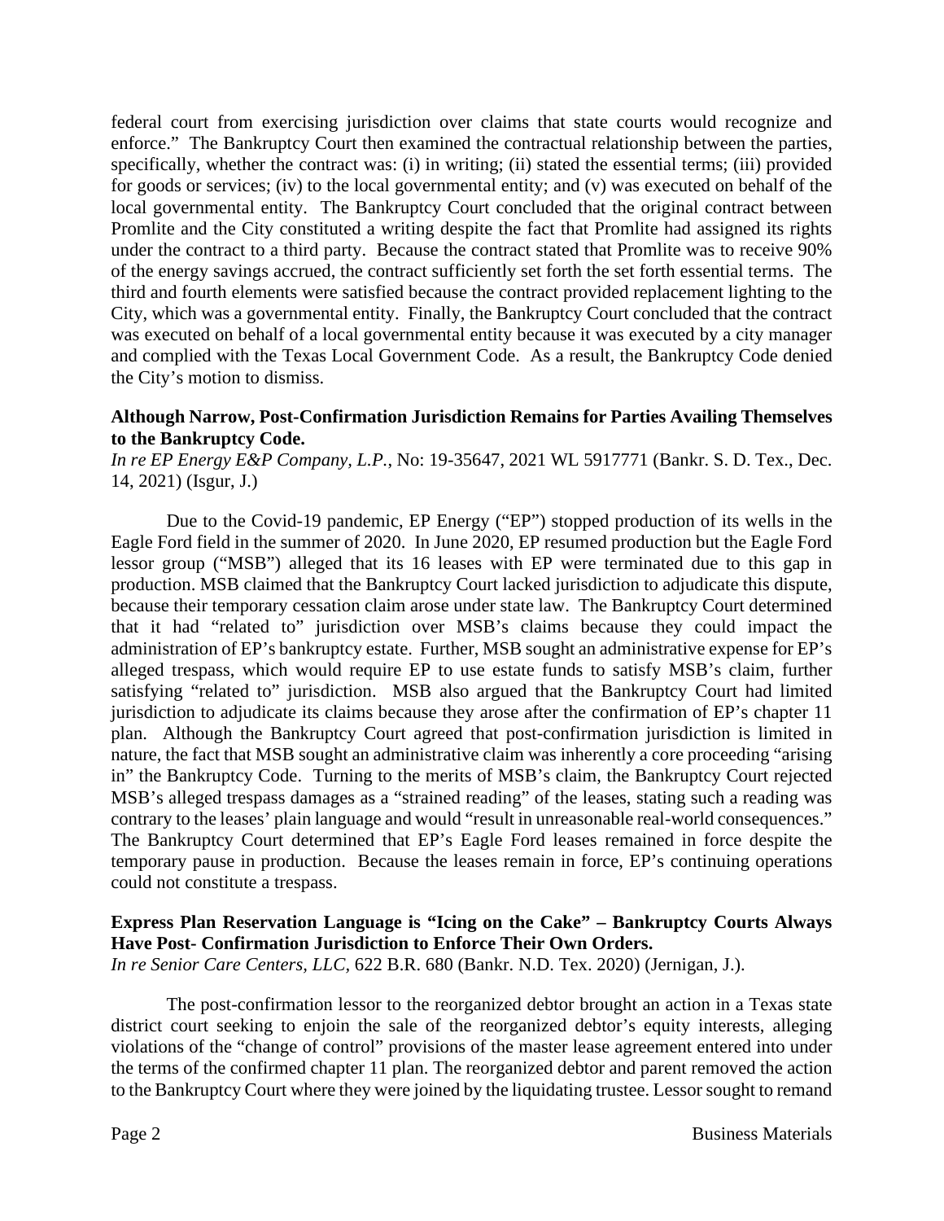federal court from exercising jurisdiction over claims that state courts would recognize and enforce." The Bankruptcy Court then examined the contractual relationship between the parties, specifically, whether the contract was: (i) in writing; (ii) stated the essential terms; (iii) provided for goods or services; (iv) to the local governmental entity; and (v) was executed on behalf of the local governmental entity. The Bankruptcy Court concluded that the original contract between Promlite and the City constituted a writing despite the fact that Promlite had assigned its rights under the contract to a third party. Because the contract stated that Promlite was to receive 90% of the energy savings accrued, the contract sufficiently set forth the set forth essential terms. The third and fourth elements were satisfied because the contract provided replacement lighting to the City, which was a governmental entity. Finally, the Bankruptcy Court concluded that the contract was executed on behalf of a local governmental entity because it was executed by a city manager and complied with the Texas Local Government Code. As a result, the Bankruptcy Code denied the City's motion to dismiss.

**Although Narrow, Post-Confirmation Jurisdiction Remains for Parties Availing Themselves to the Bankruptcy Code.**
*In re EP Energy E&P Company, L.P.*, No: 19-35647, 2021 WL 5917771 (Bankr. S. D. Tex., Dec. 14, 2021) (Isgur, J.)

Due to the Covid-19 pandemic, EP Energy ("EP") stopped production of its wells in the Eagle Ford field in the summer of 2020. In June 2020, EP resumed production but the Eagle Ford lessor group ("MSB") alleged that its 16 leases with EP were terminated due to this gap in production. MSB claimed that the Bankruptcy Court lacked jurisdiction to adjudicate this dispute, because their temporary cessation claim arose under state law. The Bankruptcy Court determined that it had "related to" jurisdiction over MSB's claims because they could impact the administration of EP's bankruptcy estate. Further, MSB sought an administrative expense for EP's alleged trespass, which would require EP to use estate funds to satisfy MSB's claim, further satisfying "related to" jurisdiction. MSB also argued that the Bankruptcy Court had limited jurisdiction to adjudicate its claims because they arose after the confirmation of EP's chapter 11 plan. Although the Bankruptcy Court agreed that post-confirmation jurisdiction is limited in nature, the fact that MSB sought an administrative claim was inherently a core proceeding "arising in" the Bankruptcy Code. Turning to the merits of MSB's claim, the Bankruptcy Court rejected MSB's alleged trespass damages as a "strained reading" of the leases, stating such a reading was contrary to the leases' plain language and would "result in unreasonable real-world consequences." The Bankruptcy Court determined that EP's Eagle Ford leases remained in force despite the temporary pause in production. Because the leases remain in force, EP's continuing operations could not constitute a trespass.

**Express Plan Reservation Language is "Icing on the Cake" – Bankruptcy Courts Always Have Post- Confirmation Jurisdiction to Enforce Their Own Orders.**
*In re Senior Care Centers, LLC*, 622 B.R. 680 (Bankr. N.D. Tex. 2020) (Jernigan, J.).

The post-confirmation lessor to the reorganized debtor brought an action in a Texas state district court seeking to enjoin the sale of the reorganized debtor's equity interests, alleging violations of the "change of control" provisions of the master lease agreement entered into under the terms of the confirmed chapter 11 plan. The reorganized debtor and parent removed the action to the Bankruptcy Court where they were joined by the liquidating trustee. Lessor sought to remand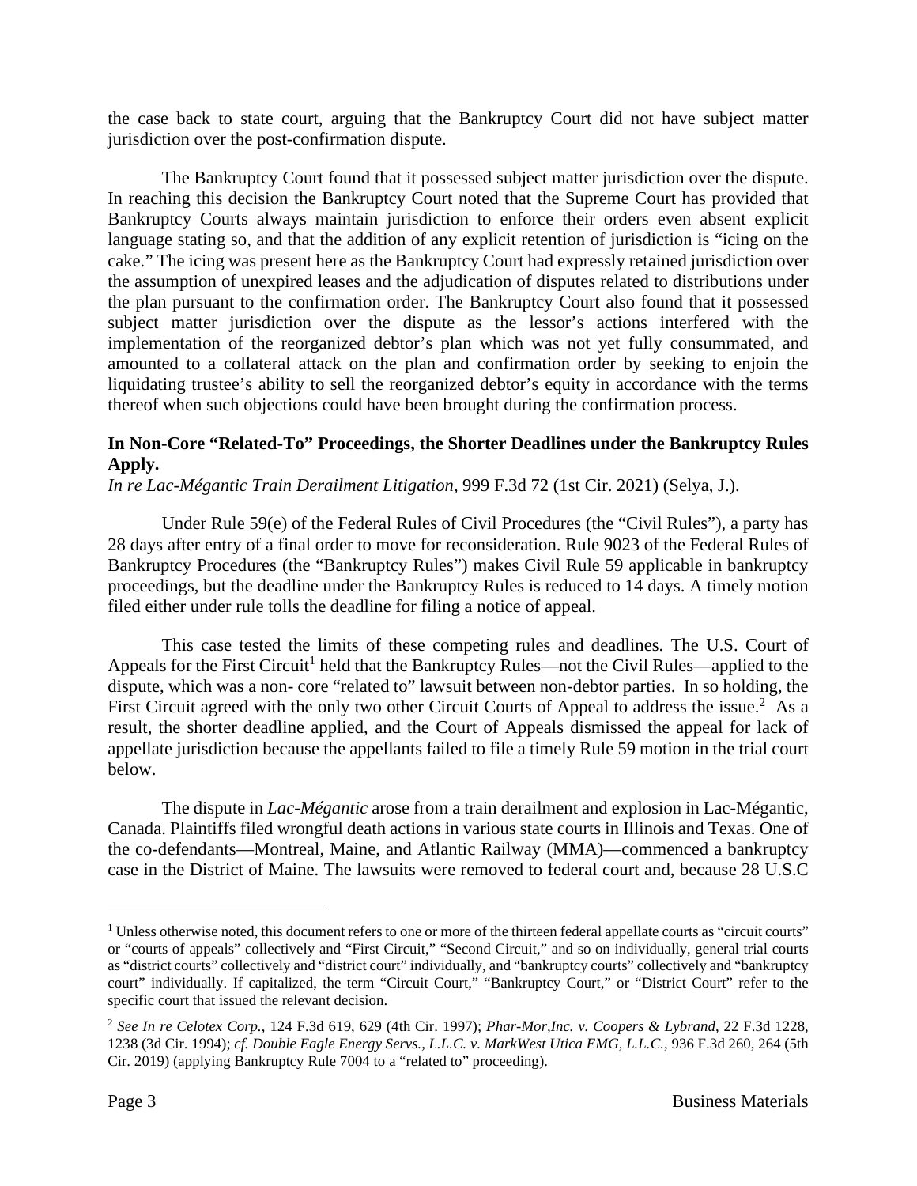the case back to state court, arguing that the Bankruptcy Court did not have subject matter jurisdiction over the post-confirmation dispute.

The Bankruptcy Court found that it possessed subject matter jurisdiction over the dispute. In reaching this decision the Bankruptcy Court noted that the Supreme Court has provided that Bankruptcy Courts always maintain jurisdiction to enforce their orders even absent explicit language stating so, and that the addition of any explicit retention of jurisdiction is "icing on the cake." The icing was present here as the Bankruptcy Court had expressly retained jurisdiction over the assumption of unexpired leases and the adjudication of disputes related to distributions under the plan pursuant to the confirmation order. The Bankruptcy Court also found that it possessed subject matter jurisdiction over the dispute as the lessor's actions interfered with the implementation of the reorganized debtor's plan which was not yet fully consummated, and amounted to a collateral attack on the plan and confirmation order by seeking to enjoin the liquidating trustee's ability to sell the reorganized debtor's equity in accordance with the terms thereof when such objections could have been brought during the confirmation process.

**In Non-Core "Related-To" Proceedings, the Shorter Deadlines under the Bankruptcy Rules Apply.**
*In re Lac-Mégantic Train Derailment Litigation*, 999 F.3d 72 (1st Cir. 2021) (Selya, J.).

Under Rule 59(e) of the Federal Rules of Civil Procedures (the "Civil Rules"), a party has 28 days after entry of a final order to move for reconsideration. Rule 9023 of the Federal Rules of Bankruptcy Procedures (the "Bankruptcy Rules") makes Civil Rule 59 applicable in bankruptcy proceedings, but the deadline under the Bankruptcy Rules is reduced to 14 days. A timely motion filed either under rule tolls the deadline for filing a notice of appeal.

This case tested the limits of these competing rules and deadlines. The U.S. Court of Appeals for the First Circuit[1] held that the Bankruptcy Rules—not the Civil Rules—applied to the dispute, which was a non- core "related to" lawsuit between non-debtor parties. In so holding, the First Circuit agreed with the only two other Circuit Courts of Appeal to address the issue.[2] As a result, the shorter deadline applied, and the Court of Appeals dismissed the appeal for lack of appellate jurisdiction because the appellants failed to file a timely Rule 59 motion in the trial court below.

The dispute in *Lac-Mégantic* arose from a train derailment and explosion in Lac-Mégantic, Canada. Plaintiffs filed wrongful death actions in various state courts in Illinois and Texas. One of the co-defendants—Montreal, Maine, and Atlantic Railway (MMA)—commenced a bankruptcy case in the District of Maine. The lawsuits were removed to federal court and, because 28 U.S.C

---

[1] Unless otherwise noted, this document refers to one or more of the thirteen federal appellate courts as "circuit courts" or "courts of appeals" collectively and "First Circuit," "Second Circuit," and so on individually, general trial courts as "district courts" collectively and "district court" individually, and "bankruptcy courts" collectively and "bankruptcy court" individually. If capitalized, the term "Circuit Court," "Bankruptcy Court," or "District Court" refer to the specific court that issued the relevant decision.

[2] *See In re Celotex Corp.*, 124 F.3d 619, 629 (4th Cir. 1997); *Phar-Mor,Inc. v. Coopers & Lybrand*, 22 F.3d 1228, 1238 (3d Cir. 1994); *cf. Double Eagle Energy Servs., L.L.C. v. MarkWest Utica EMG, L.L.C.*, 936 F.3d 260, 264 (5th Cir. 2019) (applying Bankruptcy Rule 7004 to a "related to" proceeding).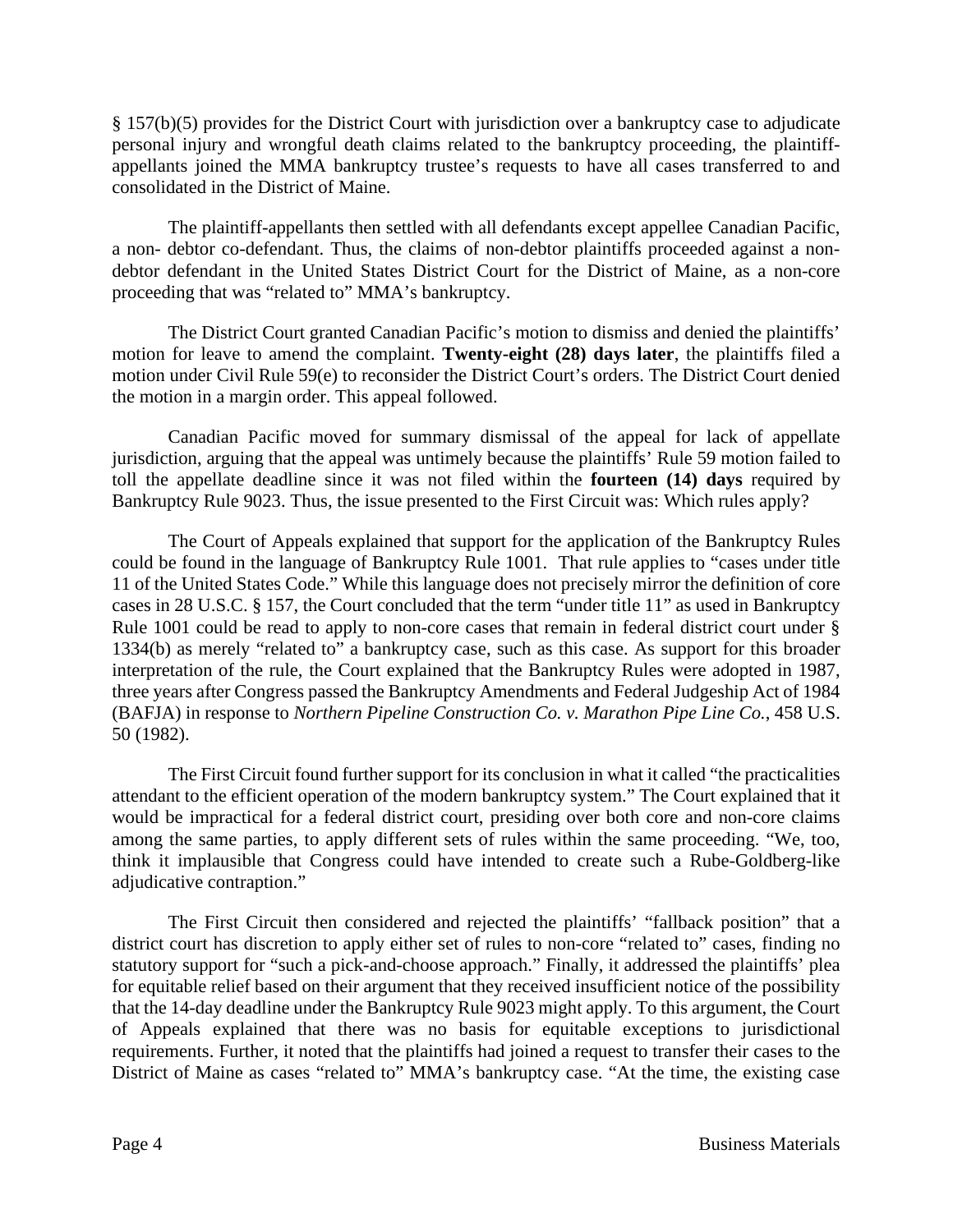§ 157(b)(5) provides for the District Court with jurisdiction over a bankruptcy case to adjudicate personal injury and wrongful death claims related to the bankruptcy proceeding, the plaintiff-appellants joined the MMA bankruptcy trustee's requests to have all cases transferred to and consolidated in the District of Maine.

The plaintiff-appellants then settled with all defendants except appellee Canadian Pacific, a non- debtor co-defendant. Thus, the claims of non-debtor plaintiffs proceeded against a non-debtor defendant in the United States District Court for the District of Maine, as a non-core proceeding that was "related to" MMA's bankruptcy.

The District Court granted Canadian Pacific's motion to dismiss and denied the plaintiffs' motion for leave to amend the complaint. **Twenty-eight (28) days later**, the plaintiffs filed a motion under Civil Rule 59(e) to reconsider the District Court's orders. The District Court denied the motion in a margin order. This appeal followed.

Canadian Pacific moved for summary dismissal of the appeal for lack of appellate jurisdiction, arguing that the appeal was untimely because the plaintiffs' Rule 59 motion failed to toll the appellate deadline since it was not filed within the **fourteen (14) days** required by Bankruptcy Rule 9023. Thus, the issue presented to the First Circuit was: Which rules apply?

The Court of Appeals explained that support for the application of the Bankruptcy Rules could be found in the language of Bankruptcy Rule 1001. That rule applies to "cases under title 11 of the United States Code." While this language does not precisely mirror the definition of core cases in 28 U.S.C. § 157, the Court concluded that the term "under title 11" as used in Bankruptcy Rule 1001 could be read to apply to non-core cases that remain in federal district court under § 1334(b) as merely "related to" a bankruptcy case, such as this case. As support for this broader interpretation of the rule, the Court explained that the Bankruptcy Rules were adopted in 1987, three years after Congress passed the Bankruptcy Amendments and Federal Judgeship Act of 1984 (BAFJA) in response to *Northern Pipeline Construction Co. v. Marathon Pipe Line Co.*, 458 U.S. 50 (1982).

The First Circuit found further support for its conclusion in what it called "the practicalities attendant to the efficient operation of the modern bankruptcy system." The Court explained that it would be impractical for a federal district court, presiding over both core and non-core claims among the same parties, to apply different sets of rules within the same proceeding. "We, too, think it implausible that Congress could have intended to create such a Rube-Goldberg-like adjudicative contraption."

The First Circuit then considered and rejected the plaintiffs' "fallback position" that a district court has discretion to apply either set of rules to non-core "related to" cases, finding no statutory support for "such a pick-and-choose approach." Finally, it addressed the plaintiffs' plea for equitable relief based on their argument that they received insufficient notice of the possibility that the 14-day deadline under the Bankruptcy Rule 9023 might apply. To this argument, the Court of Appeals explained that there was no basis for equitable exceptions to jurisdictional requirements. Further, it noted that the plaintiffs had joined a request to transfer their cases to the District of Maine as cases "related to" MMA's bankruptcy case. "At the time, the existing case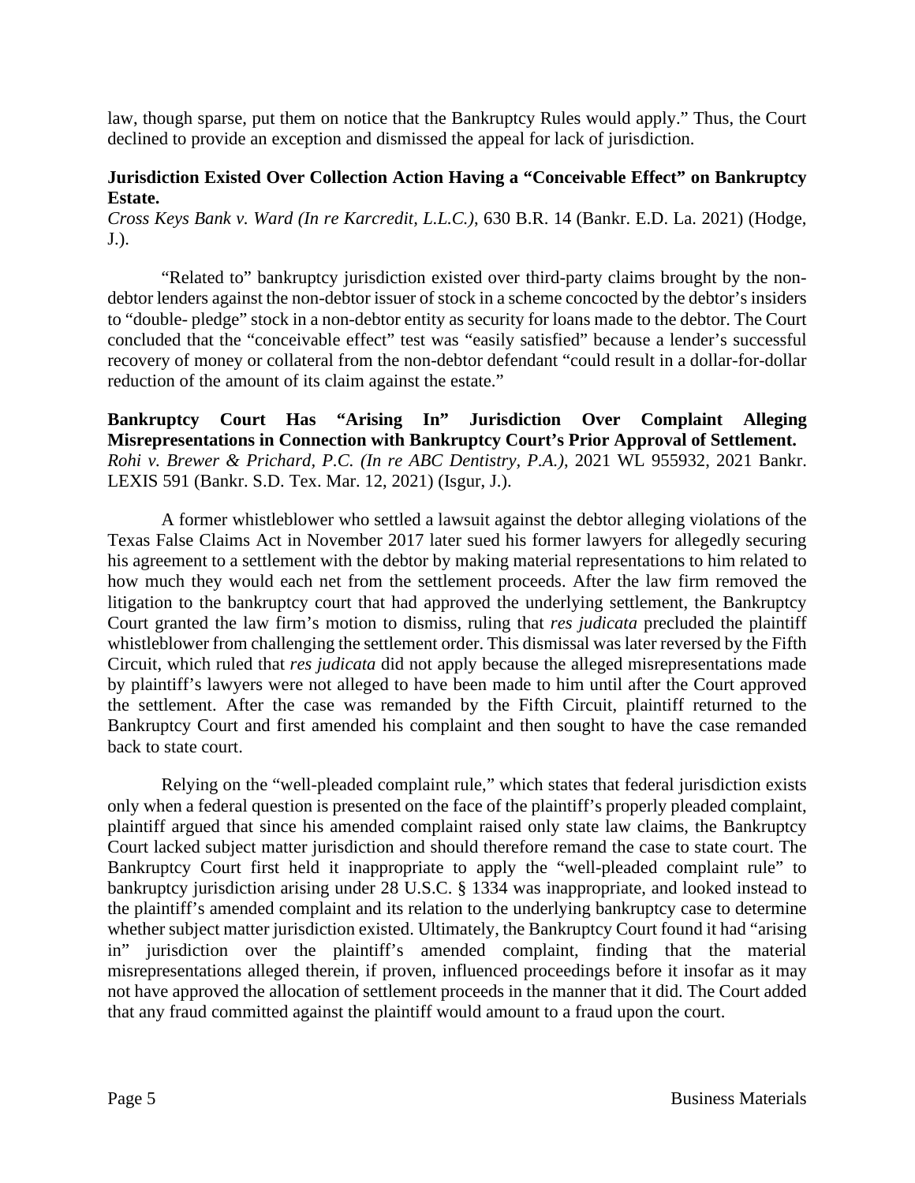law, though sparse, put them on notice that the Bankruptcy Rules would apply." Thus, the Court declined to provide an exception and dismissed the appeal for lack of jurisdiction.

**Jurisdiction Existed Over Collection Action Having a "Conceivable Effect" on Bankruptcy Estate.**
*Cross Keys Bank v. Ward (In re Karcredit, L.L.C.)*, 630 B.R. 14 (Bankr. E.D. La. 2021) (Hodge, J.).

"Related to" bankruptcy jurisdiction existed over third-party claims brought by the non-debtor lenders against the non-debtor issuer of stock in a scheme concocted by the debtor's insiders to "double- pledge" stock in a non-debtor entity as security for loans made to the debtor. The Court concluded that the "conceivable effect" test was "easily satisfied" because a lender's successful recovery of money or collateral from the non-debtor defendant "could result in a dollar-for-dollar reduction of the amount of its claim against the estate."

**Bankruptcy Court Has "Arising In" Jurisdiction Over Complaint Alleging Misrepresentations in Connection with Bankruptcy Court's Prior Approval of Settlement.**
*Rohi v. Brewer & Prichard, P.C. (In re ABC Dentistry, P.A.)*, 2021 WL 955932, 2021 Bankr. LEXIS 591 (Bankr. S.D. Tex. Mar. 12, 2021) (Isgur, J.).

A former whistleblower who settled a lawsuit against the debtor alleging violations of the Texas False Claims Act in November 2017 later sued his former lawyers for allegedly securing his agreement to a settlement with the debtor by making material representations to him related to how much they would each net from the settlement proceeds. After the law firm removed the litigation to the bankruptcy court that had approved the underlying settlement, the Bankruptcy Court granted the law firm's motion to dismiss, ruling that *res judicata* precluded the plaintiff whistleblower from challenging the settlement order. This dismissal was later reversed by the Fifth Circuit, which ruled that *res judicata* did not apply because the alleged misrepresentations made by plaintiff's lawyers were not alleged to have been made to him until after the Court approved the settlement. After the case was remanded by the Fifth Circuit, plaintiff returned to the Bankruptcy Court and first amended his complaint and then sought to have the case remanded back to state court.

Relying on the "well-pleaded complaint rule," which states that federal jurisdiction exists only when a federal question is presented on the face of the plaintiff's properly pleaded complaint, plaintiff argued that since his amended complaint raised only state law claims, the Bankruptcy Court lacked subject matter jurisdiction and should therefore remand the case to state court. The Bankruptcy Court first held it inappropriate to apply the "well-pleaded complaint rule" to bankruptcy jurisdiction arising under 28 U.S.C. § 1334 was inappropriate, and looked instead to the plaintiff's amended complaint and its relation to the underlying bankruptcy case to determine whether subject matter jurisdiction existed. Ultimately, the Bankruptcy Court found it had "arising in" jurisdiction over the plaintiff's amended complaint, finding that the material misrepresentations alleged therein, if proven, influenced proceedings before it insofar as it may not have approved the allocation of settlement proceeds in the manner that it did. The Court added that any fraud committed against the plaintiff would amount to a fraud upon the court.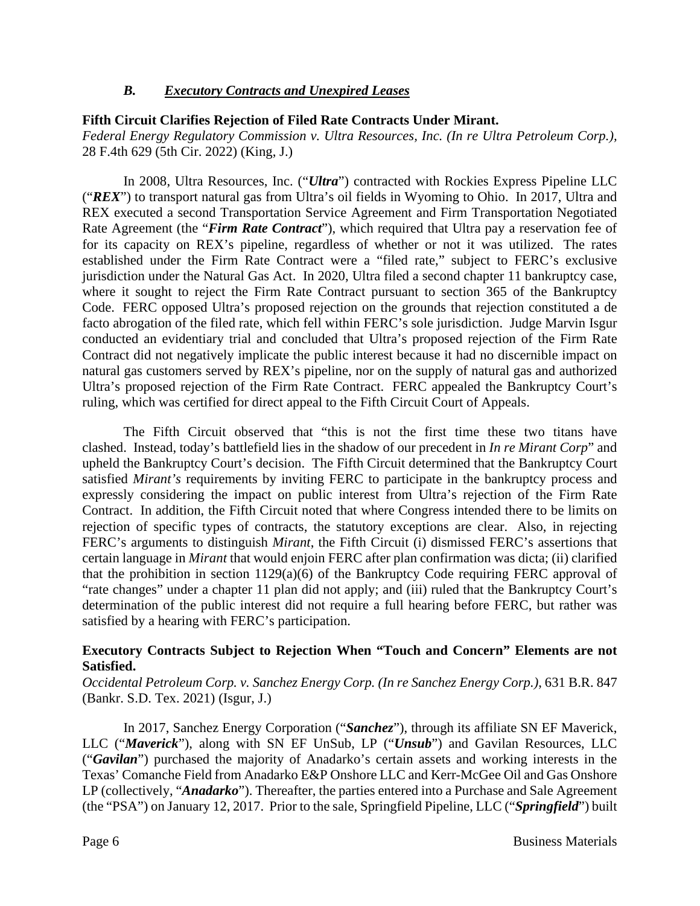### *B. Executory Contracts and Unexpired Leases*

**Fifth Circuit Clarifies Rejection of Filed Rate Contracts Under Mirant.**
*Federal Energy Regulatory Commission v. Ultra Resources, Inc. (In re Ultra Petroleum Corp.),* 28 F.4th 629 (5th Cir. 2022) (King, J.)

In 2008, Ultra Resources, Inc. ("***Ultra***") contracted with Rockies Express Pipeline LLC ("***REX***") to transport natural gas from Ultra's oil fields in Wyoming to Ohio. In 2017, Ultra and REX executed a second Transportation Service Agreement and Firm Transportation Negotiated Rate Agreement (the "***Firm Rate Contract***"), which required that Ultra pay a reservation fee of for its capacity on REX's pipeline, regardless of whether or not it was utilized. The rates established under the Firm Rate Contract were a "filed rate," subject to FERC's exclusive jurisdiction under the Natural Gas Act. In 2020, Ultra filed a second chapter 11 bankruptcy case, where it sought to reject the Firm Rate Contract pursuant to section 365 of the Bankruptcy Code. FERC opposed Ultra's proposed rejection on the grounds that rejection constituted a de facto abrogation of the filed rate, which fell within FERC's sole jurisdiction. Judge Marvin Isgur conducted an evidentiary trial and concluded that Ultra's proposed rejection of the Firm Rate Contract did not negatively implicate the public interest because it had no discernible impact on natural gas customers served by REX's pipeline, nor on the supply of natural gas and authorized Ultra's proposed rejection of the Firm Rate Contract. FERC appealed the Bankruptcy Court's ruling, which was certified for direct appeal to the Fifth Circuit Court of Appeals.

The Fifth Circuit observed that "this is not the first time these two titans have clashed. Instead, today's battlefield lies in the shadow of our precedent in *In re Mirant Corp*" and upheld the Bankruptcy Court's decision. The Fifth Circuit determined that the Bankruptcy Court satisfied *Mirant's* requirements by inviting FERC to participate in the bankruptcy process and expressly considering the impact on public interest from Ultra's rejection of the Firm Rate Contract. In addition, the Fifth Circuit noted that where Congress intended there to be limits on rejection of specific types of contracts, the statutory exceptions are clear. Also, in rejecting FERC's arguments to distinguish *Mirant*, the Fifth Circuit (i) dismissed FERC's assertions that certain language in *Mirant* that would enjoin FERC after plan confirmation was dicta; (ii) clarified that the prohibition in section 1129(a)(6) of the Bankruptcy Code requiring FERC approval of "rate changes" under a chapter 11 plan did not apply; and (iii) ruled that the Bankruptcy Court's determination of the public interest did not require a full hearing before FERC, but rather was satisfied by a hearing with FERC's participation.

**Executory Contracts Subject to Rejection When "Touch and Concern" Elements are not Satisfied.**
*Occidental Petroleum Corp. v. Sanchez Energy Corp. (In re Sanchez Energy Corp.),* 631 B.R. 847 (Bankr. S.D. Tex. 2021) (Isgur, J.)

In 2017, Sanchez Energy Corporation ("***Sanchez***"), through its affiliate SN EF Maverick, LLC ("***Maverick***"), along with SN EF UnSub, LP ("***Unsub***") and Gavilan Resources, LLC ("***Gavilan***") purchased the majority of Anadarko's certain assets and working interests in the Texas' Comanche Field from Anadarko E&P Onshore LLC and Kerr-McGee Oil and Gas Onshore LP (collectively, "***Anadarko***"). Thereafter, the parties entered into a Purchase and Sale Agreement (the "PSA") on January 12, 2017. Prior to the sale, Springfield Pipeline, LLC ("***Springfield***") built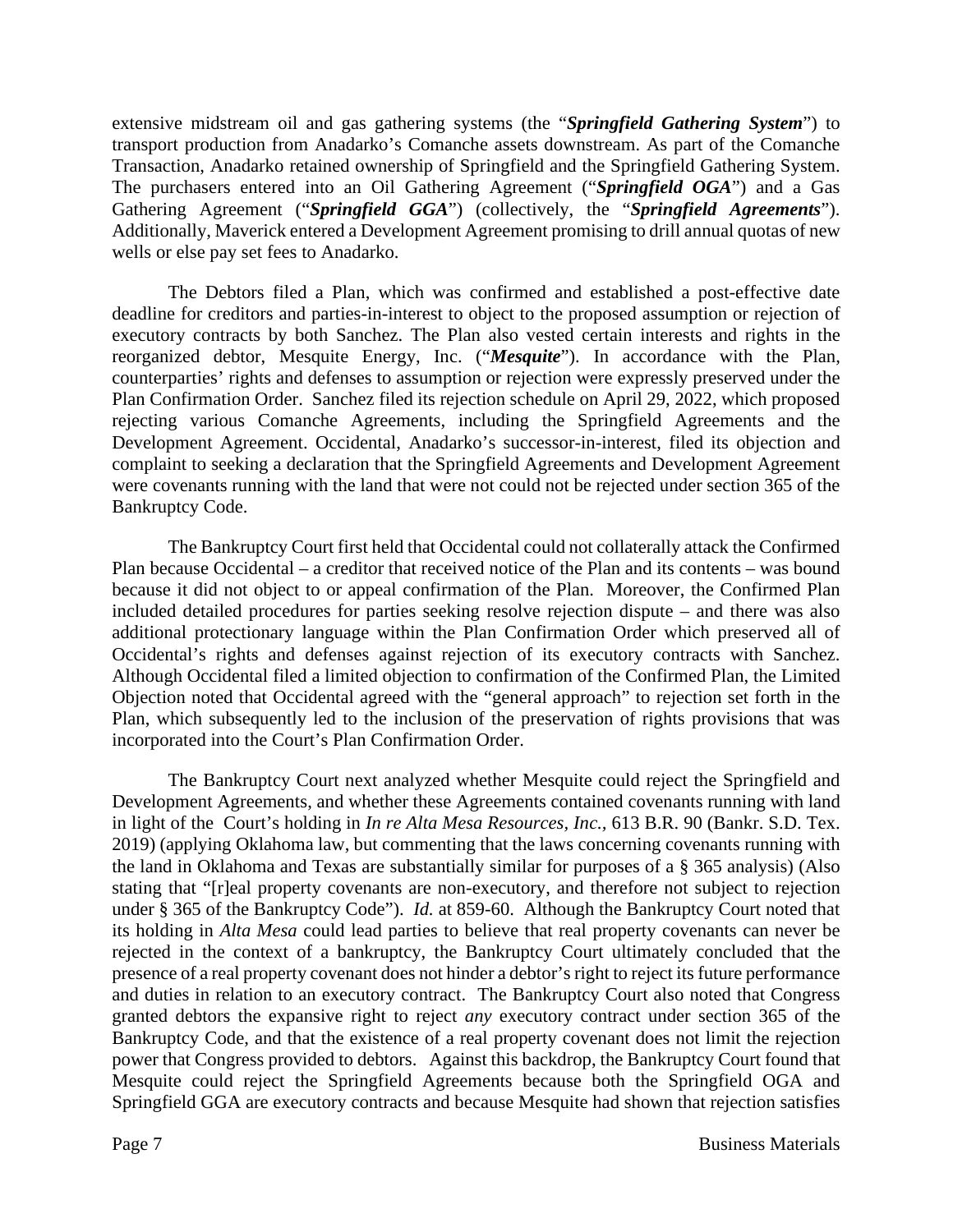extensive midstream oil and gas gathering systems (the "***Springfield Gathering System***") to transport production from Anadarko's Comanche assets downstream. As part of the Comanche Transaction, Anadarko retained ownership of Springfield and the Springfield Gathering System. The purchasers entered into an Oil Gathering Agreement ("***Springfield OGA***") and a Gas Gathering Agreement ("***Springfield GGA***") (collectively, the "***Springfield Agreements***"). Additionally, Maverick entered a Development Agreement promising to drill annual quotas of new wells or else pay set fees to Anadarko.

The Debtors filed a Plan, which was confirmed and established a post-effective date deadline for creditors and parties-in-interest to object to the proposed assumption or rejection of executory contracts by both Sanchez. The Plan also vested certain interests and rights in the reorganized debtor, Mesquite Energy, Inc. ("***Mesquite***"). In accordance with the Plan, counterparties' rights and defenses to assumption or rejection were expressly preserved under the Plan Confirmation Order. Sanchez filed its rejection schedule on April 29, 2022, which proposed rejecting various Comanche Agreements, including the Springfield Agreements and the Development Agreement. Occidental, Anadarko's successor-in-interest, filed its objection and complaint to seeking a declaration that the Springfield Agreements and Development Agreement were covenants running with the land that were not could not be rejected under section 365 of the Bankruptcy Code.

The Bankruptcy Court first held that Occidental could not collaterally attack the Confirmed Plan because Occidental – a creditor that received notice of the Plan and its contents – was bound because it did not object to or appeal confirmation of the Plan. Moreover, the Confirmed Plan included detailed procedures for parties seeking resolve rejection dispute – and there was also additional protectionary language within the Plan Confirmation Order which preserved all of Occidental's rights and defenses against rejection of its executory contracts with Sanchez. Although Occidental filed a limited objection to confirmation of the Confirmed Plan, the Limited Objection noted that Occidental agreed with the "general approach" to rejection set forth in the Plan, which subsequently led to the inclusion of the preservation of rights provisions that was incorporated into the Court's Plan Confirmation Order.

The Bankruptcy Court next analyzed whether Mesquite could reject the Springfield and Development Agreements, and whether these Agreements contained covenants running with land in light of the Court's holding in *In re Alta Mesa Resources, Inc.,* 613 B.R. 90 (Bankr. S.D. Tex. 2019) (applying Oklahoma law, but commenting that the laws concerning covenants running with the land in Oklahoma and Texas are substantially similar for purposes of a § 365 analysis) (Also stating that "[r]eal property covenants are non-executory, and therefore not subject to rejection under § 365 of the Bankruptcy Code"). *Id.* at 859-60. Although the Bankruptcy Court noted that its holding in *Alta Mesa* could lead parties to believe that real property covenants can never be rejected in the context of a bankruptcy, the Bankruptcy Court ultimately concluded that the presence of a real property covenant does not hinder a debtor's right to reject its future performance and duties in relation to an executory contract. The Bankruptcy Court also noted that Congress granted debtors the expansive right to reject *any* executory contract under section 365 of the Bankruptcy Code, and that the existence of a real property covenant does not limit the rejection power that Congress provided to debtors. Against this backdrop, the Bankruptcy Court found that Mesquite could reject the Springfield Agreements because both the Springfield OGA and Springfield GGA are executory contracts and because Mesquite had shown that rejection satisfies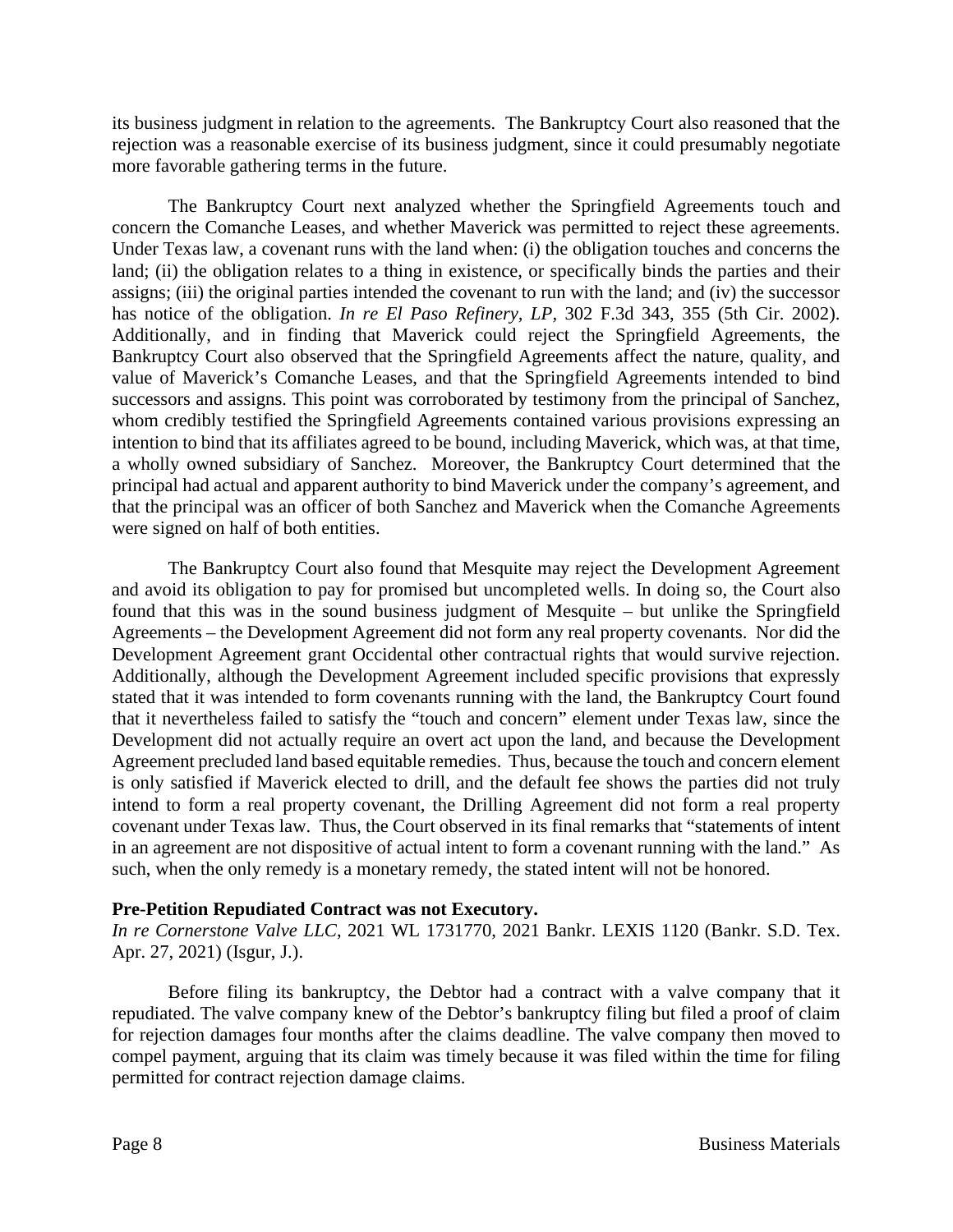its business judgment in relation to the agreements. The Bankruptcy Court also reasoned that the rejection was a reasonable exercise of its business judgment, since it could presumably negotiate more favorable gathering terms in the future.

The Bankruptcy Court next analyzed whether the Springfield Agreements touch and concern the Comanche Leases, and whether Maverick was permitted to reject these agreements. Under Texas law, a covenant runs with the land when: (i) the obligation touches and concerns the land; (ii) the obligation relates to a thing in existence, or specifically binds the parties and their assigns; (iii) the original parties intended the covenant to run with the land; and (iv) the successor has notice of the obligation. *In re El Paso Refinery, LP*, 302 F.3d 343, 355 (5th Cir. 2002). Additionally, and in finding that Maverick could reject the Springfield Agreements, the Bankruptcy Court also observed that the Springfield Agreements affect the nature, quality, and value of Maverick's Comanche Leases, and that the Springfield Agreements intended to bind successors and assigns. This point was corroborated by testimony from the principal of Sanchez, whom credibly testified the Springfield Agreements contained various provisions expressing an intention to bind that its affiliates agreed to be bound, including Maverick, which was, at that time, a wholly owned subsidiary of Sanchez. Moreover, the Bankruptcy Court determined that the principal had actual and apparent authority to bind Maverick under the company's agreement, and that the principal was an officer of both Sanchez and Maverick when the Comanche Agreements were signed on half of both entities.

The Bankruptcy Court also found that Mesquite may reject the Development Agreement and avoid its obligation to pay for promised but uncompleted wells. In doing so, the Court also found that this was in the sound business judgment of Mesquite – but unlike the Springfield Agreements – the Development Agreement did not form any real property covenants. Nor did the Development Agreement grant Occidental other contractual rights that would survive rejection. Additionally, although the Development Agreement included specific provisions that expressly stated that it was intended to form covenants running with the land, the Bankruptcy Court found that it nevertheless failed to satisfy the "touch and concern" element under Texas law, since the Development did not actually require an overt act upon the land, and because the Development Agreement precluded land based equitable remedies. Thus, because the touch and concern element is only satisfied if Maverick elected to drill, and the default fee shows the parties did not truly intend to form a real property covenant, the Drilling Agreement did not form a real property covenant under Texas law. Thus, the Court observed in its final remarks that "statements of intent in an agreement are not dispositive of actual intent to form a covenant running with the land." As such, when the only remedy is a monetary remedy, the stated intent will not be honored.

**Pre-Petition Repudiated Contract was not Executory.**
*In re Cornerstone Valve LLC*, 2021 WL 1731770, 2021 Bankr. LEXIS 1120 (Bankr. S.D. Tex. Apr. 27, 2021) (Isgur, J.).

Before filing its bankruptcy, the Debtor had a contract with a valve company that it repudiated. The valve company knew of the Debtor's bankruptcy filing but filed a proof of claim for rejection damages four months after the claims deadline. The valve company then moved to compel payment, arguing that its claim was timely because it was filed within the time for filing permitted for contract rejection damage claims.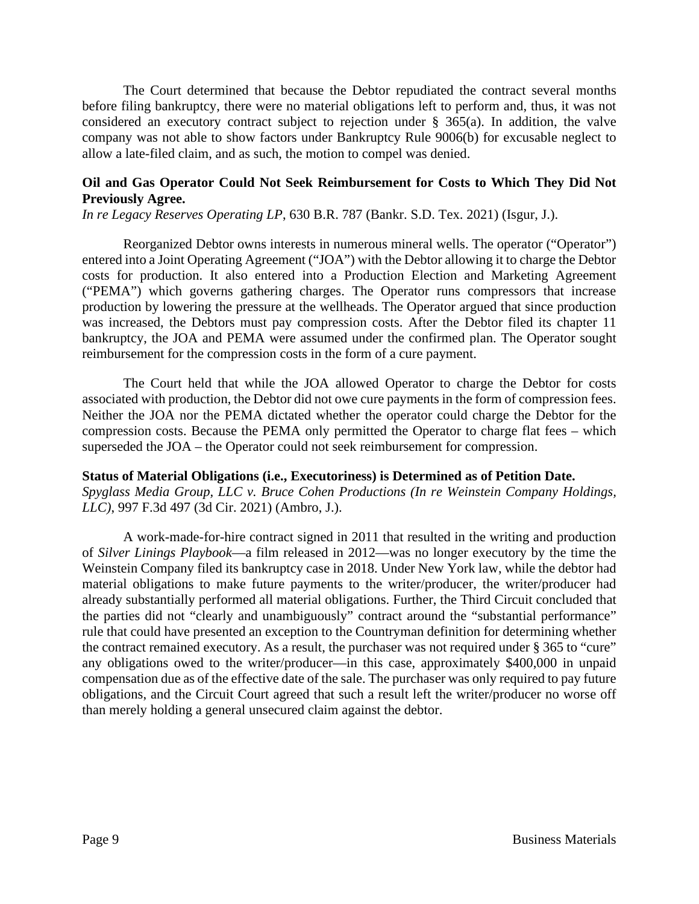The Court determined that because the Debtor repudiated the contract several months before filing bankruptcy, there were no material obligations left to perform and, thus, it was not considered an executory contract subject to rejection under § 365(a). In addition, the valve company was not able to show factors under Bankruptcy Rule 9006(b) for excusable neglect to allow a late-filed claim, and as such, the motion to compel was denied.

**Oil and Gas Operator Could Not Seek Reimbursement for Costs to Which They Did Not Previously Agree.**
*In re Legacy Reserves Operating LP*, 630 B.R. 787 (Bankr. S.D. Tex. 2021) (Isgur, J.).

Reorganized Debtor owns interests in numerous mineral wells. The operator ("Operator") entered into a Joint Operating Agreement ("JOA") with the Debtor allowing it to charge the Debtor costs for production. It also entered into a Production Election and Marketing Agreement ("PEMA") which governs gathering charges. The Operator runs compressors that increase production by lowering the pressure at the wellheads. The Operator argued that since production was increased, the Debtors must pay compression costs. After the Debtor filed its chapter 11 bankruptcy, the JOA and PEMA were assumed under the confirmed plan. The Operator sought reimbursement for the compression costs in the form of a cure payment.

The Court held that while the JOA allowed Operator to charge the Debtor for costs associated with production, the Debtor did not owe cure payments in the form of compression fees. Neither the JOA nor the PEMA dictated whether the operator could charge the Debtor for the compression costs. Because the PEMA only permitted the Operator to charge flat fees – which superseded the JOA – the Operator could not seek reimbursement for compression.

**Status of Material Obligations (i.e., Executoriness) is Determined as of Petition Date.**
*Spyglass Media Group, LLC v. Bruce Cohen Productions (In re Weinstein Company Holdings, LLC)*, 997 F.3d 497 (3d Cir. 2021) (Ambro, J.).

A work-made-for-hire contract signed in 2011 that resulted in the writing and production of *Silver Linings Playbook*—a film released in 2012—was no longer executory by the time the Weinstein Company filed its bankruptcy case in 2018. Under New York law, while the debtor had material obligations to make future payments to the writer/producer, the writer/producer had already substantially performed all material obligations. Further, the Third Circuit concluded that the parties did not "clearly and unambiguously" contract around the "substantial performance" rule that could have presented an exception to the Countryman definition for determining whether the contract remained executory. As a result, the purchaser was not required under § 365 to "cure" any obligations owed to the writer/producer—in this case, approximately $400,000 in unpaid compensation due as of the effective date of the sale. The purchaser was only required to pay future obligations, and the Circuit Court agreed that such a result left the writer/producer no worse off than merely holding a general unsecured claim against the debtor.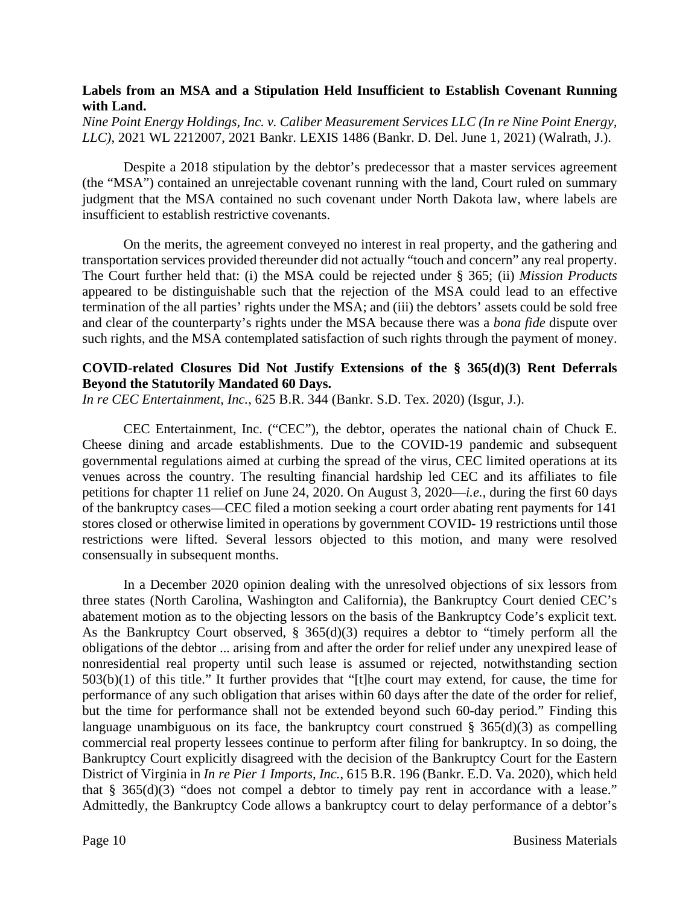**Labels from an MSA and a Stipulation Held Insufficient to Establish Covenant Running with Land.**

*Nine Point Energy Holdings, Inc. v. Caliber Measurement Services LLC (In re Nine Point Energy, LLC)*, 2021 WL 2212007, 2021 Bankr. LEXIS 1486 (Bankr. D. Del. June 1, 2021) (Walrath, J.).

Despite a 2018 stipulation by the debtor's predecessor that a master services agreement (the "MSA") contained an unrejectable covenant running with the land, Court ruled on summary judgment that the MSA contained no such covenant under North Dakota law, where labels are insufficient to establish restrictive covenants.

On the merits, the agreement conveyed no interest in real property, and the gathering and transportation services provided thereunder did not actually "touch and concern" any real property. The Court further held that: (i) the MSA could be rejected under § 365; (ii) *Mission Products* appeared to be distinguishable such that the rejection of the MSA could lead to an effective termination of the all parties' rights under the MSA; and (iii) the debtors' assets could be sold free and clear of the counterparty's rights under the MSA because there was a *bona fide* dispute over such rights, and the MSA contemplated satisfaction of such rights through the payment of money.

**COVID-related Closures Did Not Justify Extensions of the § 365(d)(3) Rent Deferrals Beyond the Statutorily Mandated 60 Days.**

*In re CEC Entertainment, Inc.*, 625 B.R. 344 (Bankr. S.D. Tex. 2020) (Isgur, J.).

CEC Entertainment, Inc. ("CEC"), the debtor, operates the national chain of Chuck E. Cheese dining and arcade establishments. Due to the COVID-19 pandemic and subsequent governmental regulations aimed at curbing the spread of the virus, CEC limited operations at its venues across the country. The resulting financial hardship led CEC and its affiliates to file petitions for chapter 11 relief on June 24, 2020. On August 3, 2020—*i.e.*, during the first 60 days of the bankruptcy cases—CEC filed a motion seeking a court order abating rent payments for 141 stores closed or otherwise limited in operations by government COVID- 19 restrictions until those restrictions were lifted. Several lessors objected to this motion, and many were resolved consensually in subsequent months.

In a December 2020 opinion dealing with the unresolved objections of six lessors from three states (North Carolina, Washington and California), the Bankruptcy Court denied CEC's abatement motion as to the objecting lessors on the basis of the Bankruptcy Code's explicit text. As the Bankruptcy Court observed, § 365(d)(3) requires a debtor to "timely perform all the obligations of the debtor ... arising from and after the order for relief under any unexpired lease of nonresidential real property until such lease is assumed or rejected, notwithstanding section 503(b)(1) of this title." It further provides that "[t]he court may extend, for cause, the time for performance of any such obligation that arises within 60 days after the date of the order for relief, but the time for performance shall not be extended beyond such 60-day period." Finding this language unambiguous on its face, the bankruptcy court construed § 365(d)(3) as compelling commercial real property lessees continue to perform after filing for bankruptcy. In so doing, the Bankruptcy Court explicitly disagreed with the decision of the Bankruptcy Court for the Eastern District of Virginia in *In re Pier 1 Imports, Inc.*, 615 B.R. 196 (Bankr. E.D. Va. 2020), which held that § 365(d)(3) "does not compel a debtor to timely pay rent in accordance with a lease." Admittedly, the Bankruptcy Code allows a bankruptcy court to delay performance of a debtor's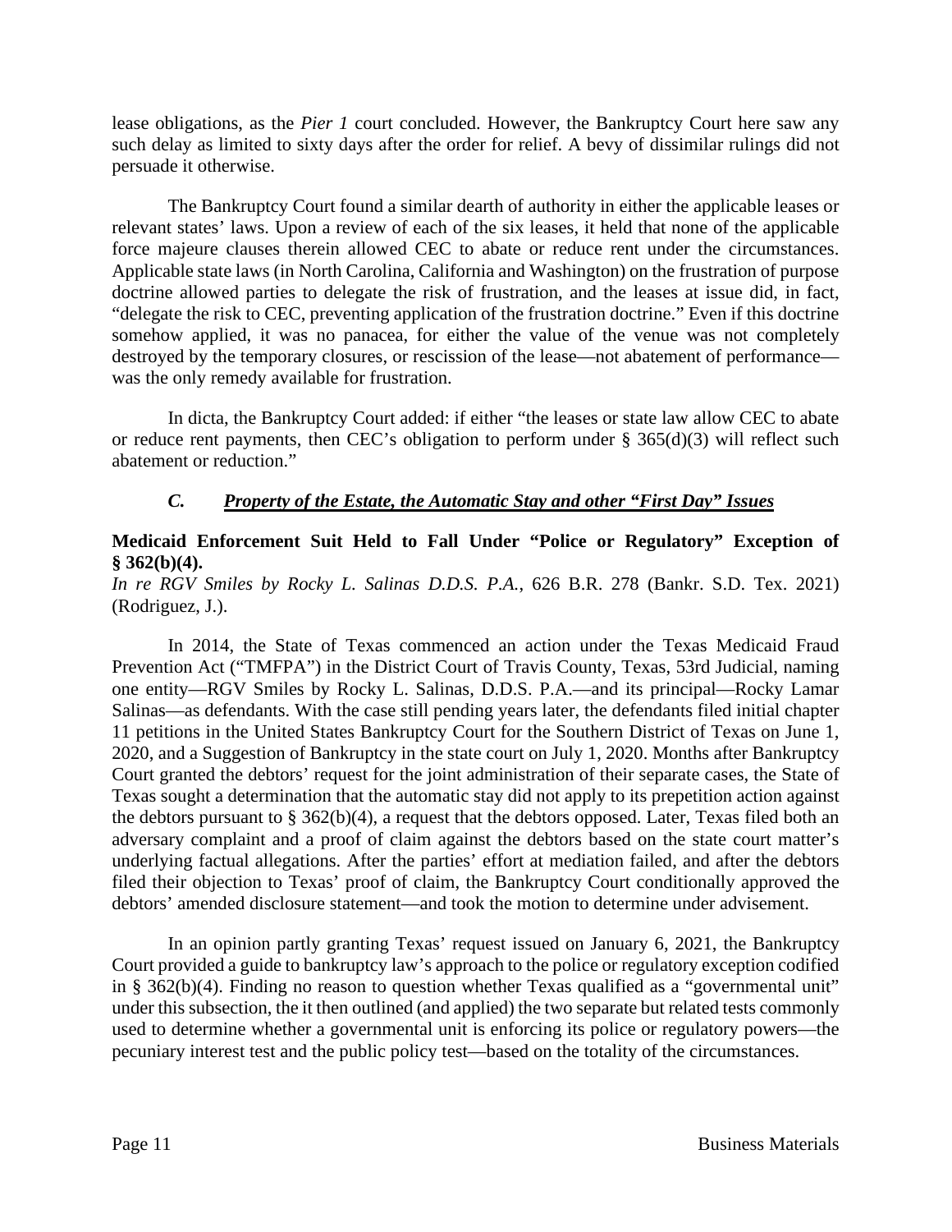lease obligations, as the *Pier 1* court concluded. However, the Bankruptcy Court here saw any such delay as limited to sixty days after the order for relief. A bevy of dissimilar rulings did not persuade it otherwise.

The Bankruptcy Court found a similar dearth of authority in either the applicable leases or relevant states' laws. Upon a review of each of the six leases, it held that none of the applicable force majeure clauses therein allowed CEC to abate or reduce rent under the circumstances. Applicable state laws (in North Carolina, California and Washington) on the frustration of purpose doctrine allowed parties to delegate the risk of frustration, and the leases at issue did, in fact, "delegate the risk to CEC, preventing application of the frustration doctrine." Even if this doctrine somehow applied, it was no panacea, for either the value of the venue was not completely destroyed by the temporary closures, or rescission of the lease—not abatement of performance—was the only remedy available for frustration.

In dicta, the Bankruptcy Court added: if either "the leases or state law allow CEC to abate or reduce rent payments, then CEC's obligation to perform under § 365(d)(3) will reflect such abatement or reduction."

### *C. Property of the Estate, the Automatic Stay and other "First Day" Issues*

**Medicaid Enforcement Suit Held to Fall Under "Police or Regulatory" Exception of § 362(b)(4).**
*In re RGV Smiles by Rocky L. Salinas D.D.S. P.A.*, 626 B.R. 278 (Bankr. S.D. Tex. 2021) (Rodriguez, J.).

In 2014, the State of Texas commenced an action under the Texas Medicaid Fraud Prevention Act ("TMFPA") in the District Court of Travis County, Texas, 53rd Judicial, naming one entity—RGV Smiles by Rocky L. Salinas, D.D.S. P.A.—and its principal—Rocky Lamar Salinas—as defendants. With the case still pending years later, the defendants filed initial chapter 11 petitions in the United States Bankruptcy Court for the Southern District of Texas on June 1, 2020, and a Suggestion of Bankruptcy in the state court on July 1, 2020. Months after Bankruptcy Court granted the debtors' request for the joint administration of their separate cases, the State of Texas sought a determination that the automatic stay did not apply to its prepetition action against the debtors pursuant to § 362(b)(4), a request that the debtors opposed. Later, Texas filed both an adversary complaint and a proof of claim against the debtors based on the state court matter's underlying factual allegations. After the parties' effort at mediation failed, and after the debtors filed their objection to Texas' proof of claim, the Bankruptcy Court conditionally approved the debtors' amended disclosure statement—and took the motion to determine under advisement.

In an opinion partly granting Texas' request issued on January 6, 2021, the Bankruptcy Court provided a guide to bankruptcy law's approach to the police or regulatory exception codified in § 362(b)(4). Finding no reason to question whether Texas qualified as a "governmental unit" under this subsection, the it then outlined (and applied) the two separate but related tests commonly used to determine whether a governmental unit is enforcing its police or regulatory powers—the pecuniary interest test and the public policy test—based on the totality of the circumstances.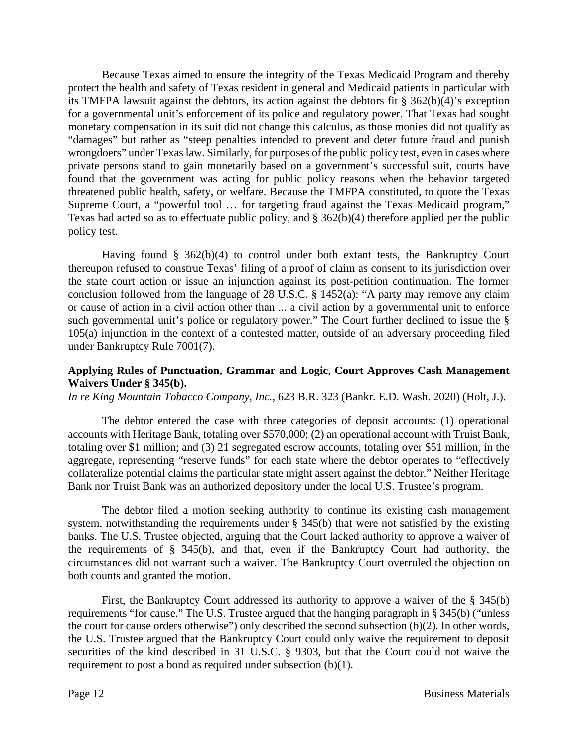Because Texas aimed to ensure the integrity of the Texas Medicaid Program and thereby protect the health and safety of Texas resident in general and Medicaid patients in particular with its TMFPA lawsuit against the debtors, its action against the debtors fit § 362(b)(4)'s exception for a governmental unit's enforcement of its police and regulatory power. That Texas had sought monetary compensation in its suit did not change this calculus, as those monies did not qualify as "damages" but rather as "steep penalties intended to prevent and deter future fraud and punish wrongdoers" under Texas law. Similarly, for purposes of the public policy test, even in cases where private persons stand to gain monetarily based on a government's successful suit, courts have found that the government was acting for public policy reasons when the behavior targeted threatened public health, safety, or welfare. Because the TMFPA constituted, to quote the Texas Supreme Court, a "powerful tool … for targeting fraud against the Texas Medicaid program," Texas had acted so as to effectuate public policy, and § 362(b)(4) therefore applied per the public policy test.

Having found § 362(b)(4) to control under both extant tests, the Bankruptcy Court thereupon refused to construe Texas' filing of a proof of claim as consent to its jurisdiction over the state court action or issue an injunction against its post-petition continuation. The former conclusion followed from the language of 28 U.S.C. § 1452(a): "A party may remove any claim or cause of action in a civil action other than ... a civil action by a governmental unit to enforce such governmental unit's police or regulatory power." The Court further declined to issue the § 105(a) injunction in the context of a contested matter, outside of an adversary proceeding filed under Bankruptcy Rule 7001(7).

**Applying Rules of Punctuation, Grammar and Logic, Court Approves Cash Management Waivers Under § 345(b).**

*In re King Mountain Tobacco Company, Inc.*, 623 B.R. 323 (Bankr. E.D. Wash. 2020) (Holt, J.).

The debtor entered the case with three categories of deposit accounts: (1) operational accounts with Heritage Bank, totaling over $570,000; (2) an operational account with Truist Bank, totaling over $1 million; and (3) 21 segregated escrow accounts, totaling over $51 million, in the aggregate, representing "reserve funds" for each state where the debtor operates to "effectively collateralize potential claims the particular state might assert against the debtor." Neither Heritage Bank nor Truist Bank was an authorized depository under the local U.S. Trustee's program.

The debtor filed a motion seeking authority to continue its existing cash management system, notwithstanding the requirements under § 345(b) that were not satisfied by the existing banks. The U.S. Trustee objected, arguing that the Court lacked authority to approve a waiver of the requirements of § 345(b), and that, even if the Bankruptcy Court had authority, the circumstances did not warrant such a waiver. The Bankruptcy Court overruled the objection on both counts and granted the motion.

First, the Bankruptcy Court addressed its authority to approve a waiver of the § 345(b) requirements "for cause." The U.S. Trustee argued that the hanging paragraph in § 345(b) ("unless the court for cause orders otherwise") only described the second subsection (b)(2). In other words, the U.S. Trustee argued that the Bankruptcy Court could only waive the requirement to deposit securities of the kind described in 31 U.S.C. § 9303, but that the Court could not waive the requirement to post a bond as required under subsection (b)(1).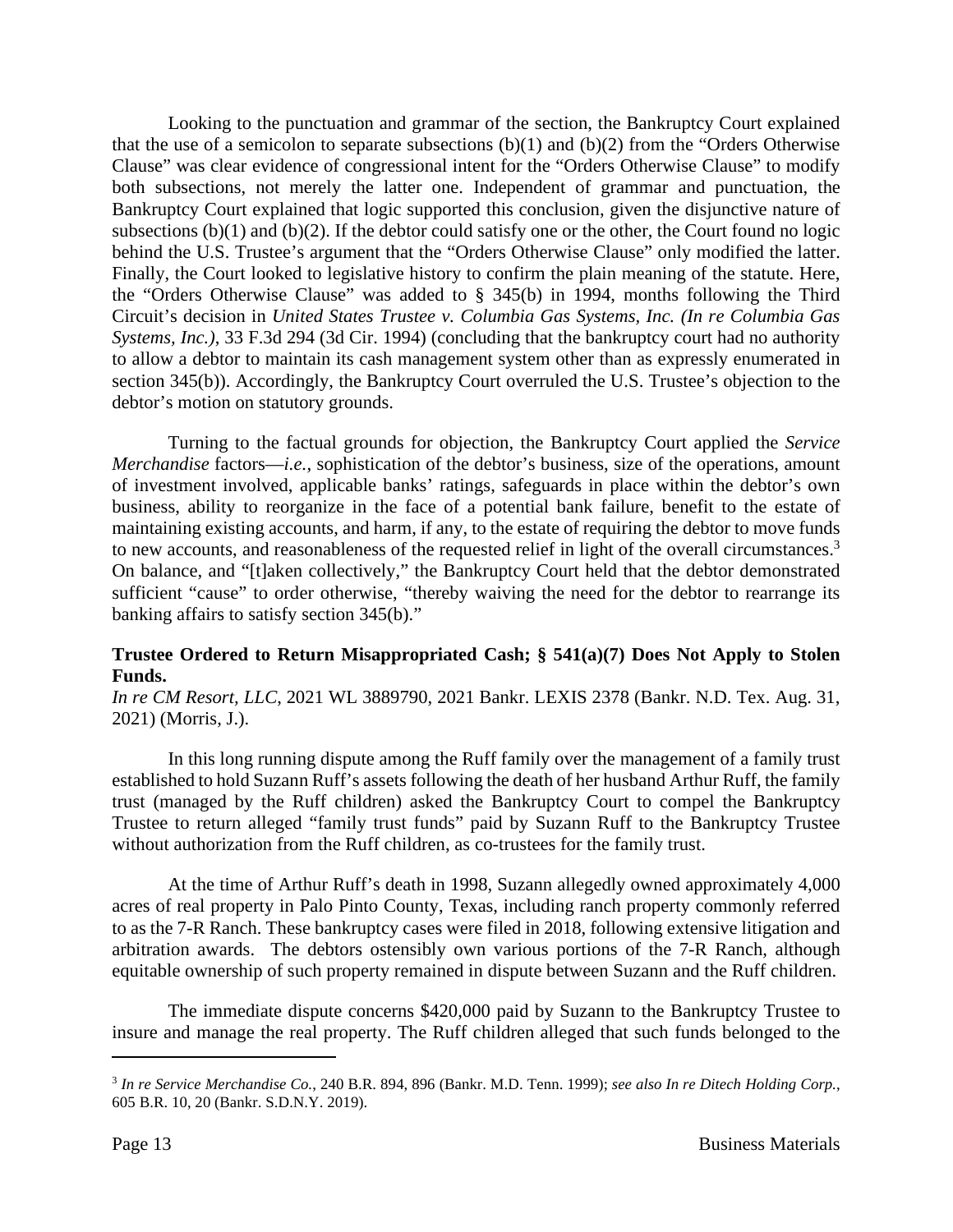Looking to the punctuation and grammar of the section, the Bankruptcy Court explained that the use of a semicolon to separate subsections (b)(1) and (b)(2) from the "Orders Otherwise Clause" was clear evidence of congressional intent for the "Orders Otherwise Clause" to modify both subsections, not merely the latter one. Independent of grammar and punctuation, the Bankruptcy Court explained that logic supported this conclusion, given the disjunctive nature of subsections (b)(1) and (b)(2). If the debtor could satisfy one or the other, the Court found no logic behind the U.S. Trustee's argument that the "Orders Otherwise Clause" only modified the latter. Finally, the Court looked to legislative history to confirm the plain meaning of the statute. Here, the "Orders Otherwise Clause" was added to § 345(b) in 1994, months following the Third Circuit's decision in *United States Trustee v. Columbia Gas Systems, Inc. (In re Columbia Gas Systems, Inc.)*, 33 F.3d 294 (3d Cir. 1994) (concluding that the bankruptcy court had no authority to allow a debtor to maintain its cash management system other than as expressly enumerated in section 345(b)). Accordingly, the Bankruptcy Court overruled the U.S. Trustee's objection to the debtor's motion on statutory grounds.

Turning to the factual grounds for objection, the Bankruptcy Court applied the *Service Merchandise* factors—*i.e.*, sophistication of the debtor's business, size of the operations, amount of investment involved, applicable banks' ratings, safeguards in place within the debtor's own business, ability to reorganize in the face of a potential bank failure, benefit to the estate of maintaining existing accounts, and harm, if any, to the estate of requiring the debtor to move funds to new accounts, and reasonableness of the requested relief in light of the overall circumstances.[3] On balance, and "[t]aken collectively," the Bankruptcy Court held that the debtor demonstrated sufficient "cause" to order otherwise, "thereby waiving the need for the debtor to rearrange its banking affairs to satisfy section 345(b)."

**Trustee Ordered to Return Misappropriated Cash; § 541(a)(7) Does Not Apply to Stolen Funds.**
*In re CM Resort, LLC*, 2021 WL 3889790, 2021 Bankr. LEXIS 2378 (Bankr. N.D. Tex. Aug. 31, 2021) (Morris, J.).

In this long running dispute among the Ruff family over the management of a family trust established to hold Suzann Ruff's assets following the death of her husband Arthur Ruff, the family trust (managed by the Ruff children) asked the Bankruptcy Court to compel the Bankruptcy Trustee to return alleged "family trust funds" paid by Suzann Ruff to the Bankruptcy Trustee without authorization from the Ruff children, as co-trustees for the family trust.

At the time of Arthur Ruff's death in 1998, Suzann allegedly owned approximately 4,000 acres of real property in Palo Pinto County, Texas, including ranch property commonly referred to as the 7-R Ranch. These bankruptcy cases were filed in 2018, following extensive litigation and arbitration awards. The debtors ostensibly own various portions of the 7-R Ranch, although equitable ownership of such property remained in dispute between Suzann and the Ruff children.

The immediate dispute concerns $420,000 paid by Suzann to the Bankruptcy Trustee to insure and manage the real property. The Ruff children alleged that such funds belonged to the

---

[3] *In re Service Merchandise Co.*, 240 B.R. 894, 896 (Bankr. M.D. Tenn. 1999); *see also In re Ditech Holding Corp.*, 605 B.R. 10, 20 (Bankr. S.D.N.Y. 2019).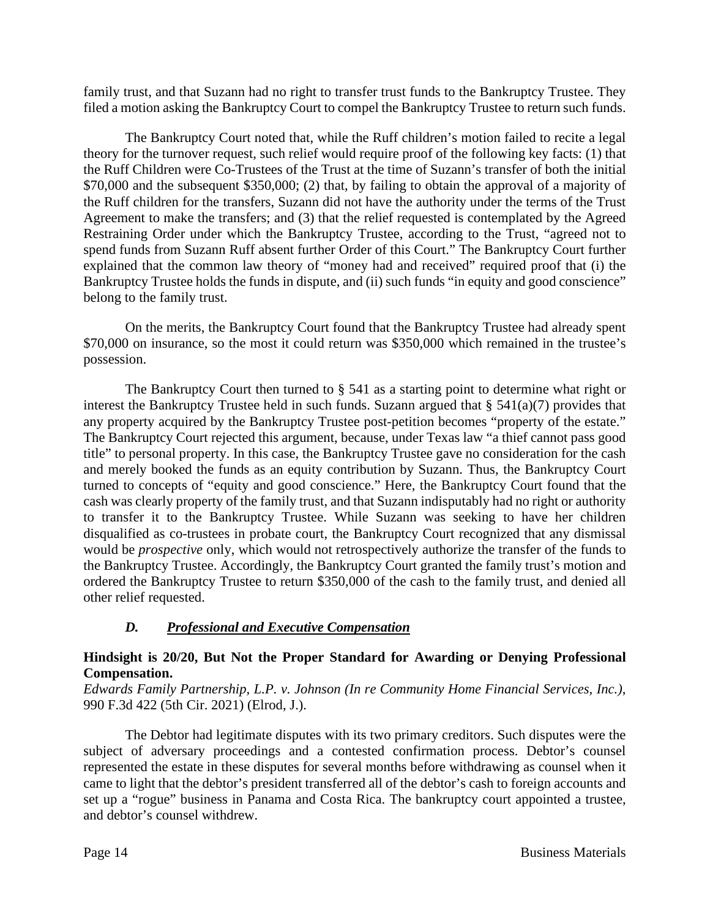family trust, and that Suzann had no right to transfer trust funds to the Bankruptcy Trustee. They filed a motion asking the Bankruptcy Court to compel the Bankruptcy Trustee to return such funds.

The Bankruptcy Court noted that, while the Ruff children's motion failed to recite a legal theory for the turnover request, such relief would require proof of the following key facts: (1) that the Ruff Children were Co-Trustees of the Trust at the time of Suzann's transfer of both the initial $70,000 and the subsequent $350,000; (2) that, by failing to obtain the approval of a majority of the Ruff children for the transfers, Suzann did not have the authority under the terms of the Trust Agreement to make the transfers; and (3) that the relief requested is contemplated by the Agreed Restraining Order under which the Bankruptcy Trustee, according to the Trust, "agreed not to spend funds from Suzann Ruff absent further Order of this Court." The Bankruptcy Court further explained that the common law theory of "money had and received" required proof that (i) the Bankruptcy Trustee holds the funds in dispute, and (ii) such funds "in equity and good conscience" belong to the family trust.

On the merits, the Bankruptcy Court found that the Bankruptcy Trustee had already spent $70,000 on insurance, so the most it could return was $350,000 which remained in the trustee's possession.

The Bankruptcy Court then turned to § 541 as a starting point to determine what right or interest the Bankruptcy Trustee held in such funds. Suzann argued that § 541(a)(7) provides that any property acquired by the Bankruptcy Trustee post-petition becomes "property of the estate." The Bankruptcy Court rejected this argument, because, under Texas law "a thief cannot pass good title" to personal property. In this case, the Bankruptcy Trustee gave no consideration for the cash and merely booked the funds as an equity contribution by Suzann. Thus, the Bankruptcy Court turned to concepts of "equity and good conscience." Here, the Bankruptcy Court found that the cash was clearly property of the family trust, and that Suzann indisputably had no right or authority to transfer it to the Bankruptcy Trustee. While Suzann was seeking to have her children disqualified as co-trustees in probate court, the Bankruptcy Court recognized that any dismissal would be *prospective* only, which would not retrospectively authorize the transfer of the funds to the Bankruptcy Trustee. Accordingly, the Bankruptcy Court granted the family trust's motion and ordered the Bankruptcy Trustee to return $350,000 of the cash to the family trust, and denied all other relief requested.

### *D. Professional and Executive Compensation*

**Hindsight is 20/20, But Not the Proper Standard for Awarding or Denying Professional Compensation.**
*Edwards Family Partnership, L.P. v. Johnson (In re Community Home Financial Services, Inc.)*, 990 F.3d 422 (5th Cir. 2021) (Elrod, J.).

The Debtor had legitimate disputes with its two primary creditors. Such disputes were the subject of adversary proceedings and a contested confirmation process. Debtor's counsel represented the estate in these disputes for several months before withdrawing as counsel when it came to light that the debtor's president transferred all of the debtor's cash to foreign accounts and set up a "rogue" business in Panama and Costa Rica. The bankruptcy court appointed a trustee, and debtor's counsel withdrew.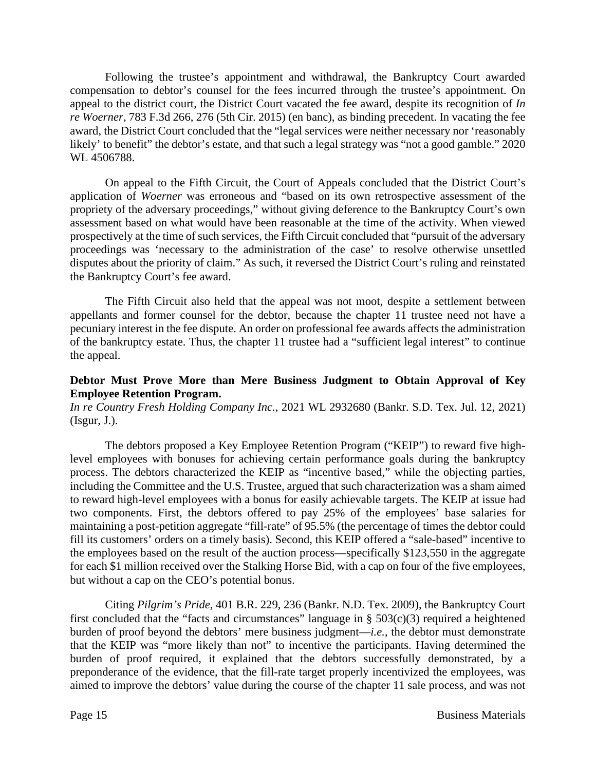Following the trustee's appointment and withdrawal, the Bankruptcy Court awarded compensation to debtor's counsel for the fees incurred through the trustee's appointment. On appeal to the district court, the District Court vacated the fee award, despite its recognition of *In re Woerner*, 783 F.3d 266, 276 (5th Cir. 2015) (en banc), as binding precedent. In vacating the fee award, the District Court concluded that the "legal services were neither necessary nor 'reasonably likely' to benefit" the debtor's estate, and that such a legal strategy was "not a good gamble." 2020 WL 4506788.

On appeal to the Fifth Circuit, the Court of Appeals concluded that the District Court's application of *Woerner* was erroneous and "based on its own retrospective assessment of the propriety of the adversary proceedings," without giving deference to the Bankruptcy Court's own assessment based on what would have been reasonable at the time of the activity. When viewed prospectively at the time of such services, the Fifth Circuit concluded that "pursuit of the adversary proceedings was 'necessary to the administration of the case' to resolve otherwise unsettled disputes about the priority of claim." As such, it reversed the District Court's ruling and reinstated the Bankruptcy Court's fee award.

The Fifth Circuit also held that the appeal was not moot, despite a settlement between appellants and former counsel for the debtor, because the chapter 11 trustee need not have a pecuniary interest in the fee dispute. An order on professional fee awards affects the administration of the bankruptcy estate. Thus, the chapter 11 trustee had a "sufficient legal interest" to continue the appeal.

**Debtor Must Prove More than Mere Business Judgment to Obtain Approval of Key Employee Retention Program.**
*In re Country Fresh Holding Company Inc.*, 2021 WL 2932680 (Bankr. S.D. Tex. Jul. 12, 2021) (Isgur, J.).

The debtors proposed a Key Employee Retention Program ("KEIP") to reward five high-level employees with bonuses for achieving certain performance goals during the bankruptcy process. The debtors characterized the KEIP as "incentive based," while the objecting parties, including the Committee and the U.S. Trustee, argued that such characterization was a sham aimed to reward high-level employees with a bonus for easily achievable targets. The KEIP at issue had two components. First, the debtors offered to pay 25% of the employees' base salaries for maintaining a post-petition aggregate "fill-rate" of 95.5% (the percentage of times the debtor could fill its customers' orders on a timely basis). Second, this KEIP offered a "sale-based" incentive to the employees based on the result of the auction process—specifically $123,550 in the aggregate for each $1 million received over the Stalking Horse Bid, with a cap on four of the five employees, but without a cap on the CEO's potential bonus.

Citing *Pilgrim's Pride*, 401 B.R. 229, 236 (Bankr. N.D. Tex. 2009), the Bankruptcy Court first concluded that the "facts and circumstances" language in § 503(c)(3) required a heightened burden of proof beyond the debtors' mere business judgment—*i.e.*, the debtor must demonstrate that the KEIP was "more likely than not" to incentive the participants. Having determined the burden of proof required, it explained that the debtors successfully demonstrated, by a preponderance of the evidence, that the fill-rate target properly incentivized the employees, was aimed to improve the debtors' value during the course of the chapter 11 sale process, and was not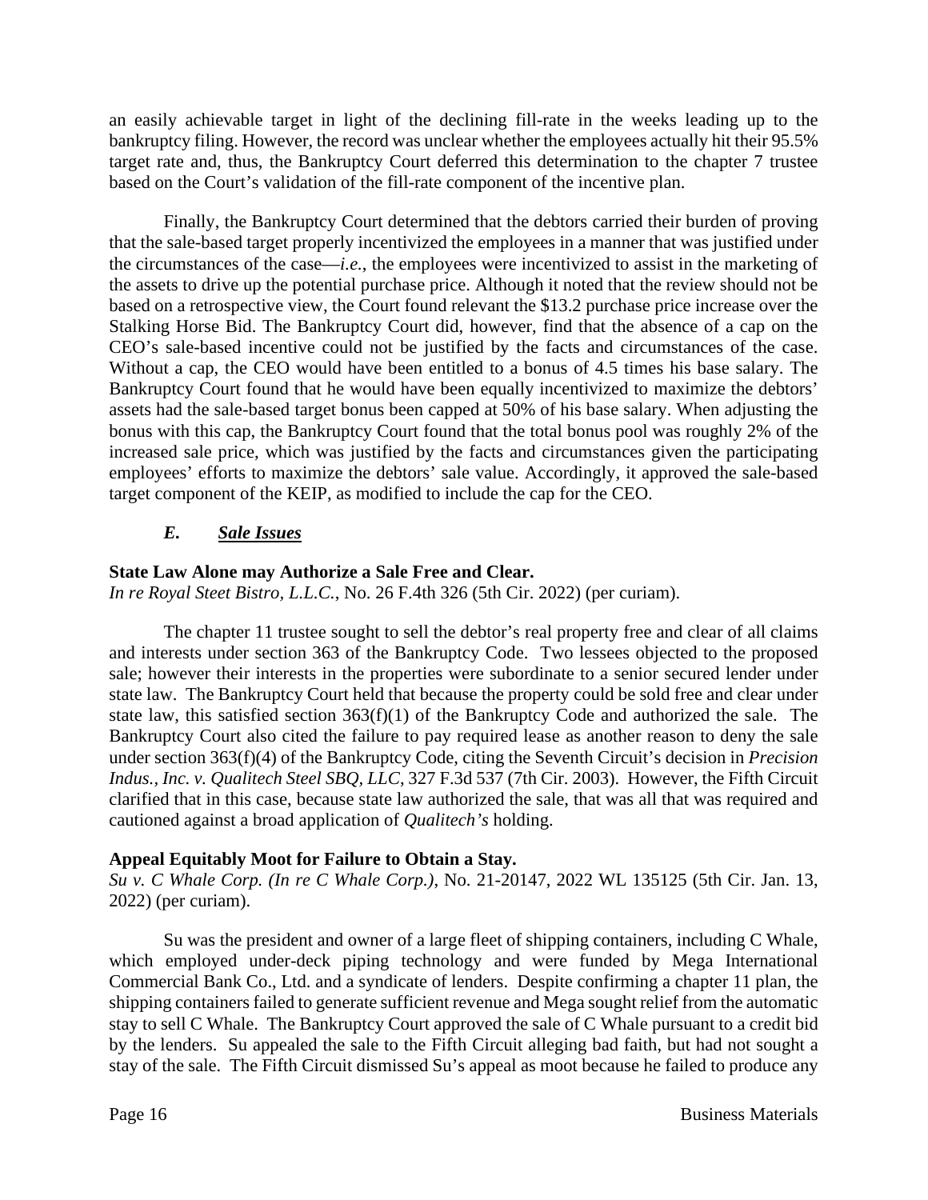an easily achievable target in light of the declining fill-rate in the weeks leading up to the bankruptcy filing. However, the record was unclear whether the employees actually hit their 95.5% target rate and, thus, the Bankruptcy Court deferred this determination to the chapter 7 trustee based on the Court's validation of the fill-rate component of the incentive plan.

Finally, the Bankruptcy Court determined that the debtors carried their burden of proving that the sale-based target properly incentivized the employees in a manner that was justified under the circumstances of the case—*i.e.*, the employees were incentivized to assist in the marketing of the assets to drive up the potential purchase price. Although it noted that the review should not be based on a retrospective view, the Court found relevant the $13.2 purchase price increase over the Stalking Horse Bid. The Bankruptcy Court did, however, find that the absence of a cap on the CEO's sale-based incentive could not be justified by the facts and circumstances of the case. Without a cap, the CEO would have been entitled to a bonus of 4.5 times his base salary. The Bankruptcy Court found that he would have been equally incentivized to maximize the debtors' assets had the sale-based target bonus been capped at 50% of his base salary. When adjusting the bonus with this cap, the Bankruptcy Court found that the total bonus pool was roughly 2% of the increased sale price, which was justified by the facts and circumstances given the participating employees' efforts to maximize the debtors' sale value. Accordingly, it approved the sale-based target component of the KEIP, as modified to include the cap for the CEO.

### *E. Sale Issues*

**State Law Alone may Authorize a Sale Free and Clear.**
*In re Royal Steet Bistro, L.L.C.*, No. 26 F.4th 326 (5th Cir. 2022) (per curiam).

The chapter 11 trustee sought to sell the debtor's real property free and clear of all claims and interests under section 363 of the Bankruptcy Code. Two lessees objected to the proposed sale; however their interests in the properties were subordinate to a senior secured lender under state law. The Bankruptcy Court held that because the property could be sold free and clear under state law, this satisfied section 363(f)(1) of the Bankruptcy Code and authorized the sale. The Bankruptcy Court also cited the failure to pay required lease as another reason to deny the sale under section 363(f)(4) of the Bankruptcy Code, citing the Seventh Circuit's decision in *Precision Indus., Inc. v. Qualitech Steel SBQ, LLC*, 327 F.3d 537 (7th Cir. 2003). However, the Fifth Circuit clarified that in this case, because state law authorized the sale, that was all that was required and cautioned against a broad application of *Qualitech's* holding.

**Appeal Equitably Moot for Failure to Obtain a Stay.**
*Su v. C Whale Corp. (In re C Whale Corp.)*, No. 21-20147, 2022 WL 135125 (5th Cir. Jan. 13, 2022) (per curiam).

Su was the president and owner of a large fleet of shipping containers, including C Whale, which employed under-deck piping technology and were funded by Mega International Commercial Bank Co., Ltd. and a syndicate of lenders. Despite confirming a chapter 11 plan, the shipping containers failed to generate sufficient revenue and Mega sought relief from the automatic stay to sell C Whale. The Bankruptcy Court approved the sale of C Whale pursuant to a credit bid by the lenders. Su appealed the sale to the Fifth Circuit alleging bad faith, but had not sought a stay of the sale. The Fifth Circuit dismissed Su's appeal as moot because he failed to produce any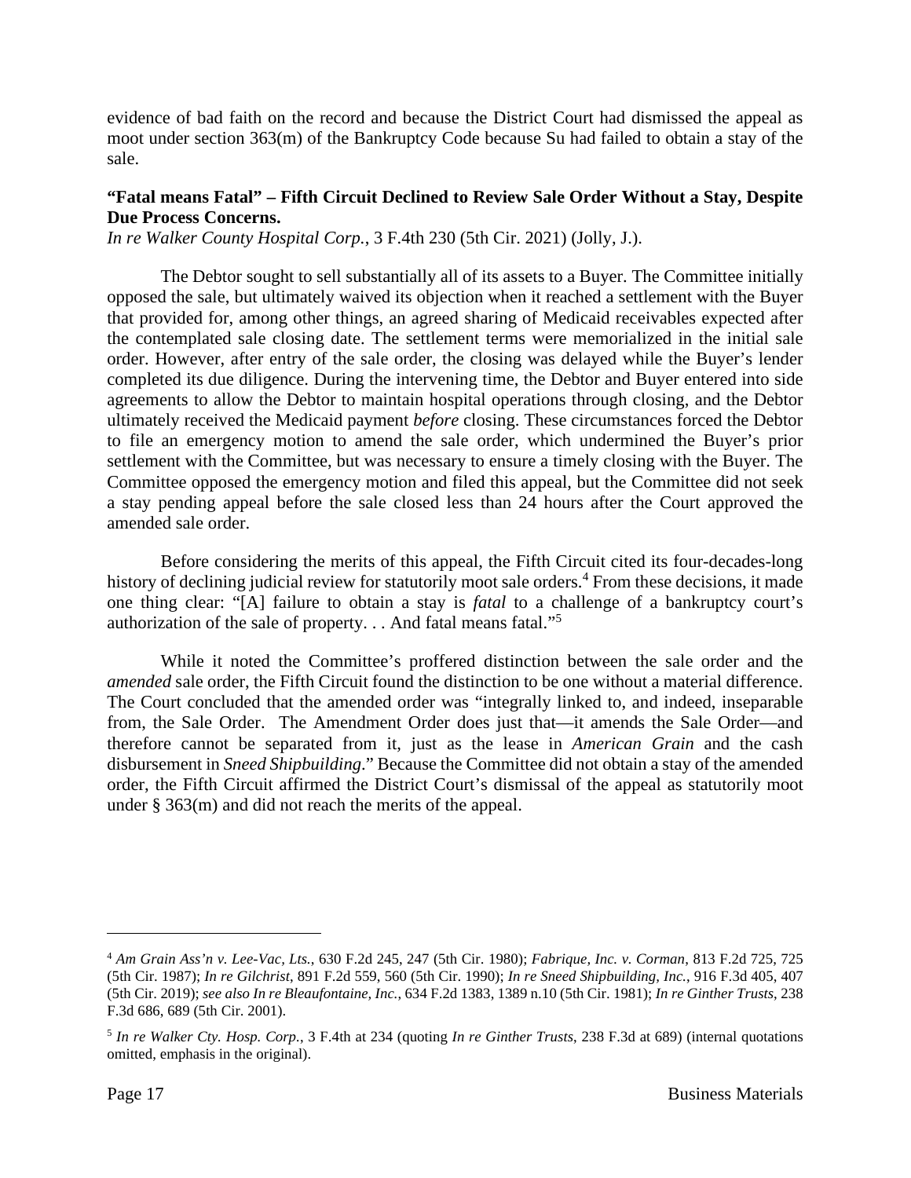evidence of bad faith on the record and because the District Court had dismissed the appeal as moot under section 363(m) of the Bankruptcy Code because Su had failed to obtain a stay of the sale.

**"Fatal means Fatal" – Fifth Circuit Declined to Review Sale Order Without a Stay, Despite Due Process Concerns.**

*In re Walker County Hospital Corp.*, 3 F.4th 230 (5th Cir. 2021) (Jolly, J.).

The Debtor sought to sell substantially all of its assets to a Buyer. The Committee initially opposed the sale, but ultimately waived its objection when it reached a settlement with the Buyer that provided for, among other things, an agreed sharing of Medicaid receivables expected after the contemplated sale closing date. The settlement terms were memorialized in the initial sale order. However, after entry of the sale order, the closing was delayed while the Buyer's lender completed its due diligence. During the intervening time, the Debtor and Buyer entered into side agreements to allow the Debtor to maintain hospital operations through closing, and the Debtor ultimately received the Medicaid payment *before* closing. These circumstances forced the Debtor to file an emergency motion to amend the sale order, which undermined the Buyer's prior settlement with the Committee, but was necessary to ensure a timely closing with the Buyer. The Committee opposed the emergency motion and filed this appeal, but the Committee did not seek a stay pending appeal before the sale closed less than 24 hours after the Court approved the amended sale order.

Before considering the merits of this appeal, the Fifth Circuit cited its four-decades-long history of declining judicial review for statutorily moot sale orders.[4] From these decisions, it made one thing clear: "[A] failure to obtain a stay is *fatal* to a challenge of a bankruptcy court's authorization of the sale of property. . . And fatal means fatal."[5]

While it noted the Committee's proffered distinction between the sale order and the *amended* sale order, the Fifth Circuit found the distinction to be one without a material difference. The Court concluded that the amended order was "integrally linked to, and indeed, inseparable from, the Sale Order. The Amendment Order does just that—it amends the Sale Order—and therefore cannot be separated from it, just as the lease in *American Grain* and the cash disbursement in *Sneed Shipbuilding*." Because the Committee did not obtain a stay of the amended order, the Fifth Circuit affirmed the District Court's dismissal of the appeal as statutorily moot under § 363(m) and did not reach the merits of the appeal.

---

[4] *Am Grain Ass'n v. Lee-Vac, Lts.*, 630 F.2d 245, 247 (5th Cir. 1980); *Fabrique, Inc. v. Corman*, 813 F.2d 725, 725 (5th Cir. 1987); *In re Gilchrist*, 891 F.2d 559, 560 (5th Cir. 1990); *In re Sneed Shipbuilding, Inc.*, 916 F.3d 405, 407 (5th Cir. 2019); *see also In re Bleaufontaine, Inc.*, 634 F.2d 1383, 1389 n.10 (5th Cir. 1981); *In re Ginther Trusts*, 238 F.3d 686, 689 (5th Cir. 2001).

[5] *In re Walker Cty. Hosp. Corp.*, 3 F.4th at 234 (quoting *In re Ginther Trusts*, 238 F.3d at 689) (internal quotations omitted, emphasis in the original).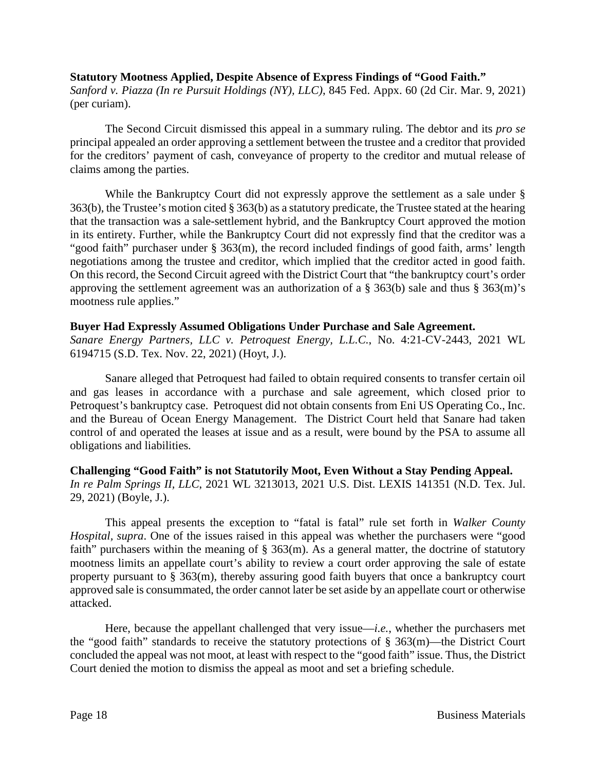**Statutory Mootness Applied, Despite Absence of Express Findings of "Good Faith."**
*Sanford v. Piazza (In re Pursuit Holdings (NY), LLC)*, 845 Fed. Appx. 60 (2d Cir. Mar. 9, 2021) (per curiam).

The Second Circuit dismissed this appeal in a summary ruling. The debtor and its *pro se* principal appealed an order approving a settlement between the trustee and a creditor that provided for the creditors' payment of cash, conveyance of property to the creditor and mutual release of claims among the parties.

While the Bankruptcy Court did not expressly approve the settlement as a sale under § 363(b), the Trustee's motion cited § 363(b) as a statutory predicate, the Trustee stated at the hearing that the transaction was a sale-settlement hybrid, and the Bankruptcy Court approved the motion in its entirety. Further, while the Bankruptcy Court did not expressly find that the creditor was a "good faith" purchaser under § 363(m), the record included findings of good faith, arms' length negotiations among the trustee and creditor, which implied that the creditor acted in good faith. On this record, the Second Circuit agreed with the District Court that "the bankruptcy court's order approving the settlement agreement was an authorization of a § 363(b) sale and thus § 363(m)'s mootness rule applies."

**Buyer Had Expressly Assumed Obligations Under Purchase and Sale Agreement.**
*Sanare Energy Partners, LLC v. Petroquest Energy, L.L.C.*, No. 4:21-CV-2443, 2021 WL 6194715 (S.D. Tex. Nov. 22, 2021) (Hoyt, J.).

Sanare alleged that Petroquest had failed to obtain required consents to transfer certain oil and gas leases in accordance with a purchase and sale agreement, which closed prior to Petroquest's bankruptcy case. Petroquest did not obtain consents from Eni US Operating Co., Inc. and the Bureau of Ocean Energy Management. The District Court held that Sanare had taken control of and operated the leases at issue and as a result, were bound by the PSA to assume all obligations and liabilities.

**Challenging "Good Faith" is not Statutorily Moot, Even Without a Stay Pending Appeal.**
*In re Palm Springs II, LLC*, 2021 WL 3213013, 2021 U.S. Dist. LEXIS 141351 (N.D. Tex. Jul. 29, 2021) (Boyle, J.).

This appeal presents the exception to "fatal is fatal" rule set forth in *Walker County Hospital, supra*. One of the issues raised in this appeal was whether the purchasers were "good faith" purchasers within the meaning of § 363(m). As a general matter, the doctrine of statutory mootness limits an appellate court's ability to review a court order approving the sale of estate property pursuant to § 363(m), thereby assuring good faith buyers that once a bankruptcy court approved sale is consummated, the order cannot later be set aside by an appellate court or otherwise attacked.

Here, because the appellant challenged that very issue—*i.e.*, whether the purchasers met the "good faith" standards to receive the statutory protections of § 363(m)—the District Court concluded the appeal was not moot, at least with respect to the "good faith" issue. Thus, the District Court denied the motion to dismiss the appeal as moot and set a briefing schedule.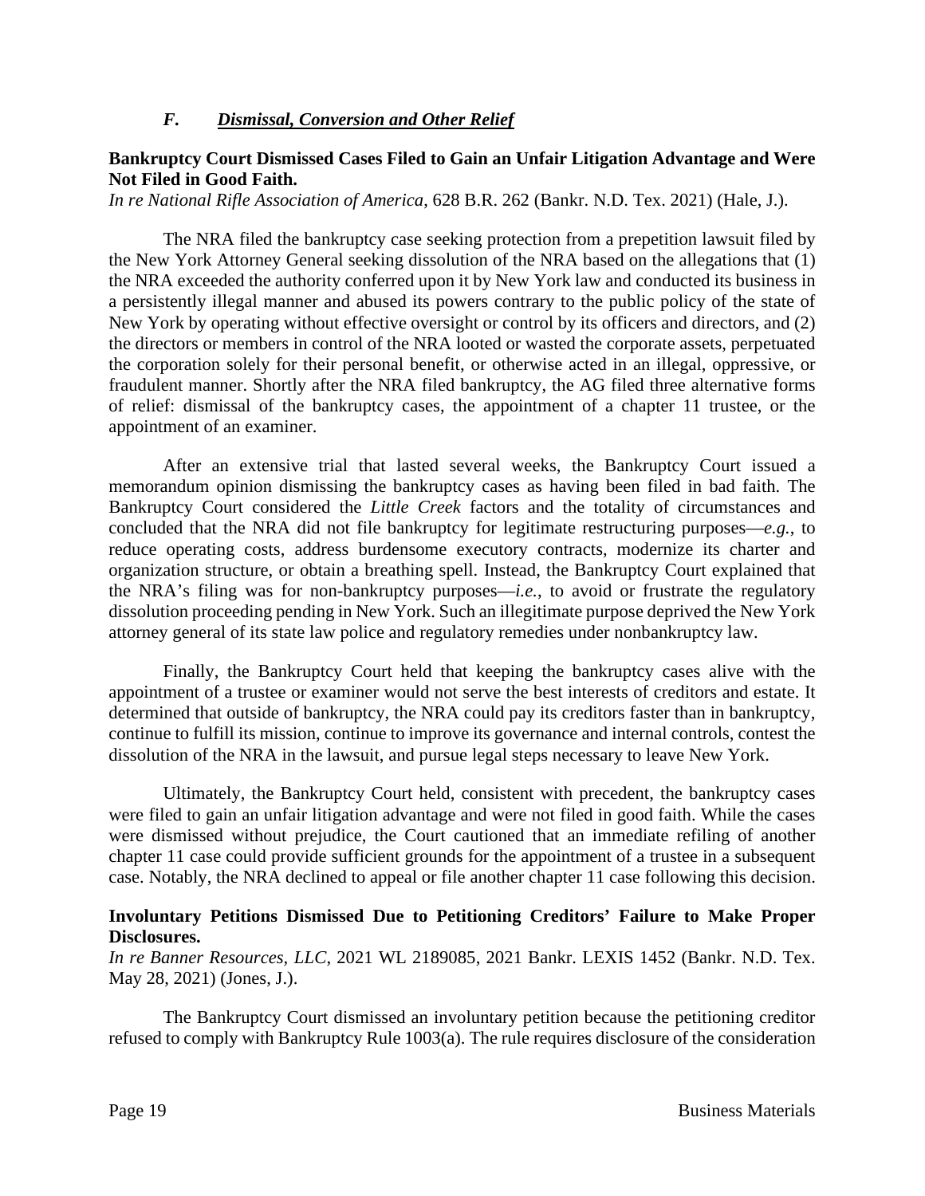### *F. Dismissal, Conversion and Other Relief*

**Bankruptcy Court Dismissed Cases Filed to Gain an Unfair Litigation Advantage and Were Not Filed in Good Faith.**

*In re National Rifle Association of America*, 628 B.R. 262 (Bankr. N.D. Tex. 2021) (Hale, J.).

The NRA filed the bankruptcy case seeking protection from a prepetition lawsuit filed by the New York Attorney General seeking dissolution of the NRA based on the allegations that (1) the NRA exceeded the authority conferred upon it by New York law and conducted its business in a persistently illegal manner and abused its powers contrary to the public policy of the state of New York by operating without effective oversight or control by its officers and directors, and (2) the directors or members in control of the NRA looted or wasted the corporate assets, perpetuated the corporation solely for their personal benefit, or otherwise acted in an illegal, oppressive, or fraudulent manner. Shortly after the NRA filed bankruptcy, the AG filed three alternative forms of relief: dismissal of the bankruptcy cases, the appointment of a chapter 11 trustee, or the appointment of an examiner.

After an extensive trial that lasted several weeks, the Bankruptcy Court issued a memorandum opinion dismissing the bankruptcy cases as having been filed in bad faith. The Bankruptcy Court considered the *Little Creek* factors and the totality of circumstances and concluded that the NRA did not file bankruptcy for legitimate restructuring purposes—*e.g.*, to reduce operating costs, address burdensome executory contracts, modernize its charter and organization structure, or obtain a breathing spell. Instead, the Bankruptcy Court explained that the NRA's filing was for non-bankruptcy purposes—*i.e.*, to avoid or frustrate the regulatory dissolution proceeding pending in New York. Such an illegitimate purpose deprived the New York attorney general of its state law police and regulatory remedies under nonbankruptcy law.

Finally, the Bankruptcy Court held that keeping the bankruptcy cases alive with the appointment of a trustee or examiner would not serve the best interests of creditors and estate. It determined that outside of bankruptcy, the NRA could pay its creditors faster than in bankruptcy, continue to fulfill its mission, continue to improve its governance and internal controls, contest the dissolution of the NRA in the lawsuit, and pursue legal steps necessary to leave New York.

Ultimately, the Bankruptcy Court held, consistent with precedent, the bankruptcy cases were filed to gain an unfair litigation advantage and were not filed in good faith. While the cases were dismissed without prejudice, the Court cautioned that an immediate refiling of another chapter 11 case could provide sufficient grounds for the appointment of a trustee in a subsequent case. Notably, the NRA declined to appeal or file another chapter 11 case following this decision.

**Involuntary Petitions Dismissed Due to Petitioning Creditors' Failure to Make Proper Disclosures.**

*In re Banner Resources, LLC*, 2021 WL 2189085, 2021 Bankr. LEXIS 1452 (Bankr. N.D. Tex. May 28, 2021) (Jones, J.).

The Bankruptcy Court dismissed an involuntary petition because the petitioning creditor refused to comply with Bankruptcy Rule 1003(a). The rule requires disclosure of the consideration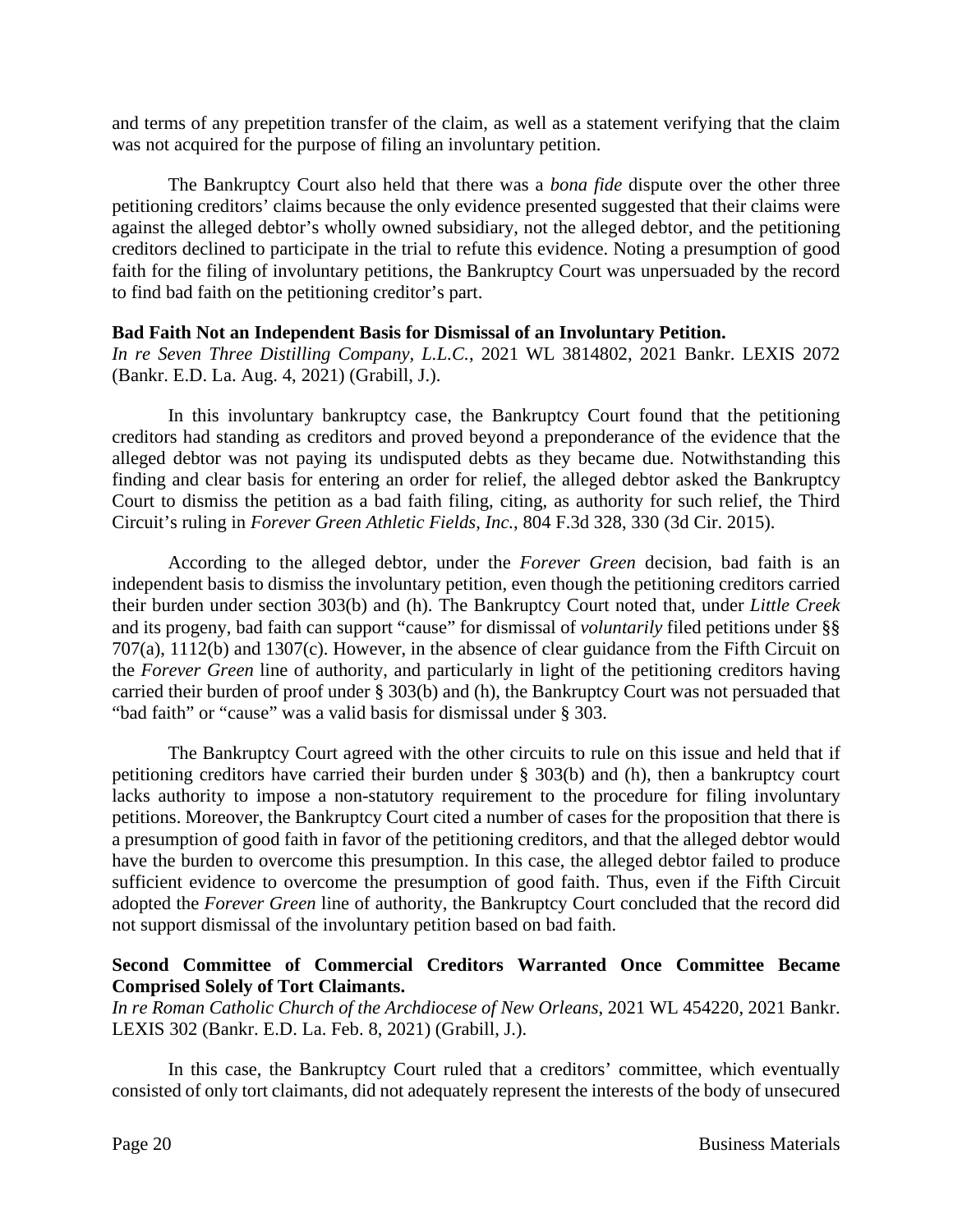and terms of any prepetition transfer of the claim, as well as a statement verifying that the claim was not acquired for the purpose of filing an involuntary petition.

The Bankruptcy Court also held that there was a *bona fide* dispute over the other three petitioning creditors' claims because the only evidence presented suggested that their claims were against the alleged debtor's wholly owned subsidiary, not the alleged debtor, and the petitioning creditors declined to participate in the trial to refute this evidence. Noting a presumption of good faith for the filing of involuntary petitions, the Bankruptcy Court was unpersuaded by the record to find bad faith on the petitioning creditor's part.

**Bad Faith Not an Independent Basis for Dismissal of an Involuntary Petition.**
*In re Seven Three Distilling Company, L.L.C.*, 2021 WL 3814802, 2021 Bankr. LEXIS 2072 (Bankr. E.D. La. Aug. 4, 2021) (Grabill, J.).

In this involuntary bankruptcy case, the Bankruptcy Court found that the petitioning creditors had standing as creditors and proved beyond a preponderance of the evidence that the alleged debtor was not paying its undisputed debts as they became due. Notwithstanding this finding and clear basis for entering an order for relief, the alleged debtor asked the Bankruptcy Court to dismiss the petition as a bad faith filing, citing, as authority for such relief, the Third Circuit's ruling in *Forever Green Athletic Fields, Inc.*, 804 F.3d 328, 330 (3d Cir. 2015).

According to the alleged debtor, under the *Forever Green* decision, bad faith is an independent basis to dismiss the involuntary petition, even though the petitioning creditors carried their burden under section 303(b) and (h). The Bankruptcy Court noted that, under *Little Creek* and its progeny, bad faith can support "cause" for dismissal of *voluntarily* filed petitions under §§ 707(a), 1112(b) and 1307(c). However, in the absence of clear guidance from the Fifth Circuit on the *Forever Green* line of authority, and particularly in light of the petitioning creditors having carried their burden of proof under § 303(b) and (h), the Bankruptcy Court was not persuaded that "bad faith" or "cause" was a valid basis for dismissal under § 303.

The Bankruptcy Court agreed with the other circuits to rule on this issue and held that if petitioning creditors have carried their burden under § 303(b) and (h), then a bankruptcy court lacks authority to impose a non-statutory requirement to the procedure for filing involuntary petitions. Moreover, the Bankruptcy Court cited a number of cases for the proposition that there is a presumption of good faith in favor of the petitioning creditors, and that the alleged debtor would have the burden to overcome this presumption. In this case, the alleged debtor failed to produce sufficient evidence to overcome the presumption of good faith. Thus, even if the Fifth Circuit adopted the *Forever Green* line of authority, the Bankruptcy Court concluded that the record did not support dismissal of the involuntary petition based on bad faith.

**Second Committee of Commercial Creditors Warranted Once Committee Became Comprised Solely of Tort Claimants.**
*In re Roman Catholic Church of the Archdiocese of New Orleans*, 2021 WL 454220, 2021 Bankr. LEXIS 302 (Bankr. E.D. La. Feb. 8, 2021) (Grabill, J.).

In this case, the Bankruptcy Court ruled that a creditors' committee, which eventually consisted of only tort claimants, did not adequately represent the interests of the body of unsecured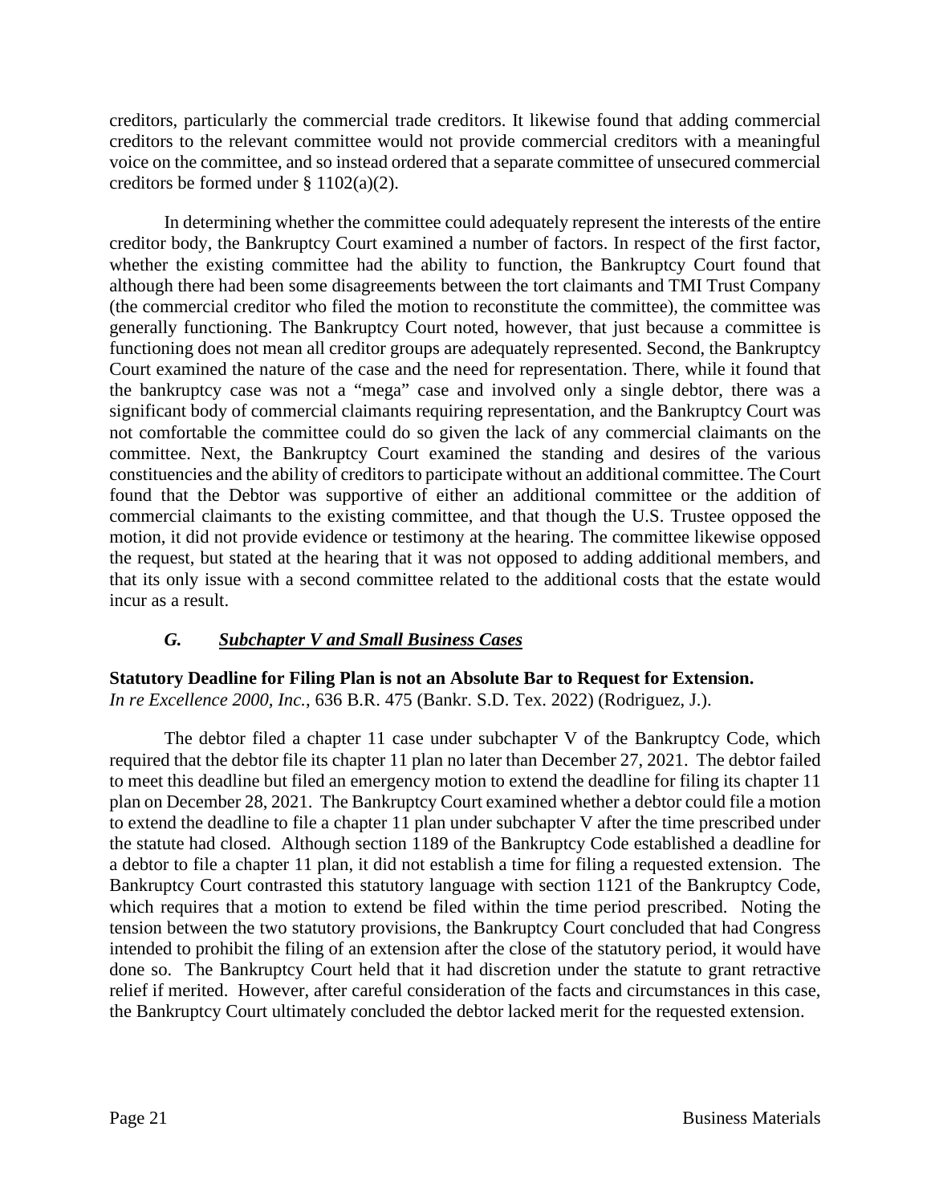creditors, particularly the commercial trade creditors. It likewise found that adding commercial creditors to the relevant committee would not provide commercial creditors with a meaningful voice on the committee, and so instead ordered that a separate committee of unsecured commercial creditors be formed under § 1102(a)(2).

In determining whether the committee could adequately represent the interests of the entire creditor body, the Bankruptcy Court examined a number of factors. In respect of the first factor, whether the existing committee had the ability to function, the Bankruptcy Court found that although there had been some disagreements between the tort claimants and TMI Trust Company (the commercial creditor who filed the motion to reconstitute the committee), the committee was generally functioning. The Bankruptcy Court noted, however, that just because a committee is functioning does not mean all creditor groups are adequately represented. Second, the Bankruptcy Court examined the nature of the case and the need for representation. There, while it found that the bankruptcy case was not a "mega" case and involved only a single debtor, there was a significant body of commercial claimants requiring representation, and the Bankruptcy Court was not comfortable the committee could do so given the lack of any commercial claimants on the committee. Next, the Bankruptcy Court examined the standing and desires of the various constituencies and the ability of creditors to participate without an additional committee. The Court found that the Debtor was supportive of either an additional committee or the addition of commercial claimants to the existing committee, and that though the U.S. Trustee opposed the motion, it did not provide evidence or testimony at the hearing. The committee likewise opposed the request, but stated at the hearing that it was not opposed to adding additional members, and that its only issue with a second committee related to the additional costs that the estate would incur as a result.

### *G. Subchapter V and Small Business Cases*

**Statutory Deadline for Filing Plan is not an Absolute Bar to Request for Extension.**
*In re Excellence 2000, Inc.*, 636 B.R. 475 (Bankr. S.D. Tex. 2022) (Rodriguez, J.).

The debtor filed a chapter 11 case under subchapter V of the Bankruptcy Code, which required that the debtor file its chapter 11 plan no later than December 27, 2021. The debtor failed to meet this deadline but filed an emergency motion to extend the deadline for filing its chapter 11 plan on December 28, 2021. The Bankruptcy Court examined whether a debtor could file a motion to extend the deadline to file a chapter 11 plan under subchapter V after the time prescribed under the statute had closed. Although section 1189 of the Bankruptcy Code established a deadline for a debtor to file a chapter 11 plan, it did not establish a time for filing a requested extension. The Bankruptcy Court contrasted this statutory language with section 1121 of the Bankruptcy Code, which requires that a motion to extend be filed within the time period prescribed. Noting the tension between the two statutory provisions, the Bankruptcy Court concluded that had Congress intended to prohibit the filing of an extension after the close of the statutory period, it would have done so. The Bankruptcy Court held that it had discretion under the statute to grant retractive relief if merited. However, after careful consideration of the facts and circumstances in this case, the Bankruptcy Court ultimately concluded the debtor lacked merit for the requested extension.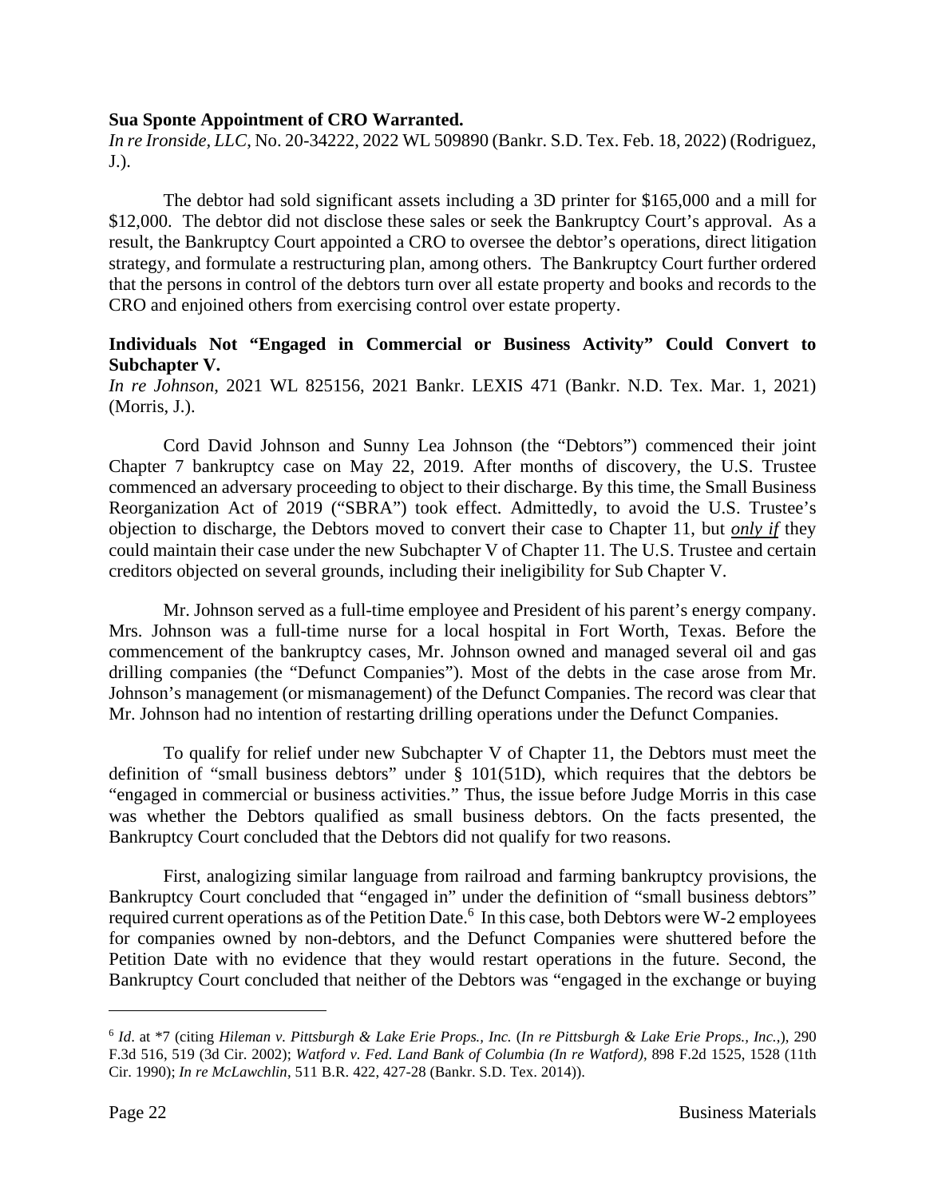**Sua Sponte Appointment of CRO Warranted.**

*In re Ironside, LLC*, No. 20-34222, 2022 WL 509890 (Bankr. S.D. Tex. Feb. 18, 2022) (Rodriguez, J.).

The debtor had sold significant assets including a 3D printer for $165,000 and a mill for $12,000. The debtor did not disclose these sales or seek the Bankruptcy Court's approval. As a result, the Bankruptcy Court appointed a CRO to oversee the debtor's operations, direct litigation strategy, and formulate a restructuring plan, among others. The Bankruptcy Court further ordered that the persons in control of the debtors turn over all estate property and books and records to the CRO and enjoined others from exercising control over estate property.

**Individuals Not "Engaged in Commercial or Business Activity" Could Convert to Subchapter V.**

*In re Johnson*, 2021 WL 825156, 2021 Bankr. LEXIS 471 (Bankr. N.D. Tex. Mar. 1, 2021) (Morris, J.).

Cord David Johnson and Sunny Lea Johnson (the "Debtors") commenced their joint Chapter 7 bankruptcy case on May 22, 2019. After months of discovery, the U.S. Trustee commenced an adversary proceeding to object to their discharge. By this time, the Small Business Reorganization Act of 2019 ("SBRA") took effect. Admittedly, to avoid the U.S. Trustee's objection to discharge, the Debtors moved to convert their case to Chapter 11, but ***only if*** they could maintain their case under the new Subchapter V of Chapter 11. The U.S. Trustee and certain creditors objected on several grounds, including their ineligibility for Sub Chapter V.

Mr. Johnson served as a full-time employee and President of his parent's energy company. Mrs. Johnson was a full-time nurse for a local hospital in Fort Worth, Texas. Before the commencement of the bankruptcy cases, Mr. Johnson owned and managed several oil and gas drilling companies (the "Defunct Companies"). Most of the debts in the case arose from Mr. Johnson's management (or mismanagement) of the Defunct Companies. The record was clear that Mr. Johnson had no intention of restarting drilling operations under the Defunct Companies.

To qualify for relief under new Subchapter V of Chapter 11, the Debtors must meet the definition of "small business debtors" under § 101(51D), which requires that the debtors be "engaged in commercial or business activities." Thus, the issue before Judge Morris in this case was whether the Debtors qualified as small business debtors. On the facts presented, the Bankruptcy Court concluded that the Debtors did not qualify for two reasons.

First, analogizing similar language from railroad and farming bankruptcy provisions, the Bankruptcy Court concluded that "engaged in" under the definition of "small business debtors" required current operations as of the Petition Date.[6] In this case, both Debtors were W-2 employees for companies owned by non-debtors, and the Defunct Companies were shuttered before the Petition Date with no evidence that they would restart operations in the future. Second, the Bankruptcy Court concluded that neither of the Debtors was "engaged in the exchange or buying

---

[6] *Id*. at *7 (citing *Hileman v. Pittsburgh & Lake Erie Props., Inc.* (*In re Pittsburgh & Lake Erie Props., Inc.*,), 290 F.3d 516, 519 (3d Cir. 2002); *Watford v. Fed. Land Bank of Columbia (In re Watford)*, 898 F.2d 1525, 1528 (11th Cir. 1990); *In re McLawchlin*, 511 B.R. 422, 427-28 (Bankr. S.D. Tex. 2014)).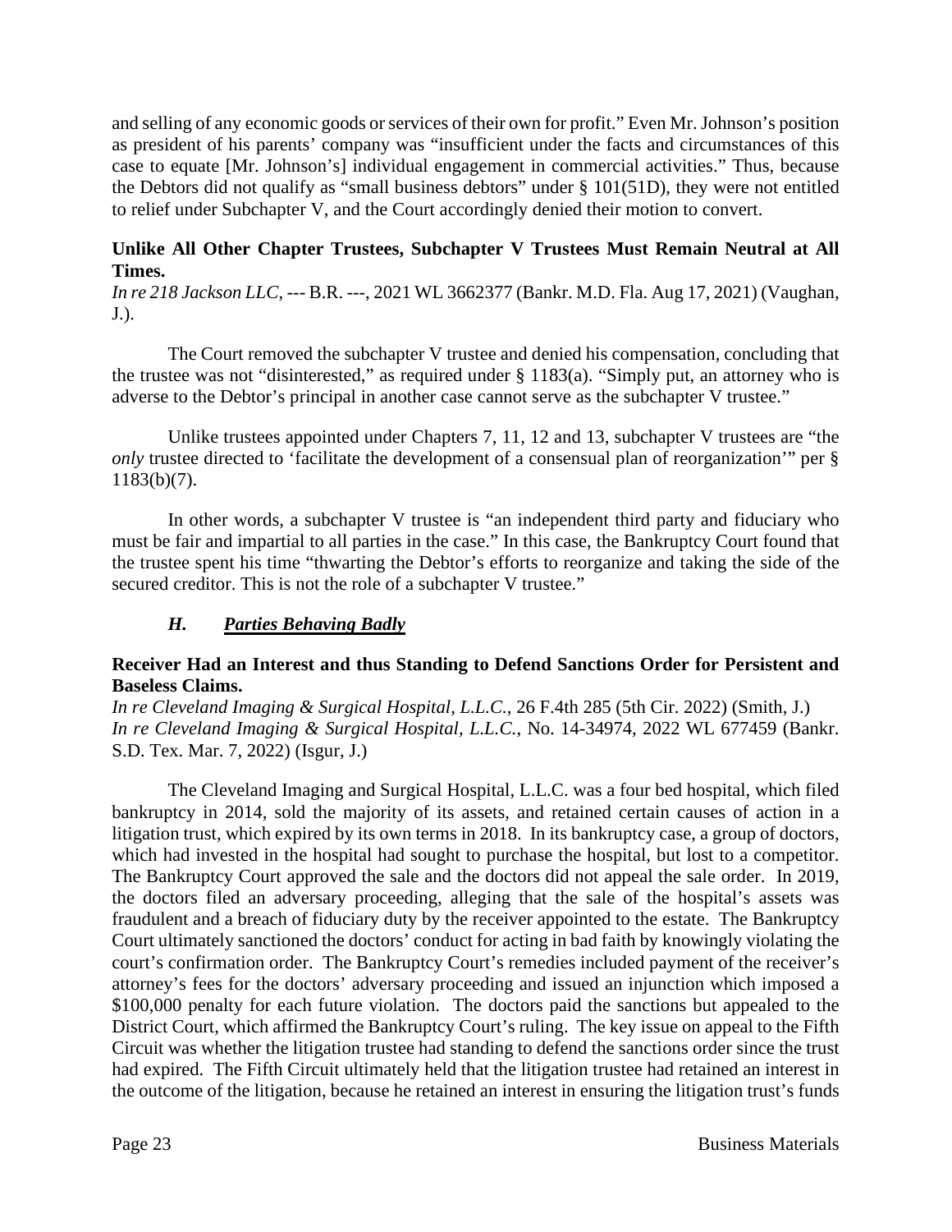and selling of any economic goods or services of their own for profit." Even Mr. Johnson's position as president of his parents' company was "insufficient under the facts and circumstances of this case to equate [Mr. Johnson's] individual engagement in commercial activities." Thus, because the Debtors did not qualify as "small business debtors" under § 101(51D), they were not entitled to relief under Subchapter V, and the Court accordingly denied their motion to convert.

**Unlike All Other Chapter Trustees, Subchapter V Trustees Must Remain Neutral at All Times.**
*In re 218 Jackson LLC*, --- B.R. ---, 2021 WL 3662377 (Bankr. M.D. Fla. Aug 17, 2021) (Vaughan, J.).

The Court removed the subchapter V trustee and denied his compensation, concluding that the trustee was not "disinterested," as required under § 1183(a). "Simply put, an attorney who is adverse to the Debtor's principal in another case cannot serve as the subchapter V trustee."

Unlike trustees appointed under Chapters 7, 11, 12 and 13, subchapter V trustees are "the *only* trustee directed to 'facilitate the development of a consensual plan of reorganization'" per § 1183(b)(7).

In other words, a subchapter V trustee is "an independent third party and fiduciary who must be fair and impartial to all parties in the case." In this case, the Bankruptcy Court found that the trustee spent his time "thwarting the Debtor's efforts to reorganize and taking the side of the secured creditor. This is not the role of a subchapter V trustee."

### *H. Parties Behaving Badly*

**Receiver Had an Interest and thus Standing to Defend Sanctions Order for Persistent and Baseless Claims.**
*In re Cleveland Imaging & Surgical Hospital, L.L.C.*, 26 F.4th 285 (5th Cir. 2022) (Smith, J.)
*In re Cleveland Imaging & Surgical Hospital, L.L.C.*, No. 14-34974, 2022 WL 677459 (Bankr. S.D. Tex. Mar. 7, 2022) (Isgur, J.)

The Cleveland Imaging and Surgical Hospital, L.L.C. was a four bed hospital, which filed bankruptcy in 2014, sold the majority of its assets, and retained certain causes of action in a litigation trust, which expired by its own terms in 2018. In its bankruptcy case, a group of doctors, which had invested in the hospital had sought to purchase the hospital, but lost to a competitor. The Bankruptcy Court approved the sale and the doctors did not appeal the sale order. In 2019, the doctors filed an adversary proceeding, alleging that the sale of the hospital's assets was fraudulent and a breach of fiduciary duty by the receiver appointed to the estate. The Bankruptcy Court ultimately sanctioned the doctors' conduct for acting in bad faith by knowingly violating the court's confirmation order. The Bankruptcy Court's remedies included payment of the receiver's attorney's fees for the doctors' adversary proceeding and issued an injunction which imposed a $100,000 penalty for each future violation. The doctors paid the sanctions but appealed to the District Court, which affirmed the Bankruptcy Court's ruling. The key issue on appeal to the Fifth Circuit was whether the litigation trustee had standing to defend the sanctions order since the trust had expired. The Fifth Circuit ultimately held that the litigation trustee had retained an interest in the outcome of the litigation, because he retained an interest in ensuring the litigation trust's funds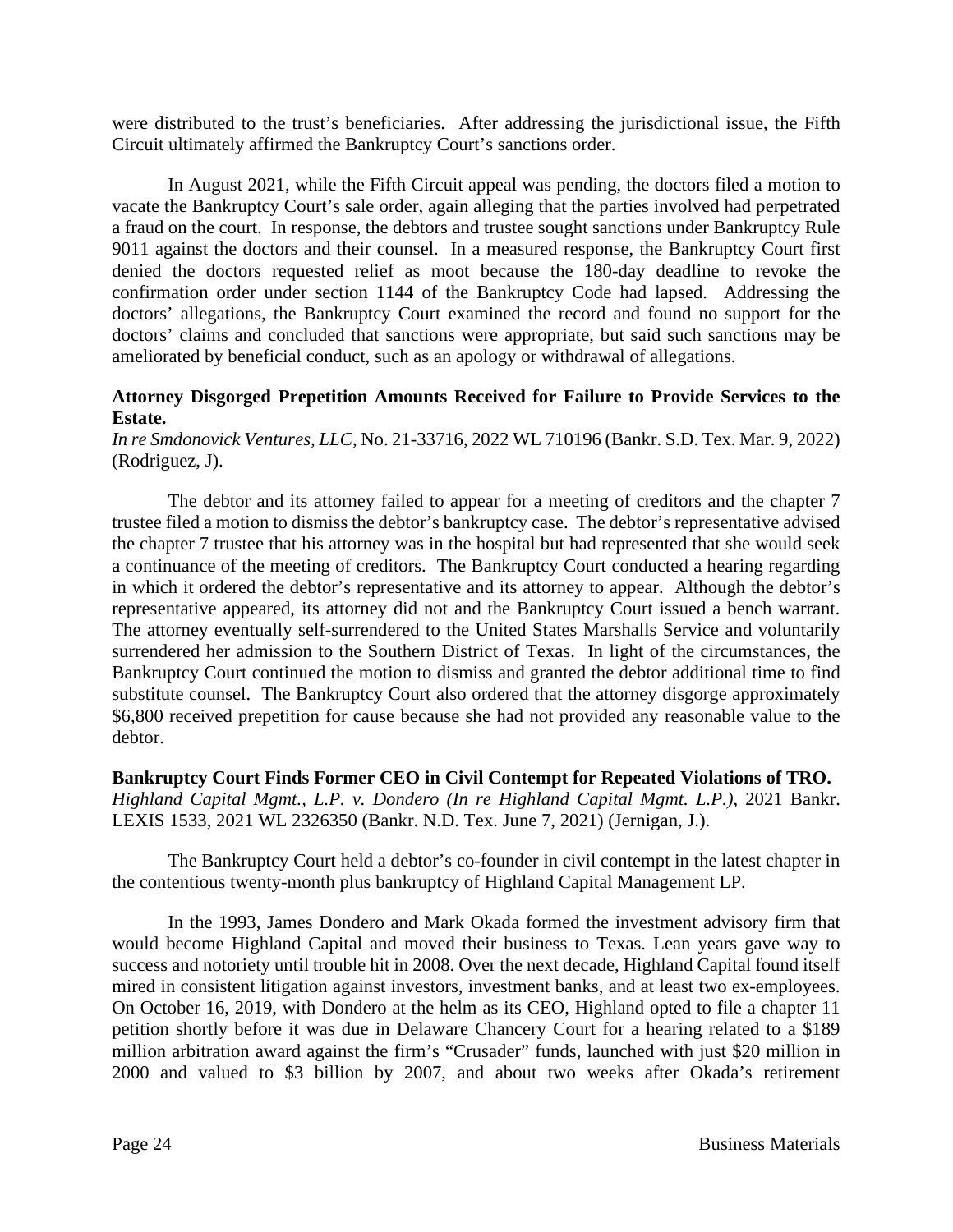were distributed to the trust's beneficiaries. After addressing the jurisdictional issue, the Fifth Circuit ultimately affirmed the Bankruptcy Court's sanctions order.

In August 2021, while the Fifth Circuit appeal was pending, the doctors filed a motion to vacate the Bankruptcy Court's sale order, again alleging that the parties involved had perpetrated a fraud on the court. In response, the debtors and trustee sought sanctions under Bankruptcy Rule 9011 against the doctors and their counsel. In a measured response, the Bankruptcy Court first denied the doctors requested relief as moot because the 180-day deadline to revoke the confirmation order under section 1144 of the Bankruptcy Code had lapsed. Addressing the doctors' allegations, the Bankruptcy Court examined the record and found no support for the doctors' claims and concluded that sanctions were appropriate, but said such sanctions may be ameliorated by beneficial conduct, such as an apology or withdrawal of allegations.

**Attorney Disgorged Prepetition Amounts Received for Failure to Provide Services to the Estate.**
*In re Smdonovick Ventures, LLC*, No. 21-33716, 2022 WL 710196 (Bankr. S.D. Tex. Mar. 9, 2022) (Rodriguez, J).

The debtor and its attorney failed to appear for a meeting of creditors and the chapter 7 trustee filed a motion to dismiss the debtor's bankruptcy case. The debtor's representative advised the chapter 7 trustee that his attorney was in the hospital but had represented that she would seek a continuance of the meeting of creditors. The Bankruptcy Court conducted a hearing regarding in which it ordered the debtor's representative and its attorney to appear. Although the debtor's representative appeared, its attorney did not and the Bankruptcy Court issued a bench warrant. The attorney eventually self-surrendered to the United States Marshalls Service and voluntarily surrendered her admission to the Southern District of Texas. In light of the circumstances, the Bankruptcy Court continued the motion to dismiss and granted the debtor additional time to find substitute counsel. The Bankruptcy Court also ordered that the attorney disgorge approximately $6,800 received prepetition for cause because she had not provided any reasonable value to the debtor.

**Bankruptcy Court Finds Former CEO in Civil Contempt for Repeated Violations of TRO.**
*Highland Capital Mgmt., L.P. v. Dondero (In re Highland Capital Mgmt. L.P.)*, 2021 Bankr. LEXIS 1533, 2021 WL 2326350 (Bankr. N.D. Tex. June 7, 2021) (Jernigan, J.).

The Bankruptcy Court held a debtor's co-founder in civil contempt in the latest chapter in the contentious twenty-month plus bankruptcy of Highland Capital Management LP.

In the 1993, James Dondero and Mark Okada formed the investment advisory firm that would become Highland Capital and moved their business to Texas. Lean years gave way to success and notoriety until trouble hit in 2008. Over the next decade, Highland Capital found itself mired in consistent litigation against investors, investment banks, and at least two ex-employees. On October 16, 2019, with Dondero at the helm as its CEO, Highland opted to file a chapter 11 petition shortly before it was due in Delaware Chancery Court for a hearing related to a $189 million arbitration award against the firm's "Crusader" funds, launched with just $20 million in 2000 and valued to $3 billion by 2007, and about two weeks after Okada's retirement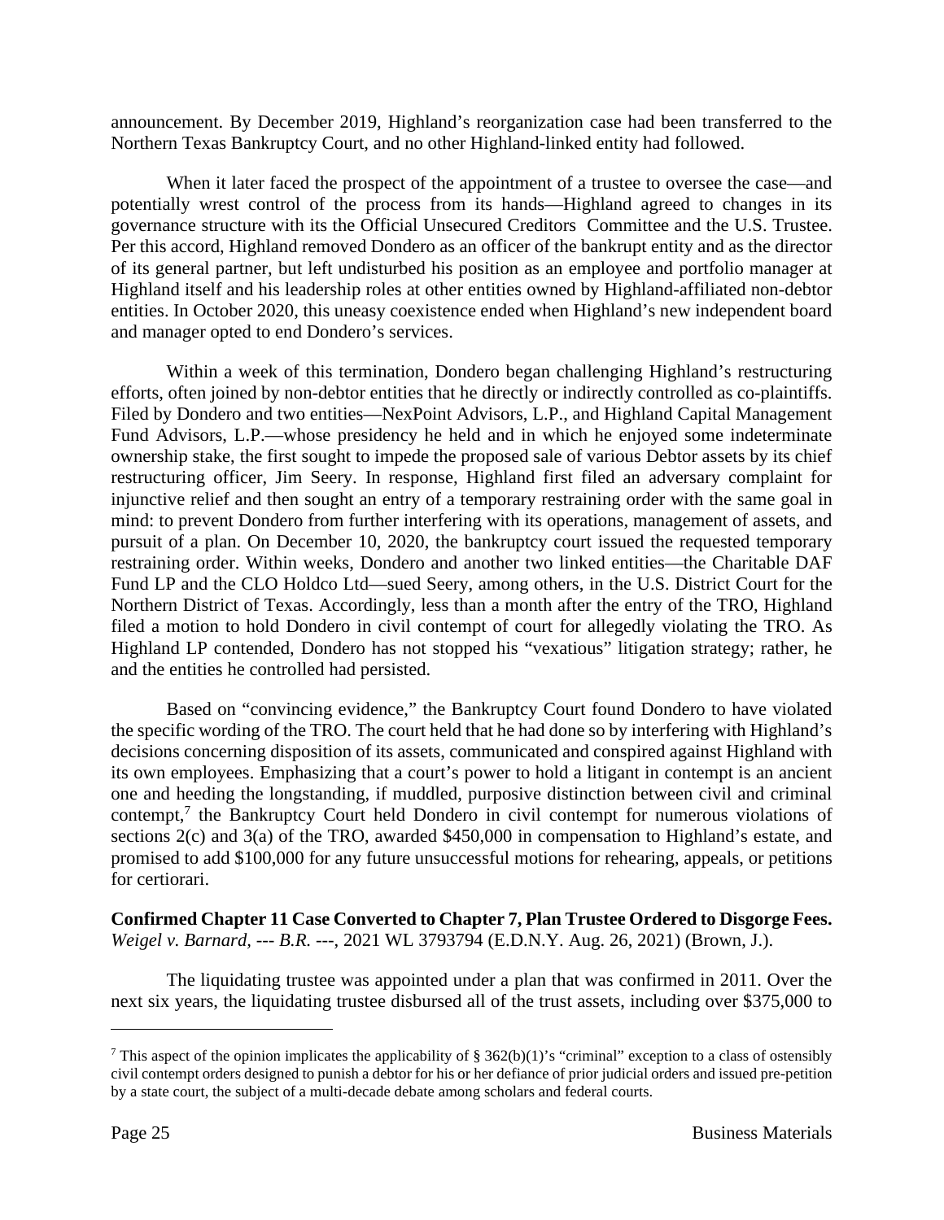announcement. By December 2019, Highland's reorganization case had been transferred to the Northern Texas Bankruptcy Court, and no other Highland-linked entity had followed.

When it later faced the prospect of the appointment of a trustee to oversee the case—and potentially wrest control of the process from its hands—Highland agreed to changes in its governance structure with its the Official Unsecured Creditors Committee and the U.S. Trustee. Per this accord, Highland removed Dondero as an officer of the bankrupt entity and as the director of its general partner, but left undisturbed his position as an employee and portfolio manager at Highland itself and his leadership roles at other entities owned by Highland-affiliated non-debtor entities. In October 2020, this uneasy coexistence ended when Highland's new independent board and manager opted to end Dondero's services.

Within a week of this termination, Dondero began challenging Highland's restructuring efforts, often joined by non-debtor entities that he directly or indirectly controlled as co-plaintiffs. Filed by Dondero and two entities—NexPoint Advisors, L.P., and Highland Capital Management Fund Advisors, L.P.—whose presidency he held and in which he enjoyed some indeterminate ownership stake, the first sought to impede the proposed sale of various Debtor assets by its chief restructuring officer, Jim Seery. In response, Highland first filed an adversary complaint for injunctive relief and then sought an entry of a temporary restraining order with the same goal in mind: to prevent Dondero from further interfering with its operations, management of assets, and pursuit of a plan. On December 10, 2020, the bankruptcy court issued the requested temporary restraining order. Within weeks, Dondero and another two linked entities—the Charitable DAF Fund LP and the CLO Holdco Ltd—sued Seery, among others, in the U.S. District Court for the Northern District of Texas. Accordingly, less than a month after the entry of the TRO, Highland filed a motion to hold Dondero in civil contempt of court for allegedly violating the TRO. As Highland LP contended, Dondero has not stopped his "vexatious" litigation strategy; rather, he and the entities he controlled had persisted.

Based on "convincing evidence," the Bankruptcy Court found Dondero to have violated the specific wording of the TRO. The court held that he had done so by interfering with Highland's decisions concerning disposition of its assets, communicated and conspired against Highland with its own employees. Emphasizing that a court's power to hold a litigant in contempt is an ancient one and heeding the longstanding, if muddled, purposive distinction between civil and criminal contempt,[7] the Bankruptcy Court held Dondero in civil contempt for numerous violations of sections 2(c) and 3(a) of the TRO, awarded $450,000 in compensation to Highland's estate, and promised to add $100,000 for any future unsuccessful motions for rehearing, appeals, or petitions for certiorari.

**Confirmed Chapter 11 Case Converted to Chapter 7, Plan Trustee Ordered to Disgorge Fees.** *Weigel v. Barnard, --- B.R. ---*, 2021 WL 3793794 (E.D.N.Y. Aug. 26, 2021) (Brown, J.).

The liquidating trustee was appointed under a plan that was confirmed in 2011. Over the next six years, the liquidating trustee disbursed all of the trust assets, including over $375,000 to

[7] This aspect of the opinion implicates the applicability of § 362(b)(1)'s "criminal" exception to a class of ostensibly civil contempt orders designed to punish a debtor for his or her defiance of prior judicial orders and issued pre-petition by a state court, the subject of a multi-decade debate among scholars and federal courts.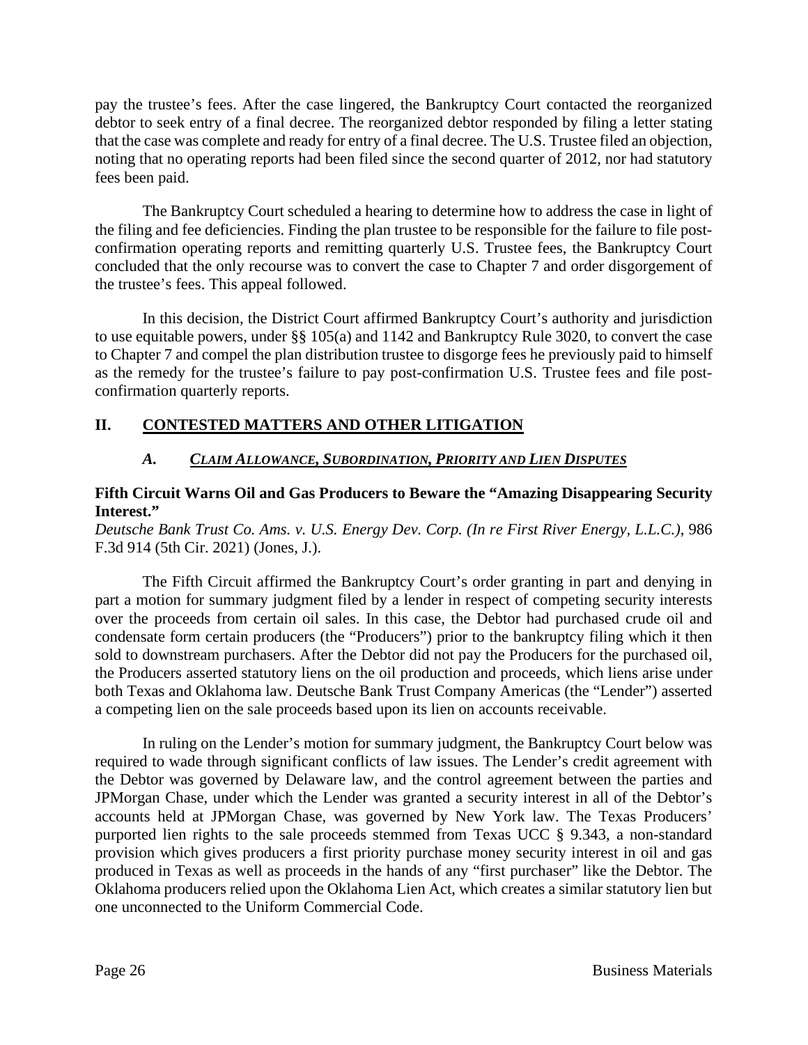pay the trustee's fees. After the case lingered, the Bankruptcy Court contacted the reorganized debtor to seek entry of a final decree. The reorganized debtor responded by filing a letter stating that the case was complete and ready for entry of a final decree. The U.S. Trustee filed an objection, noting that no operating reports had been filed since the second quarter of 2012, nor had statutory fees been paid.

The Bankruptcy Court scheduled a hearing to determine how to address the case in light of the filing and fee deficiencies. Finding the plan trustee to be responsible for the failure to file post-confirmation operating reports and remitting quarterly U.S. Trustee fees, the Bankruptcy Court concluded that the only recourse was to convert the case to Chapter 7 and order disgorgement of the trustee's fees. This appeal followed.

In this decision, the District Court affirmed Bankruptcy Court's authority and jurisdiction to use equitable powers, under §§ 105(a) and 1142 and Bankruptcy Rule 3020, to convert the case to Chapter 7 and compel the plan distribution trustee to disgorge fees he previously paid to himself as the remedy for the trustee's failure to pay post-confirmation U.S. Trustee fees and file post-confirmation quarterly reports.

## II. CONTESTED MATTERS AND OTHER LITIGATION

### A. *CLAIM ALLOWANCE, SUBORDINATION, PRIORITY AND LIEN DISPUTES*

**Fifth Circuit Warns Oil and Gas Producers to Beware the "Amazing Disappearing Security Interest."**
*Deutsche Bank Trust Co. Ams. v. U.S. Energy Dev. Corp. (In re First River Energy, L.L.C.)*, 986 F.3d 914 (5th Cir. 2021) (Jones, J.).

The Fifth Circuit affirmed the Bankruptcy Court's order granting in part and denying in part a motion for summary judgment filed by a lender in respect of competing security interests over the proceeds from certain oil sales. In this case, the Debtor had purchased crude oil and condensate form certain producers (the "Producers") prior to the bankruptcy filing which it then sold to downstream purchasers. After the Debtor did not pay the Producers for the purchased oil, the Producers asserted statutory liens on the oil production and proceeds, which liens arise under both Texas and Oklahoma law. Deutsche Bank Trust Company Americas (the "Lender") asserted a competing lien on the sale proceeds based upon its lien on accounts receivable.

In ruling on the Lender's motion for summary judgment, the Bankruptcy Court below was required to wade through significant conflicts of law issues. The Lender's credit agreement with the Debtor was governed by Delaware law, and the control agreement between the parties and JPMorgan Chase, under which the Lender was granted a security interest in all of the Debtor's accounts held at JPMorgan Chase, was governed by New York law. The Texas Producers' purported lien rights to the sale proceeds stemmed from Texas UCC § 9.343, a non-standard provision which gives producers a first priority purchase money security interest in oil and gas produced in Texas as well as proceeds in the hands of any "first purchaser" like the Debtor. The Oklahoma producers relied upon the Oklahoma Lien Act, which creates a similar statutory lien but one unconnected to the Uniform Commercial Code.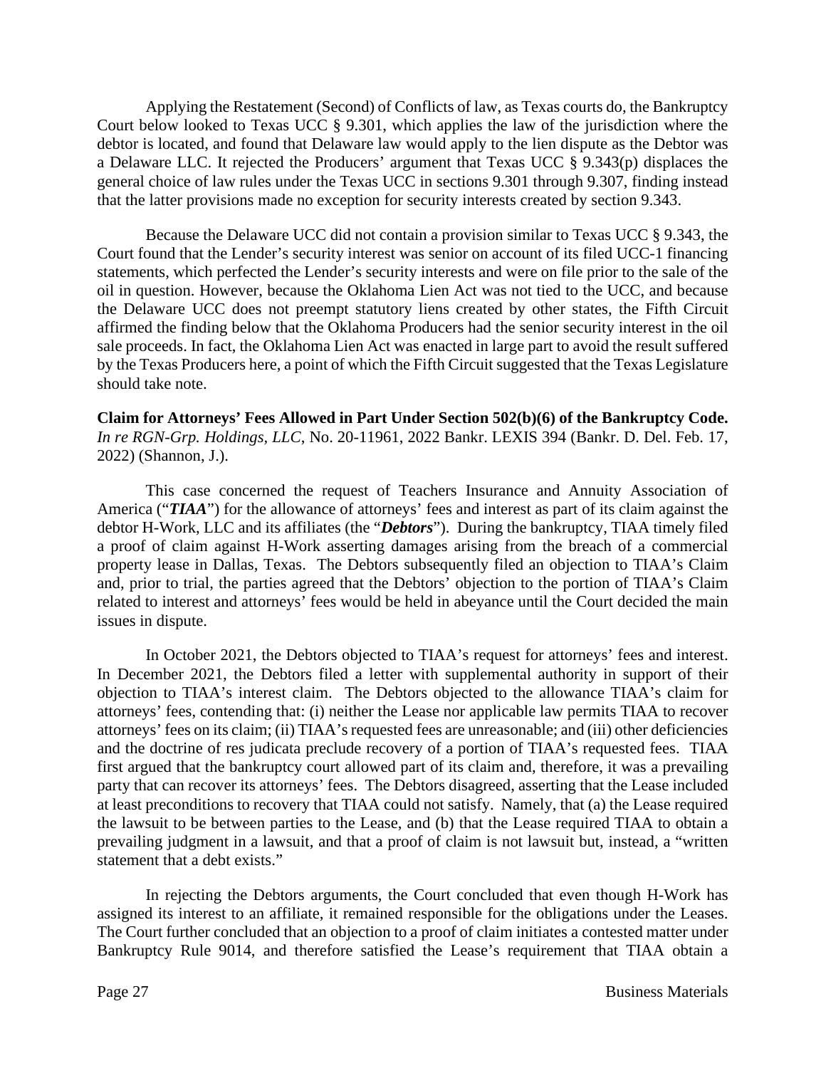Applying the Restatement (Second) of Conflicts of law, as Texas courts do, the Bankruptcy Court below looked to Texas UCC § 9.301, which applies the law of the jurisdiction where the debtor is located, and found that Delaware law would apply to the lien dispute as the Debtor was a Delaware LLC. It rejected the Producers' argument that Texas UCC § 9.343(p) displaces the general choice of law rules under the Texas UCC in sections 9.301 through 9.307, finding instead that the latter provisions made no exception for security interests created by section 9.343.

Because the Delaware UCC did not contain a provision similar to Texas UCC § 9.343, the Court found that the Lender's security interest was senior on account of its filed UCC-1 financing statements, which perfected the Lender's security interests and were on file prior to the sale of the oil in question. However, because the Oklahoma Lien Act was not tied to the UCC, and because the Delaware UCC does not preempt statutory liens created by other states, the Fifth Circuit affirmed the finding below that the Oklahoma Producers had the senior security interest in the oil sale proceeds. In fact, the Oklahoma Lien Act was enacted in large part to avoid the result suffered by the Texas Producers here, a point of which the Fifth Circuit suggested that the Texas Legislature should take note.

**Claim for Attorneys' Fees Allowed in Part Under Section 502(b)(6) of the Bankruptcy Code.** *In re RGN-Grp. Holdings, LLC*, No. 20-11961, 2022 Bankr. LEXIS 394 (Bankr. D. Del. Feb. 17, 2022) (Shannon, J.).

This case concerned the request of Teachers Insurance and Annuity Association of America ("***TIAA***") for the allowance of attorneys' fees and interest as part of its claim against the debtor H-Work, LLC and its affiliates (the "***Debtors***"). During the bankruptcy, TIAA timely filed a proof of claim against H-Work asserting damages arising from the breach of a commercial property lease in Dallas, Texas. The Debtors subsequently filed an objection to TIAA's Claim and, prior to trial, the parties agreed that the Debtors' objection to the portion of TIAA's Claim related to interest and attorneys' fees would be held in abeyance until the Court decided the main issues in dispute.

In October 2021, the Debtors objected to TIAA's request for attorneys' fees and interest. In December 2021, the Debtors filed a letter with supplemental authority in support of their objection to TIAA's interest claim. The Debtors objected to the allowance TIAA's claim for attorneys' fees, contending that: (i) neither the Lease nor applicable law permits TIAA to recover attorneys' fees on its claim; (ii) TIAA's requested fees are unreasonable; and (iii) other deficiencies and the doctrine of res judicata preclude recovery of a portion of TIAA's requested fees. TIAA first argued that the bankruptcy court allowed part of its claim and, therefore, it was a prevailing party that can recover its attorneys' fees. The Debtors disagreed, asserting that the Lease included at least preconditions to recovery that TIAA could not satisfy. Namely, that (a) the Lease required the lawsuit to be between parties to the Lease, and (b) that the Lease required TIAA to obtain a prevailing judgment in a lawsuit, and that a proof of claim is not lawsuit but, instead, a "written statement that a debt exists."

In rejecting the Debtors arguments, the Court concluded that even though H-Work has assigned its interest to an affiliate, it remained responsible for the obligations under the Leases. The Court further concluded that an objection to a proof of claim initiates a contested matter under Bankruptcy Rule 9014, and therefore satisfied the Lease's requirement that TIAA obtain a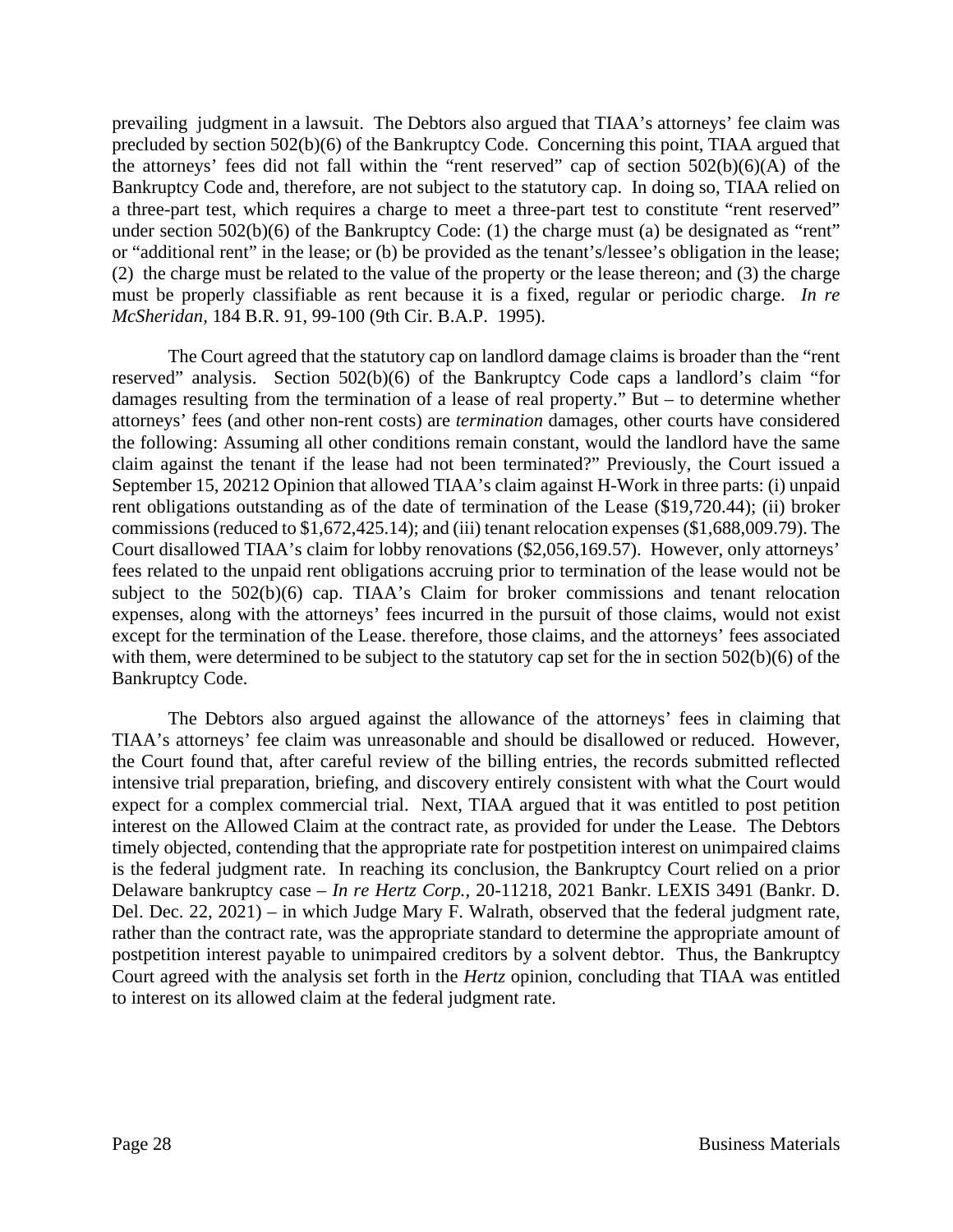prevailing judgment in a lawsuit. The Debtors also argued that TIAA's attorneys' fee claim was precluded by section 502(b)(6) of the Bankruptcy Code. Concerning this point, TIAA argued that the attorneys' fees did not fall within the "rent reserved" cap of section 502(b)(6)(A) of the Bankruptcy Code and, therefore, are not subject to the statutory cap. In doing so, TIAA relied on a three-part test, which requires a charge to meet a three-part test to constitute "rent reserved" under section 502(b)(6) of the Bankruptcy Code: (1) the charge must (a) be designated as "rent" or "additional rent" in the lease; or (b) be provided as the tenant's/lessee's obligation in the lease; (2) the charge must be related to the value of the property or the lease thereon; and (3) the charge must be properly classifiable as rent because it is a fixed, regular or periodic charge. *In re McSheridan*, 184 B.R. 91, 99-100 (9th Cir. B.A.P. 1995).

The Court agreed that the statutory cap on landlord damage claims is broader than the "rent reserved" analysis. Section 502(b)(6) of the Bankruptcy Code caps a landlord's claim "for damages resulting from the termination of a lease of real property." But – to determine whether attorneys' fees (and other non-rent costs) are *termination* damages, other courts have considered the following: Assuming all other conditions remain constant, would the landlord have the same claim against the tenant if the lease had not been terminated?" Previously, the Court issued a September 15, 20212 Opinion that allowed TIAA's claim against H-Work in three parts: (i) unpaid rent obligations outstanding as of the date of termination of the Lease ($19,720.44); (ii) broker commissions (reduced to $1,672,425.14); and (iii) tenant relocation expenses ($1,688,009.79). The Court disallowed TIAA's claim for lobby renovations ($2,056,169.57). However, only attorneys' fees related to the unpaid rent obligations accruing prior to termination of the lease would not be subject to the 502(b)(6) cap. TIAA's Claim for broker commissions and tenant relocation expenses, along with the attorneys' fees incurred in the pursuit of those claims, would not exist except for the termination of the Lease. therefore, those claims, and the attorneys' fees associated with them, were determined to be subject to the statutory cap set for the in section 502(b)(6) of the Bankruptcy Code.

The Debtors also argued against the allowance of the attorneys' fees in claiming that TIAA's attorneys' fee claim was unreasonable and should be disallowed or reduced. However, the Court found that, after careful review of the billing entries, the records submitted reflected intensive trial preparation, briefing, and discovery entirely consistent with what the Court would expect for a complex commercial trial. Next, TIAA argued that it was entitled to post petition interest on the Allowed Claim at the contract rate, as provided for under the Lease. The Debtors timely objected, contending that the appropriate rate for postpetition interest on unimpaired claims is the federal judgment rate. In reaching its conclusion, the Bankruptcy Court relied on a prior Delaware bankruptcy case – *In re Hertz Corp.*, 20-11218, 2021 Bankr. LEXIS 3491 (Bankr. D. Del. Dec. 22, 2021) – in which Judge Mary F. Walrath, observed that the federal judgment rate, rather than the contract rate, was the appropriate standard to determine the appropriate amount of postpetition interest payable to unimpaired creditors by a solvent debtor. Thus, the Bankruptcy Court agreed with the analysis set forth in the *Hertz* opinion, concluding that TIAA was entitled to interest on its allowed claim at the federal judgment rate.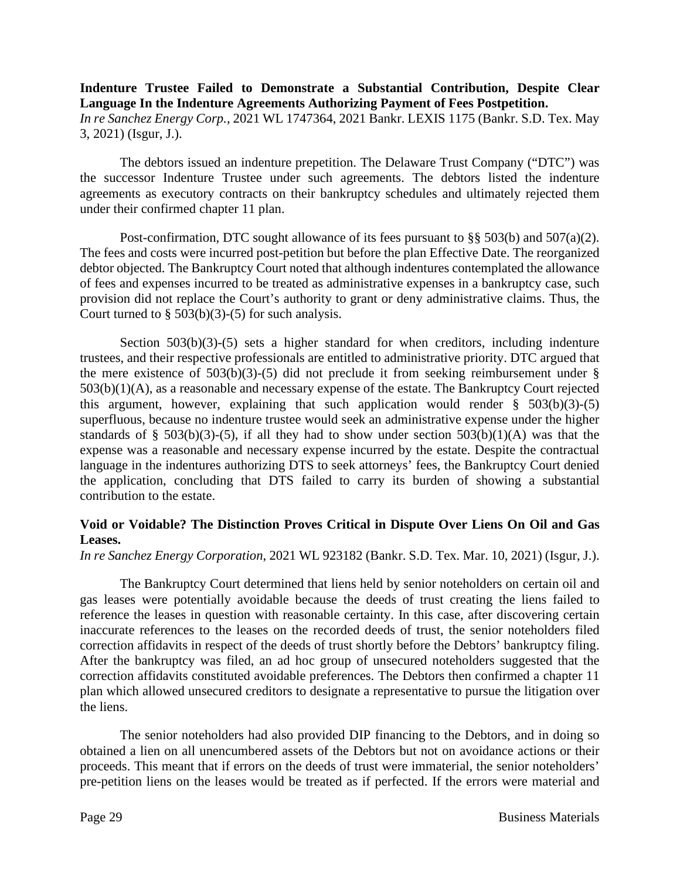**Indenture Trustee Failed to Demonstrate a Substantial Contribution, Despite Clear Language In the Indenture Agreements Authorizing Payment of Fees Postpetition.**
*In re Sanchez Energy Corp.*, 2021 WL 1747364, 2021 Bankr. LEXIS 1175 (Bankr. S.D. Tex. May 3, 2021) (Isgur, J.).

The debtors issued an indenture prepetition. The Delaware Trust Company ("DTC") was the successor Indenture Trustee under such agreements. The debtors listed the indenture agreements as executory contracts on their bankruptcy schedules and ultimately rejected them under their confirmed chapter 11 plan.

Post-confirmation, DTC sought allowance of its fees pursuant to §§ 503(b) and 507(a)(2). The fees and costs were incurred post-petition but before the plan Effective Date. The reorganized debtor objected. The Bankruptcy Court noted that although indentures contemplated the allowance of fees and expenses incurred to be treated as administrative expenses in a bankruptcy case, such provision did not replace the Court's authority to grant or deny administrative claims. Thus, the Court turned to § 503(b)(3)-(5) for such analysis.

Section 503(b)(3)-(5) sets a higher standard for when creditors, including indenture trustees, and their respective professionals are entitled to administrative priority. DTC argued that the mere existence of 503(b)(3)-(5) did not preclude it from seeking reimbursement under § 503(b)(1)(A), as a reasonable and necessary expense of the estate. The Bankruptcy Court rejected this argument, however, explaining that such application would render § 503(b)(3)-(5) superfluous, because no indenture trustee would seek an administrative expense under the higher standards of § 503(b)(3)-(5), if all they had to show under section 503(b)(1)(A) was that the expense was a reasonable and necessary expense incurred by the estate. Despite the contractual language in the indentures authorizing DTS to seek attorneys' fees, the Bankruptcy Court denied the application, concluding that DTS failed to carry its burden of showing a substantial contribution to the estate.

**Void or Voidable? The Distinction Proves Critical in Dispute Over Liens On Oil and Gas Leases.**
*In re Sanchez Energy Corporation*, 2021 WL 923182 (Bankr. S.D. Tex. Mar. 10, 2021) (Isgur, J.).

The Bankruptcy Court determined that liens held by senior noteholders on certain oil and gas leases were potentially avoidable because the deeds of trust creating the liens failed to reference the leases in question with reasonable certainty. In this case, after discovering certain inaccurate references to the leases on the recorded deeds of trust, the senior noteholders filed correction affidavits in respect of the deeds of trust shortly before the Debtors' bankruptcy filing. After the bankruptcy was filed, an ad hoc group of unsecured noteholders suggested that the correction affidavits constituted avoidable preferences. The Debtors then confirmed a chapter 11 plan which allowed unsecured creditors to designate a representative to pursue the litigation over the liens.

The senior noteholders had also provided DIP financing to the Debtors, and in doing so obtained a lien on all unencumbered assets of the Debtors but not on avoidance actions or their proceeds. This meant that if errors on the deeds of trust were immaterial, the senior noteholders' pre-petition liens on the leases would be treated as if perfected. If the errors were material and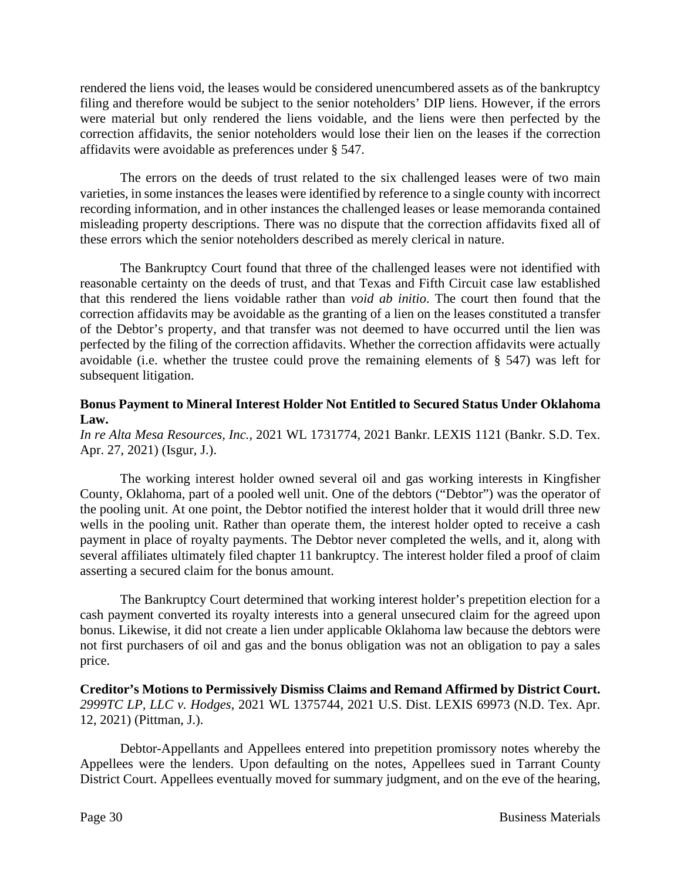rendered the liens void, the leases would be considered unencumbered assets as of the bankruptcy filing and therefore would be subject to the senior noteholders' DIP liens. However, if the errors were material but only rendered the liens voidable, and the liens were then perfected by the correction affidavits, the senior noteholders would lose their lien on the leases if the correction affidavits were avoidable as preferences under § 547.

The errors on the deeds of trust related to the six challenged leases were of two main varieties, in some instances the leases were identified by reference to a single county with incorrect recording information, and in other instances the challenged leases or lease memoranda contained misleading property descriptions. There was no dispute that the correction affidavits fixed all of these errors which the senior noteholders described as merely clerical in nature.

The Bankruptcy Court found that three of the challenged leases were not identified with reasonable certainty on the deeds of trust, and that Texas and Fifth Circuit case law established that this rendered the liens voidable rather than *void ab initio*. The court then found that the correction affidavits may be avoidable as the granting of a lien on the leases constituted a transfer of the Debtor's property, and that transfer was not deemed to have occurred until the lien was perfected by the filing of the correction affidavits. Whether the correction affidavits were actually avoidable (i.e. whether the trustee could prove the remaining elements of § 547) was left for subsequent litigation.

**Bonus Payment to Mineral Interest Holder Not Entitled to Secured Status Under Oklahoma Law.**
*In re Alta Mesa Resources, Inc.*, 2021 WL 1731774, 2021 Bankr. LEXIS 1121 (Bankr. S.D. Tex. Apr. 27, 2021) (Isgur, J.).

The working interest holder owned several oil and gas working interests in Kingfisher County, Oklahoma, part of a pooled well unit. One of the debtors ("Debtor") was the operator of the pooling unit. At one point, the Debtor notified the interest holder that it would drill three new wells in the pooling unit. Rather than operate them, the interest holder opted to receive a cash payment in place of royalty payments. The Debtor never completed the wells, and it, along with several affiliates ultimately filed chapter 11 bankruptcy. The interest holder filed a proof of claim asserting a secured claim for the bonus amount.

The Bankruptcy Court determined that working interest holder's prepetition election for a cash payment converted its royalty interests into a general unsecured claim for the agreed upon bonus. Likewise, it did not create a lien under applicable Oklahoma law because the debtors were not first purchasers of oil and gas and the bonus obligation was not an obligation to pay a sales price.

**Creditor's Motions to Permissively Dismiss Claims and Remand Affirmed by District Court.**
*2999TC LP, LLC v. Hodges*, 2021 WL 1375744, 2021 U.S. Dist. LEXIS 69973 (N.D. Tex. Apr. 12, 2021) (Pittman, J.).

Debtor-Appellants and Appellees entered into prepetition promissory notes whereby the Appellees were the lenders. Upon defaulting on the notes, Appellees sued in Tarrant County District Court. Appellees eventually moved for summary judgment, and on the eve of the hearing,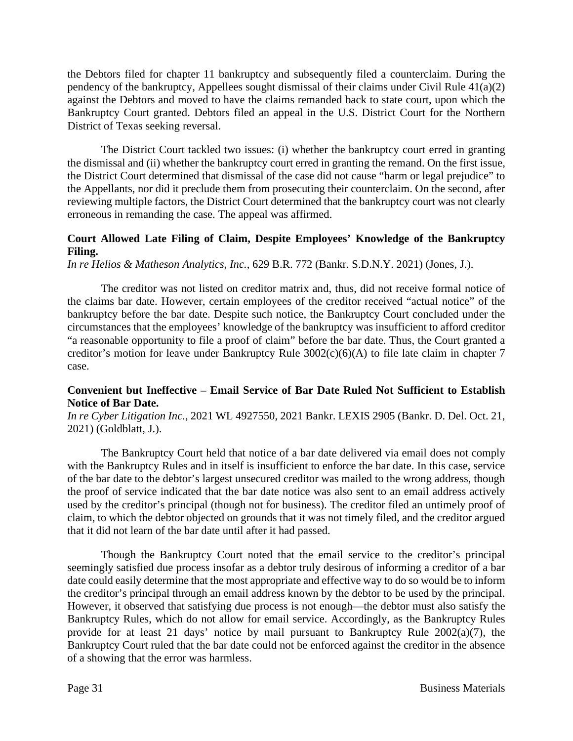the Debtors filed for chapter 11 bankruptcy and subsequently filed a counterclaim. During the pendency of the bankruptcy, Appellees sought dismissal of their claims under Civil Rule 41(a)(2) against the Debtors and moved to have the claims remanded back to state court, upon which the Bankruptcy Court granted. Debtors filed an appeal in the U.S. District Court for the Northern District of Texas seeking reversal.

The District Court tackled two issues: (i) whether the bankruptcy court erred in granting the dismissal and (ii) whether the bankruptcy court erred in granting the remand. On the first issue, the District Court determined that dismissal of the case did not cause "harm or legal prejudice" to the Appellants, nor did it preclude them from prosecuting their counterclaim. On the second, after reviewing multiple factors, the District Court determined that the bankruptcy court was not clearly erroneous in remanding the case. The appeal was affirmed.

**Court Allowed Late Filing of Claim, Despite Employees' Knowledge of the Bankruptcy Filing.**
*In re Helios & Matheson Analytics, Inc.*, 629 B.R. 772 (Bankr. S.D.N.Y. 2021) (Jones, J.).

The creditor was not listed on creditor matrix and, thus, did not receive formal notice of the claims bar date. However, certain employees of the creditor received "actual notice" of the bankruptcy before the bar date. Despite such notice, the Bankruptcy Court concluded under the circumstances that the employees' knowledge of the bankruptcy was insufficient to afford creditor "a reasonable opportunity to file a proof of claim" before the bar date. Thus, the Court granted a creditor's motion for leave under Bankruptcy Rule 3002(c)(6)(A) to file late claim in chapter 7 case.

**Convenient but Ineffective – Email Service of Bar Date Ruled Not Sufficient to Establish Notice of Bar Date.**
*In re Cyber Litigation Inc.*, 2021 WL 4927550, 2021 Bankr. LEXIS 2905 (Bankr. D. Del. Oct. 21, 2021) (Goldblatt, J.).

The Bankruptcy Court held that notice of a bar date delivered via email does not comply with the Bankruptcy Rules and in itself is insufficient to enforce the bar date. In this case, service of the bar date to the debtor's largest unsecured creditor was mailed to the wrong address, though the proof of service indicated that the bar date notice was also sent to an email address actively used by the creditor's principal (though not for business). The creditor filed an untimely proof of claim, to which the debtor objected on grounds that it was not timely filed, and the creditor argued that it did not learn of the bar date until after it had passed.

Though the Bankruptcy Court noted that the email service to the creditor's principal seemingly satisfied due process insofar as a debtor truly desirous of informing a creditor of a bar date could easily determine that the most appropriate and effective way to do so would be to inform the creditor's principal through an email address known by the debtor to be used by the principal. However, it observed that satisfying due process is not enough—the debtor must also satisfy the Bankruptcy Rules, which do not allow for email service. Accordingly, as the Bankruptcy Rules provide for at least 21 days' notice by mail pursuant to Bankruptcy Rule 2002(a)(7), the Bankruptcy Court ruled that the bar date could not be enforced against the creditor in the absence of a showing that the error was harmless.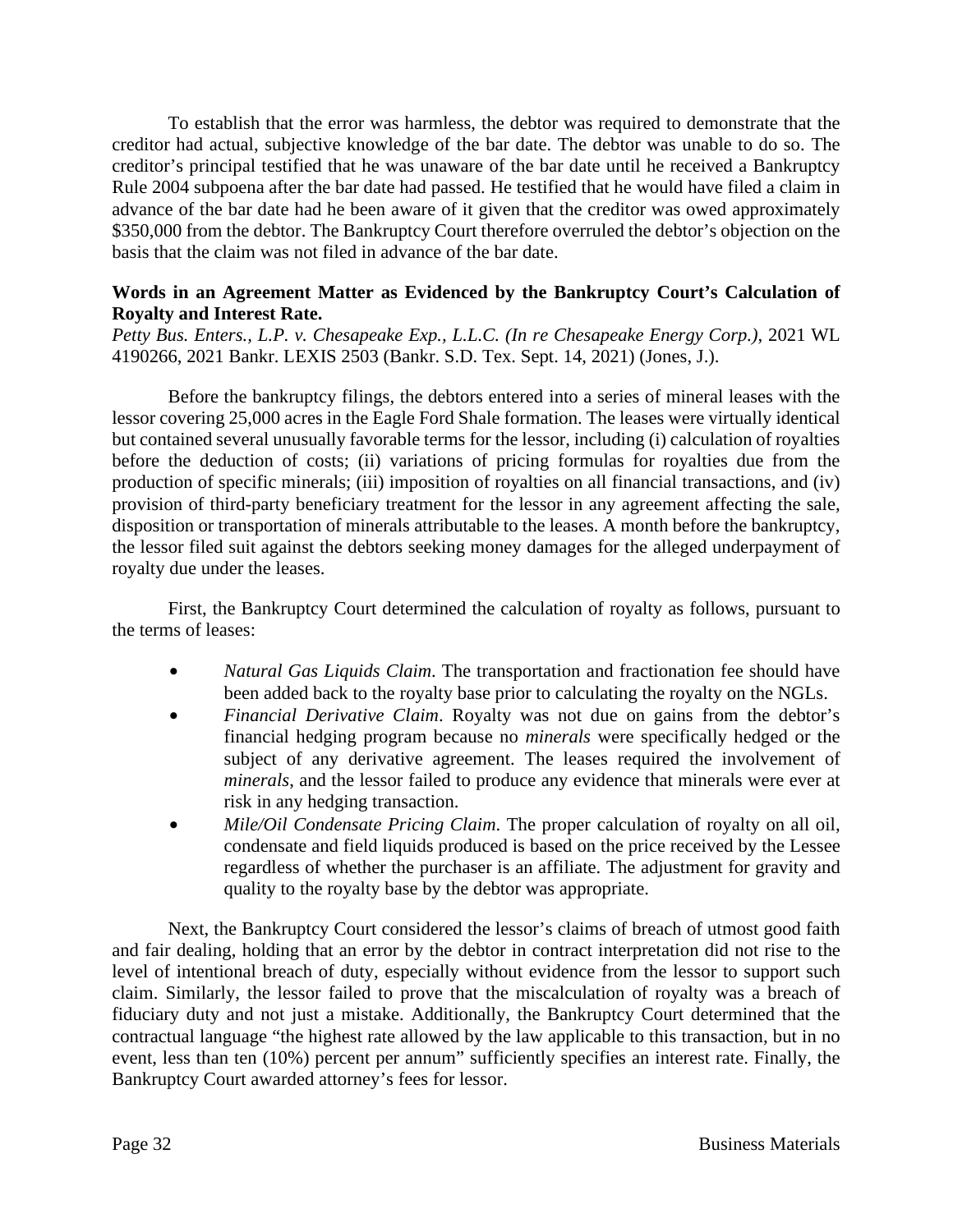To establish that the error was harmless, the debtor was required to demonstrate that the creditor had actual, subjective knowledge of the bar date. The debtor was unable to do so. The creditor's principal testified that he was unaware of the bar date until he received a Bankruptcy Rule 2004 subpoena after the bar date had passed. He testified that he would have filed a claim in advance of the bar date had he been aware of it given that the creditor was owed approximately $350,000 from the debtor. The Bankruptcy Court therefore overruled the debtor's objection on the basis that the claim was not filed in advance of the bar date.

**Words in an Agreement Matter as Evidenced by the Bankruptcy Court's Calculation of Royalty and Interest Rate.**

*Petty Bus. Enters., L.P. v. Chesapeake Exp., L.L.C. (In re Chesapeake Energy Corp.)*, 2021 WL 4190266, 2021 Bankr. LEXIS 2503 (Bankr. S.D. Tex. Sept. 14, 2021) (Jones, J.).

Before the bankruptcy filings, the debtors entered into a series of mineral leases with the lessor covering 25,000 acres in the Eagle Ford Shale formation. The leases were virtually identical but contained several unusually favorable terms for the lessor, including (i) calculation of royalties before the deduction of costs; (ii) variations of pricing formulas for royalties due from the production of specific minerals; (iii) imposition of royalties on all financial transactions, and (iv) provision of third-party beneficiary treatment for the lessor in any agreement affecting the sale, disposition or transportation of minerals attributable to the leases. A month before the bankruptcy, the lessor filed suit against the debtors seeking money damages for the alleged underpayment of royalty due under the leases.

First, the Bankruptcy Court determined the calculation of royalty as follows, pursuant to the terms of leases:

- *Natural Gas Liquids Claim*. The transportation and fractionation fee should have been added back to the royalty base prior to calculating the royalty on the NGLs.
- *Financial Derivative Claim*. Royalty was not due on gains from the debtor's financial hedging program because no *minerals* were specifically hedged or the subject of any derivative agreement. The leases required the involvement of *minerals*, and the lessor failed to produce any evidence that minerals were ever at risk in any hedging transaction.
- *Mile/Oil Condensate Pricing Claim*. The proper calculation of royalty on all oil, condensate and field liquids produced is based on the price received by the Lessee regardless of whether the purchaser is an affiliate. The adjustment for gravity and quality to the royalty base by the debtor was appropriate.

Next, the Bankruptcy Court considered the lessor's claims of breach of utmost good faith and fair dealing, holding that an error by the debtor in contract interpretation did not rise to the level of intentional breach of duty, especially without evidence from the lessor to support such claim. Similarly, the lessor failed to prove that the miscalculation of royalty was a breach of fiduciary duty and not just a mistake. Additionally, the Bankruptcy Court determined that the contractual language "the highest rate allowed by the law applicable to this transaction, but in no event, less than ten (10%) percent per annum" sufficiently specifies an interest rate. Finally, the Bankruptcy Court awarded attorney's fees for lessor.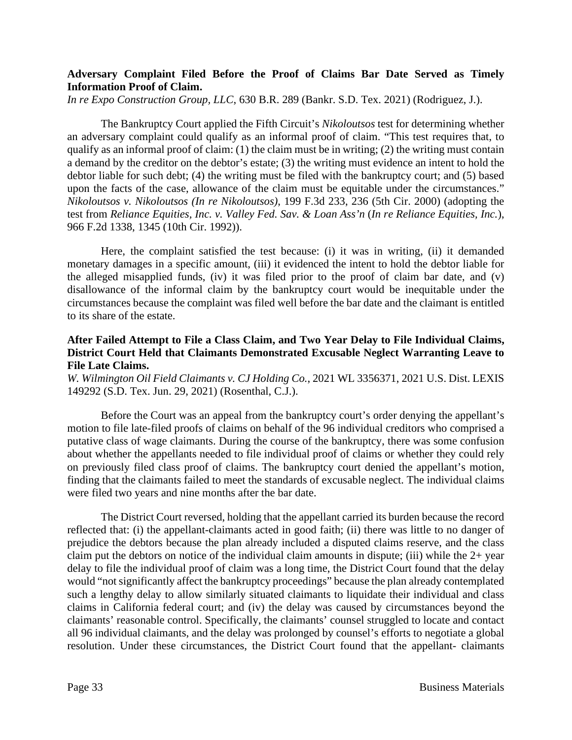**Adversary Complaint Filed Before the Proof of Claims Bar Date Served as Timely Information Proof of Claim.**
*In re Expo Construction Group, LLC*, 630 B.R. 289 (Bankr. S.D. Tex. 2021) (Rodriguez, J.).

The Bankruptcy Court applied the Fifth Circuit's *Nikoloutsos* test for determining whether an adversary complaint could qualify as an informal proof of claim. "This test requires that, to qualify as an informal proof of claim: (1) the claim must be in writing; (2) the writing must contain a demand by the creditor on the debtor's estate; (3) the writing must evidence an intent to hold the debtor liable for such debt; (4) the writing must be filed with the bankruptcy court; and (5) based upon the facts of the case, allowance of the claim must be equitable under the circumstances." *Nikoloutsos v. Nikoloutsos (In re Nikoloutsos)*, 199 F.3d 233, 236 (5th Cir. 2000) (adopting the test from *Reliance Equities, Inc. v. Valley Fed. Sav. & Loan Ass'n* (*In re Reliance Equities, Inc.*), 966 F.2d 1338, 1345 (10th Cir. 1992)).

Here, the complaint satisfied the test because: (i) it was in writing, (ii) it demanded monetary damages in a specific amount, (iii) it evidenced the intent to hold the debtor liable for the alleged misapplied funds, (iv) it was filed prior to the proof of claim bar date, and (v) disallowance of the informal claim by the bankruptcy court would be inequitable under the circumstances because the complaint was filed well before the bar date and the claimant is entitled to its share of the estate.

**After Failed Attempt to File a Class Claim, and Two Year Delay to File Individual Claims, District Court Held that Claimants Demonstrated Excusable Neglect Warranting Leave to File Late Claims.**
*W. Wilmington Oil Field Claimants v. CJ Holding Co.*, 2021 WL 3356371, 2021 U.S. Dist. LEXIS 149292 (S.D. Tex. Jun. 29, 2021) (Rosenthal, C.J.).

Before the Court was an appeal from the bankruptcy court's order denying the appellant's motion to file late-filed proofs of claims on behalf of the 96 individual creditors who comprised a putative class of wage claimants. During the course of the bankruptcy, there was some confusion about whether the appellants needed to file individual proof of claims or whether they could rely on previously filed class proof of claims. The bankruptcy court denied the appellant's motion, finding that the claimants failed to meet the standards of excusable neglect. The individual claims were filed two years and nine months after the bar date.

The District Court reversed, holding that the appellant carried its burden because the record reflected that: (i) the appellant-claimants acted in good faith; (ii) there was little to no danger of prejudice the debtors because the plan already included a disputed claims reserve, and the class claim put the debtors on notice of the individual claim amounts in dispute; (iii) while the 2+ year delay to file the individual proof of claim was a long time, the District Court found that the delay would "not significantly affect the bankruptcy proceedings" because the plan already contemplated such a lengthy delay to allow similarly situated claimants to liquidate their individual and class claims in California federal court; and (iv) the delay was caused by circumstances beyond the claimants' reasonable control. Specifically, the claimants' counsel struggled to locate and contact all 96 individual claimants, and the delay was prolonged by counsel's efforts to negotiate a global resolution. Under these circumstances, the District Court found that the appellant- claimants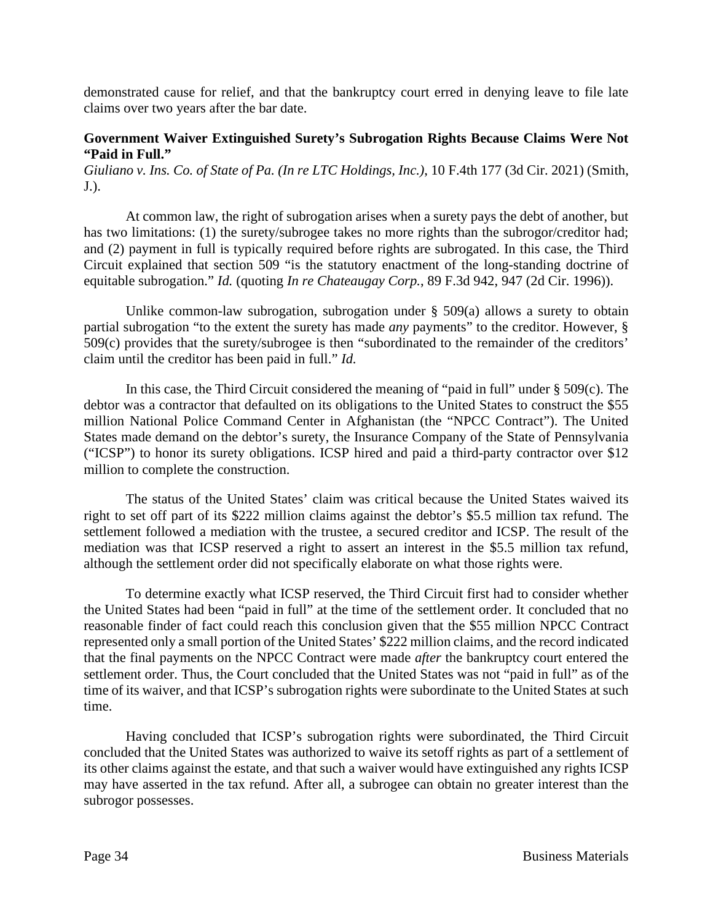demonstrated cause for relief, and that the bankruptcy court erred in denying leave to file late claims over two years after the bar date.

**Government Waiver Extinguished Surety's Subrogation Rights Because Claims Were Not "Paid in Full."**

*Giuliano v. Ins. Co. of State of Pa. (In re LTC Holdings, Inc.)*, 10 F.4th 177 (3d Cir. 2021) (Smith, J.).

At common law, the right of subrogation arises when a surety pays the debt of another, but has two limitations: (1) the surety/subrogee takes no more rights than the subrogor/creditor had; and (2) payment in full is typically required before rights are subrogated. In this case, the Third Circuit explained that section 509 "is the statutory enactment of the long-standing doctrine of equitable subrogation." *Id.* (quoting *In re Chateaugay Corp.*, 89 F.3d 942, 947 (2d Cir. 1996)).

Unlike common-law subrogation, subrogation under § 509(a) allows a surety to obtain partial subrogation "to the extent the surety has made *any* payments" to the creditor. However, § 509(c) provides that the surety/subrogee is then "subordinated to the remainder of the creditors' claim until the creditor has been paid in full." *Id.*

In this case, the Third Circuit considered the meaning of "paid in full" under § 509(c). The debtor was a contractor that defaulted on its obligations to the United States to construct the $55 million National Police Command Center in Afghanistan (the "NPCC Contract"). The United States made demand on the debtor's surety, the Insurance Company of the State of Pennsylvania ("ICSP") to honor its surety obligations. ICSP hired and paid a third-party contractor over $12 million to complete the construction.

The status of the United States' claim was critical because the United States waived its right to set off part of its $222 million claims against the debtor's $5.5 million tax refund. The settlement followed a mediation with the trustee, a secured creditor and ICSP. The result of the mediation was that ICSP reserved a right to assert an interest in the $5.5 million tax refund, although the settlement order did not specifically elaborate on what those rights were.

To determine exactly what ICSP reserved, the Third Circuit first had to consider whether the United States had been "paid in full" at the time of the settlement order. It concluded that no reasonable finder of fact could reach this conclusion given that the $55 million NPCC Contract represented only a small portion of the United States' $222 million claims, and the record indicated that the final payments on the NPCC Contract were made *after* the bankruptcy court entered the settlement order. Thus, the Court concluded that the United States was not "paid in full" as of the time of its waiver, and that ICSP's subrogation rights were subordinate to the United States at such time.

Having concluded that ICSP's subrogation rights were subordinated, the Third Circuit concluded that the United States was authorized to waive its setoff rights as part of a settlement of its other claims against the estate, and that such a waiver would have extinguished any rights ICSP may have asserted in the tax refund. After all, a subrogee can obtain no greater interest than the subrogor possesses.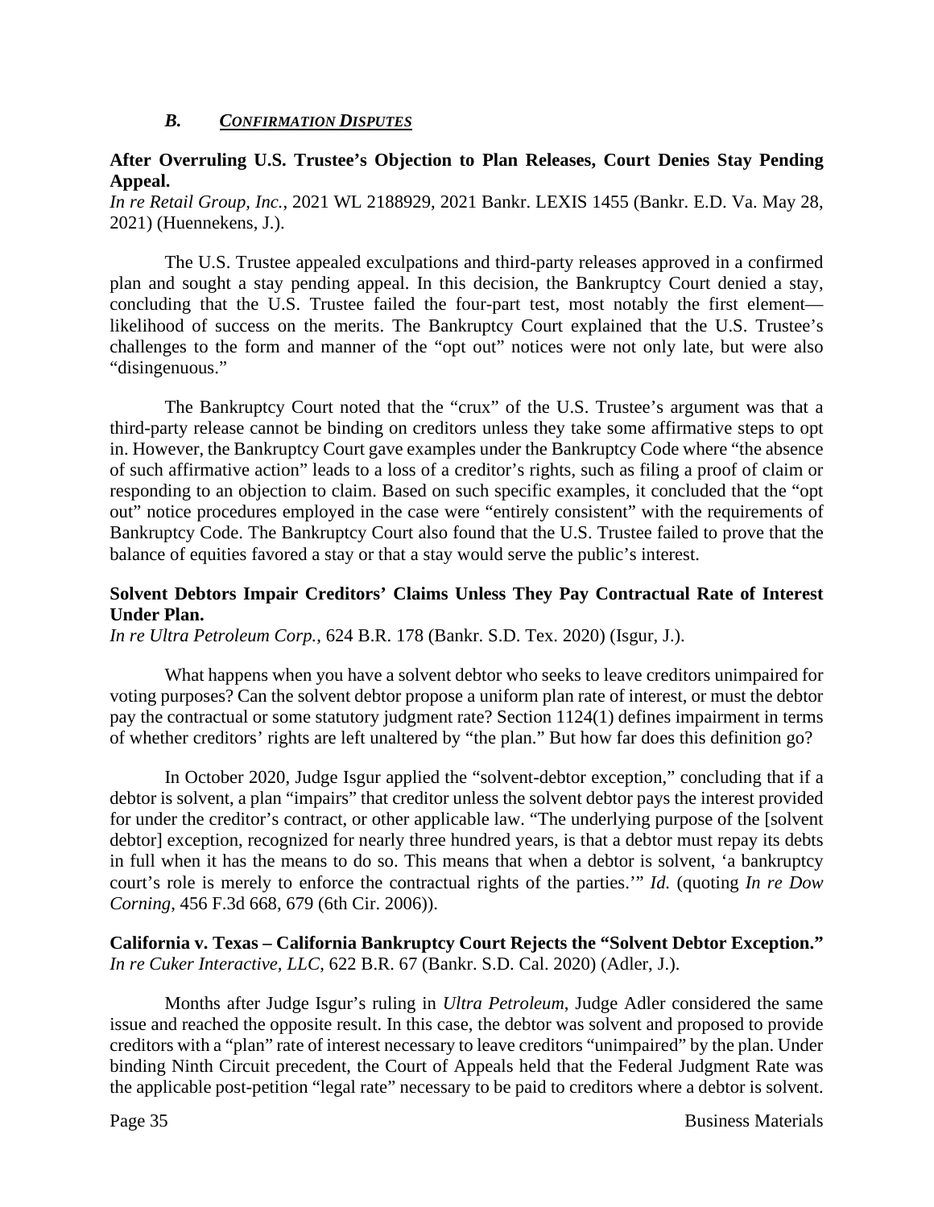### *B. Confirmation Disputes*

**After Overruling U.S. Trustee's Objection to Plan Releases, Court Denies Stay Pending Appeal.**
*In re Retail Group, Inc.*, 2021 WL 2188929, 2021 Bankr. LEXIS 1455 (Bankr. E.D. Va. May 28, 2021) (Huennekens, J.).

The U.S. Trustee appealed exculpations and third-party releases approved in a confirmed plan and sought a stay pending appeal. In this decision, the Bankruptcy Court denied a stay, concluding that the U.S. Trustee failed the four-part test, most notably the first element—likelihood of success on the merits. The Bankruptcy Court explained that the U.S. Trustee's challenges to the form and manner of the "opt out" notices were not only late, but were also "disingenuous."

The Bankruptcy Court noted that the "crux" of the U.S. Trustee's argument was that a third-party release cannot be binding on creditors unless they take some affirmative steps to opt in. However, the Bankruptcy Court gave examples under the Bankruptcy Code where "the absence of such affirmative action" leads to a loss of a creditor's rights, such as filing a proof of claim or responding to an objection to claim. Based on such specific examples, it concluded that the "opt out" notice procedures employed in the case were "entirely consistent" with the requirements of Bankruptcy Code. The Bankruptcy Court also found that the U.S. Trustee failed to prove that the balance of equities favored a stay or that a stay would serve the public's interest.

**Solvent Debtors Impair Creditors' Claims Unless They Pay Contractual Rate of Interest Under Plan.**
*In re Ultra Petroleum Corp.*, 624 B.R. 178 (Bankr. S.D. Tex. 2020) (Isgur, J.).

What happens when you have a solvent debtor who seeks to leave creditors unimpaired for voting purposes? Can the solvent debtor propose a uniform plan rate of interest, or must the debtor pay the contractual or some statutory judgment rate? Section 1124(1) defines impairment in terms of whether creditors' rights are left unaltered by "the plan." But how far does this definition go?

In October 2020, Judge Isgur applied the "solvent-debtor exception," concluding that if a debtor is solvent, a plan "impairs" that creditor unless the solvent debtor pays the interest provided for under the creditor's contract, or other applicable law. "The underlying purpose of the [solvent debtor] exception, recognized for nearly three hundred years, is that a debtor must repay its debts in full when it has the means to do so. This means that when a debtor is solvent, 'a bankruptcy court's role is merely to enforce the contractual rights of the parties.'" *Id.* (quoting *In re Dow Corning*, 456 F.3d 668, 679 (6th Cir. 2006)).

**California v. Texas – California Bankruptcy Court Rejects the "Solvent Debtor Exception."**
*In re Cuker Interactive, LLC*, 622 B.R. 67 (Bankr. S.D. Cal. 2020) (Adler, J.).

Months after Judge Isgur's ruling in *Ultra Petroleum*, Judge Adler considered the same issue and reached the opposite result. In this case, the debtor was solvent and proposed to provide creditors with a "plan" rate of interest necessary to leave creditors "unimpaired" by the plan. Under binding Ninth Circuit precedent, the Court of Appeals held that the Federal Judgment Rate was the applicable post-petition "legal rate" necessary to be paid to creditors where a debtor is solvent.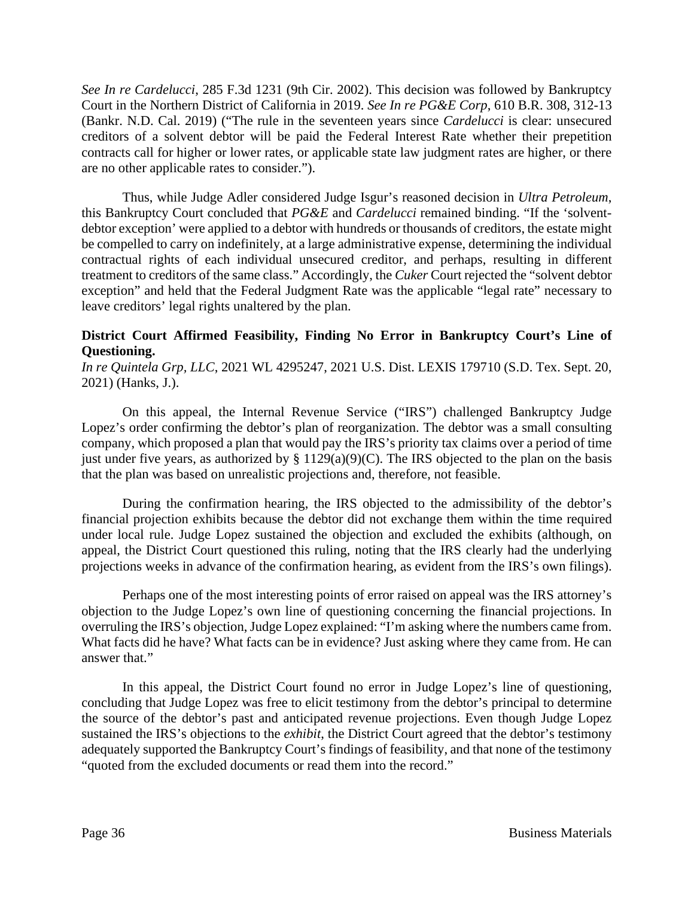*See In re Cardelucci*, 285 F.3d 1231 (9th Cir. 2002). This decision was followed by Bankruptcy Court in the Northern District of California in 2019. *See In re PG&E Corp*, 610 B.R. 308, 312-13 (Bankr. N.D. Cal. 2019) ("The rule in the seventeen years since *Cardelucci* is clear: unsecured creditors of a solvent debtor will be paid the Federal Interest Rate whether their prepetition contracts call for higher or lower rates, or applicable state law judgment rates are higher, or there are no other applicable rates to consider.").

Thus, while Judge Adler considered Judge Isgur's reasoned decision in *Ultra Petroleum*, this Bankruptcy Court concluded that *PG&E* and *Cardelucci* remained binding. "If the 'solvent-debtor exception' were applied to a debtor with hundreds or thousands of creditors, the estate might be compelled to carry on indefinitely, at a large administrative expense, determining the individual contractual rights of each individual unsecured creditor, and perhaps, resulting in different treatment to creditors of the same class." Accordingly, the *Cuker* Court rejected the "solvent debtor exception" and held that the Federal Judgment Rate was the applicable "legal rate" necessary to leave creditors' legal rights unaltered by the plan.

**District Court Affirmed Feasibility, Finding No Error in Bankruptcy Court's Line of Questioning.**
*In re Quintela Grp, LLC*, 2021 WL 4295247, 2021 U.S. Dist. LEXIS 179710 (S.D. Tex. Sept. 20, 2021) (Hanks, J.).

On this appeal, the Internal Revenue Service ("IRS") challenged Bankruptcy Judge Lopez's order confirming the debtor's plan of reorganization. The debtor was a small consulting company, which proposed a plan that would pay the IRS's priority tax claims over a period of time just under five years, as authorized by § 1129(a)(9)(C). The IRS objected to the plan on the basis that the plan was based on unrealistic projections and, therefore, not feasible.

During the confirmation hearing, the IRS objected to the admissibility of the debtor's financial projection exhibits because the debtor did not exchange them within the time required under local rule. Judge Lopez sustained the objection and excluded the exhibits (although, on appeal, the District Court questioned this ruling, noting that the IRS clearly had the underlying projections weeks in advance of the confirmation hearing, as evident from the IRS's own filings).

Perhaps one of the most interesting points of error raised on appeal was the IRS attorney's objection to the Judge Lopez's own line of questioning concerning the financial projections. In overruling the IRS's objection, Judge Lopez explained: "I'm asking where the numbers came from. What facts did he have? What facts can be in evidence? Just asking where they came from. He can answer that."

In this appeal, the District Court found no error in Judge Lopez's line of questioning, concluding that Judge Lopez was free to elicit testimony from the debtor's principal to determine the source of the debtor's past and anticipated revenue projections. Even though Judge Lopez sustained the IRS's objections to the *exhibit*, the District Court agreed that the debtor's testimony adequately supported the Bankruptcy Court's findings of feasibility, and that none of the testimony "quoted from the excluded documents or read them into the record."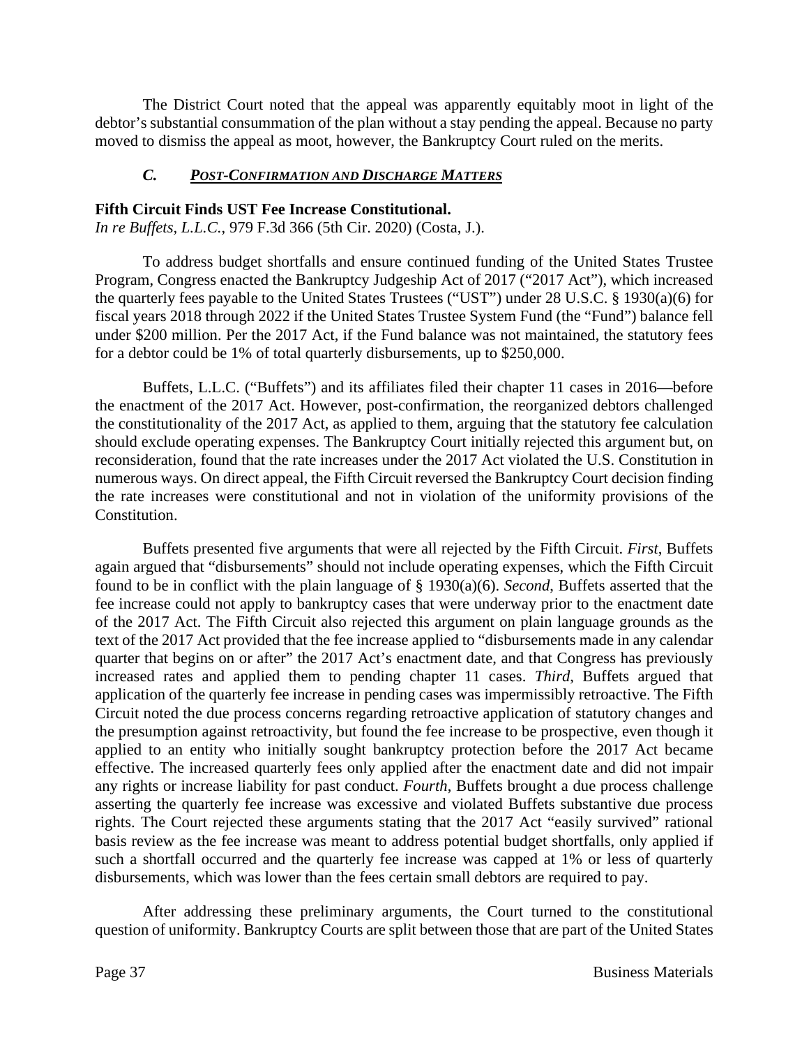The District Court noted that the appeal was apparently equitably moot in light of the debtor's substantial consummation of the plan without a stay pending the appeal. Because no party moved to dismiss the appeal as moot, however, the Bankruptcy Court ruled on the merits.

### *C. POST-CONFIRMATION AND DISCHARGE MATTERS*

**Fifth Circuit Finds UST Fee Increase Constitutional.**
*In re Buffets, L.L.C.*, 979 F.3d 366 (5th Cir. 2020) (Costa, J.).

To address budget shortfalls and ensure continued funding of the United States Trustee Program, Congress enacted the Bankruptcy Judgeship Act of 2017 ("2017 Act"), which increased the quarterly fees payable to the United States Trustees ("UST") under 28 U.S.C. § 1930(a)(6) for fiscal years 2018 through 2022 if the United States Trustee System Fund (the "Fund") balance fell under $200 million. Per the 2017 Act, if the Fund balance was not maintained, the statutory fees for a debtor could be 1% of total quarterly disbursements, up to $250,000.

Buffets, L.L.C. ("Buffets") and its affiliates filed their chapter 11 cases in 2016—before the enactment of the 2017 Act. However, post-confirmation, the reorganized debtors challenged the constitutionality of the 2017 Act, as applied to them, arguing that the statutory fee calculation should exclude operating expenses. The Bankruptcy Court initially rejected this argument but, on reconsideration, found that the rate increases under the 2017 Act violated the U.S. Constitution in numerous ways. On direct appeal, the Fifth Circuit reversed the Bankruptcy Court decision finding the rate increases were constitutional and not in violation of the uniformity provisions of the Constitution.

Buffets presented five arguments that were all rejected by the Fifth Circuit. *First*, Buffets again argued that "disbursements" should not include operating expenses, which the Fifth Circuit found to be in conflict with the plain language of § 1930(a)(6). *Second*, Buffets asserted that the fee increase could not apply to bankruptcy cases that were underway prior to the enactment date of the 2017 Act. The Fifth Circuit also rejected this argument on plain language grounds as the text of the 2017 Act provided that the fee increase applied to "disbursements made in any calendar quarter that begins on or after" the 2017 Act's enactment date, and that Congress has previously increased rates and applied them to pending chapter 11 cases. *Third*, Buffets argued that application of the quarterly fee increase in pending cases was impermissibly retroactive. The Fifth Circuit noted the due process concerns regarding retroactive application of statutory changes and the presumption against retroactivity, but found the fee increase to be prospective, even though it applied to an entity who initially sought bankruptcy protection before the 2017 Act became effective. The increased quarterly fees only applied after the enactment date and did not impair any rights or increase liability for past conduct. *Fourth*, Buffets brought a due process challenge asserting the quarterly fee increase was excessive and violated Buffets substantive due process rights. The Court rejected these arguments stating that the 2017 Act "easily survived" rational basis review as the fee increase was meant to address potential budget shortfalls, only applied if such a shortfall occurred and the quarterly fee increase was capped at 1% or less of quarterly disbursements, which was lower than the fees certain small debtors are required to pay.

After addressing these preliminary arguments, the Court turned to the constitutional question of uniformity. Bankruptcy Courts are split between those that are part of the United States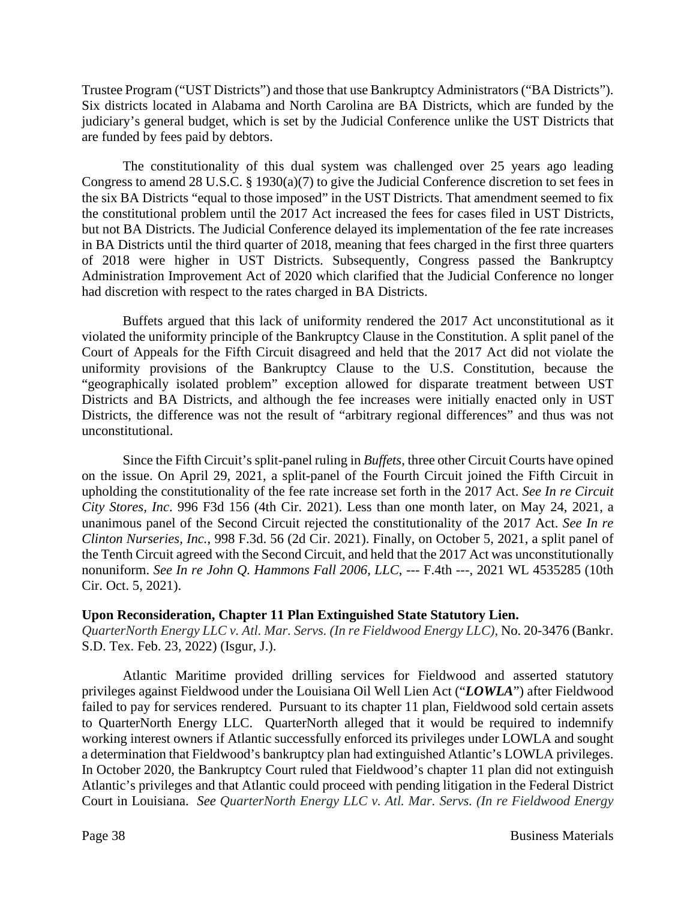Trustee Program ("UST Districts") and those that use Bankruptcy Administrators ("BA Districts"). Six districts located in Alabama and North Carolina are BA Districts, which are funded by the judiciary's general budget, which is set by the Judicial Conference unlike the UST Districts that are funded by fees paid by debtors.

The constitutionality of this dual system was challenged over 25 years ago leading Congress to amend 28 U.S.C. § 1930(a)(7) to give the Judicial Conference discretion to set fees in the six BA Districts "equal to those imposed" in the UST Districts. That amendment seemed to fix the constitutional problem until the 2017 Act increased the fees for cases filed in UST Districts, but not BA Districts. The Judicial Conference delayed its implementation of the fee rate increases in BA Districts until the third quarter of 2018, meaning that fees charged in the first three quarters of 2018 were higher in UST Districts. Subsequently, Congress passed the Bankruptcy Administration Improvement Act of 2020 which clarified that the Judicial Conference no longer had discretion with respect to the rates charged in BA Districts.

Buffets argued that this lack of uniformity rendered the 2017 Act unconstitutional as it violated the uniformity principle of the Bankruptcy Clause in the Constitution. A split panel of the Court of Appeals for the Fifth Circuit disagreed and held that the 2017 Act did not violate the uniformity provisions of the Bankruptcy Clause to the U.S. Constitution, because the "geographically isolated problem" exception allowed for disparate treatment between UST Districts and BA Districts, and although the fee increases were initially enacted only in UST Districts, the difference was not the result of "arbitrary regional differences" and thus was not unconstitutional.

Since the Fifth Circuit's split-panel ruling in *Buffets*, three other Circuit Courts have opined on the issue. On April 29, 2021, a split-panel of the Fourth Circuit joined the Fifth Circuit in upholding the constitutionality of the fee rate increase set forth in the 2017 Act. *See In re Circuit City Stores, Inc*. 996 F3d 156 (4th Cir. 2021). Less than one month later, on May 24, 2021, a unanimous panel of the Second Circuit rejected the constitutionality of the 2017 Act. *See In re Clinton Nurseries, Inc.*, 998 F.3d. 56 (2d Cir. 2021). Finally, on October 5, 2021, a split panel of the Tenth Circuit agreed with the Second Circuit, and held that the 2017 Act was unconstitutionally nonuniform. *See In re John Q. Hammons Fall 2006, LLC*, --- F.4th ---, 2021 WL 4535285 (10th Cir. Oct. 5, 2021).

**Upon Reconsideration, Chapter 11 Plan Extinguished State Statutory Lien.**
*QuarterNorth Energy LLC v. Atl. Mar. Servs. (In re Fieldwood Energy LLC)*, No. 20-3476 (Bankr. S.D. Tex. Feb. 23, 2022) (Isgur, J.).

Atlantic Maritime provided drilling services for Fieldwood and asserted statutory privileges against Fieldwood under the Louisiana Oil Well Lien Act ("***LOWLA***") after Fieldwood failed to pay for services rendered. Pursuant to its chapter 11 plan, Fieldwood sold certain assets to QuarterNorth Energy LLC. QuarterNorth alleged that it would be required to indemnify working interest owners if Atlantic successfully enforced its privileges under LOWLA and sought a determination that Fieldwood's bankruptcy plan had extinguished Atlantic's LOWLA privileges. In October 2020, the Bankruptcy Court ruled that Fieldwood's chapter 11 plan did not extinguish Atlantic's privileges and that Atlantic could proceed with pending litigation in the Federal District Court in Louisiana. *See QuarterNorth Energy LLC v. Atl. Mar. Servs. (In re Fieldwood Energy*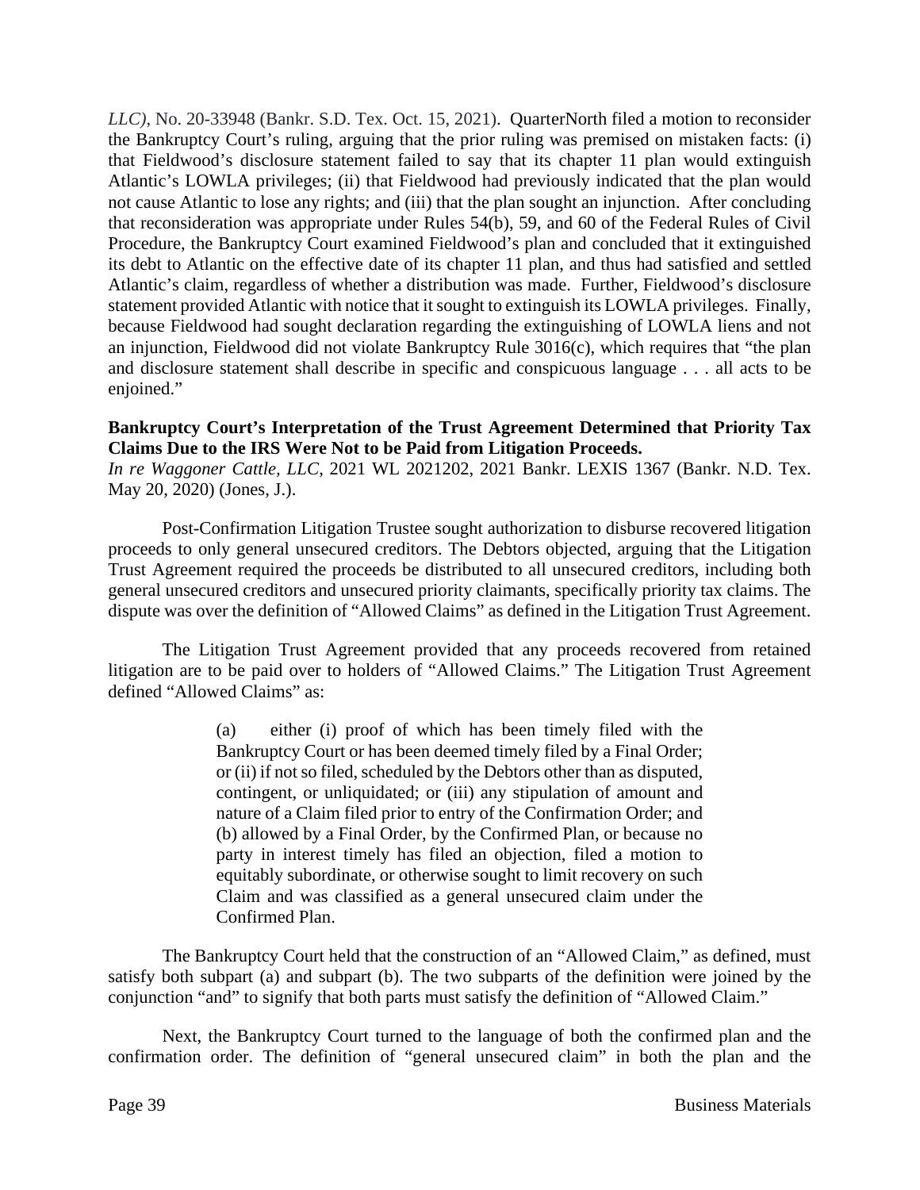*LLC)*, No. 20-33948 (Bankr. S.D. Tex. Oct. 15, 2021). QuarterNorth filed a motion to reconsider the Bankruptcy Court's ruling, arguing that the prior ruling was premised on mistaken facts: (i) that Fieldwood's disclosure statement failed to say that its chapter 11 plan would extinguish Atlantic's LOWLA privileges; (ii) that Fieldwood had previously indicated that the plan would not cause Atlantic to lose any rights; and (iii) that the plan sought an injunction. After concluding that reconsideration was appropriate under Rules 54(b), 59, and 60 of the Federal Rules of Civil Procedure, the Bankruptcy Court examined Fieldwood's plan and concluded that it extinguished its debt to Atlantic on the effective date of its chapter 11 plan, and thus had satisfied and settled Atlantic's claim, regardless of whether a distribution was made. Further, Fieldwood's disclosure statement provided Atlantic with notice that it sought to extinguish its LOWLA privileges. Finally, because Fieldwood had sought declaration regarding the extinguishing of LOWLA liens and not an injunction, Fieldwood did not violate Bankruptcy Rule 3016(c), which requires that "the plan and disclosure statement shall describe in specific and conspicuous language . . . all acts to be enjoined."

**Bankruptcy Court's Interpretation of the Trust Agreement Determined that Priority Tax Claims Due to the IRS Were Not to be Paid from Litigation Proceeds.**
*In re Waggoner Cattle, LLC*, 2021 WL 2021202, 2021 Bankr. LEXIS 1367 (Bankr. N.D. Tex. May 20, 2020) (Jones, J.).

Post-Confirmation Litigation Trustee sought authorization to disburse recovered litigation proceeds to only general unsecured creditors. The Debtors objected, arguing that the Litigation Trust Agreement required the proceeds be distributed to all unsecured creditors, including both general unsecured creditors and unsecured priority claimants, specifically priority tax claims. The dispute was over the definition of "Allowed Claims" as defined in the Litigation Trust Agreement.

The Litigation Trust Agreement provided that any proceeds recovered from retained litigation are to be paid over to holders of "Allowed Claims." The Litigation Trust Agreement defined "Allowed Claims" as:

> (a) either (i) proof of which has been timely filed with the Bankruptcy Court or has been deemed timely filed by a Final Order; or (ii) if not so filed, scheduled by the Debtors other than as disputed, contingent, or unliquidated; or (iii) any stipulation of amount and nature of a Claim filed prior to entry of the Confirmation Order; and (b) allowed by a Final Order, by the Confirmed Plan, or because no party in interest timely has filed an objection, filed a motion to equitably subordinate, or otherwise sought to limit recovery on such Claim and was classified as a general unsecured claim under the Confirmed Plan.

The Bankruptcy Court held that the construction of an "Allowed Claim," as defined, must satisfy both subpart (a) and subpart (b). The two subparts of the definition were joined by the conjunction "and" to signify that both parts must satisfy the definition of "Allowed Claim."

Next, the Bankruptcy Court turned to the language of both the confirmed plan and the confirmation order. The definition of "general unsecured claim" in both the plan and the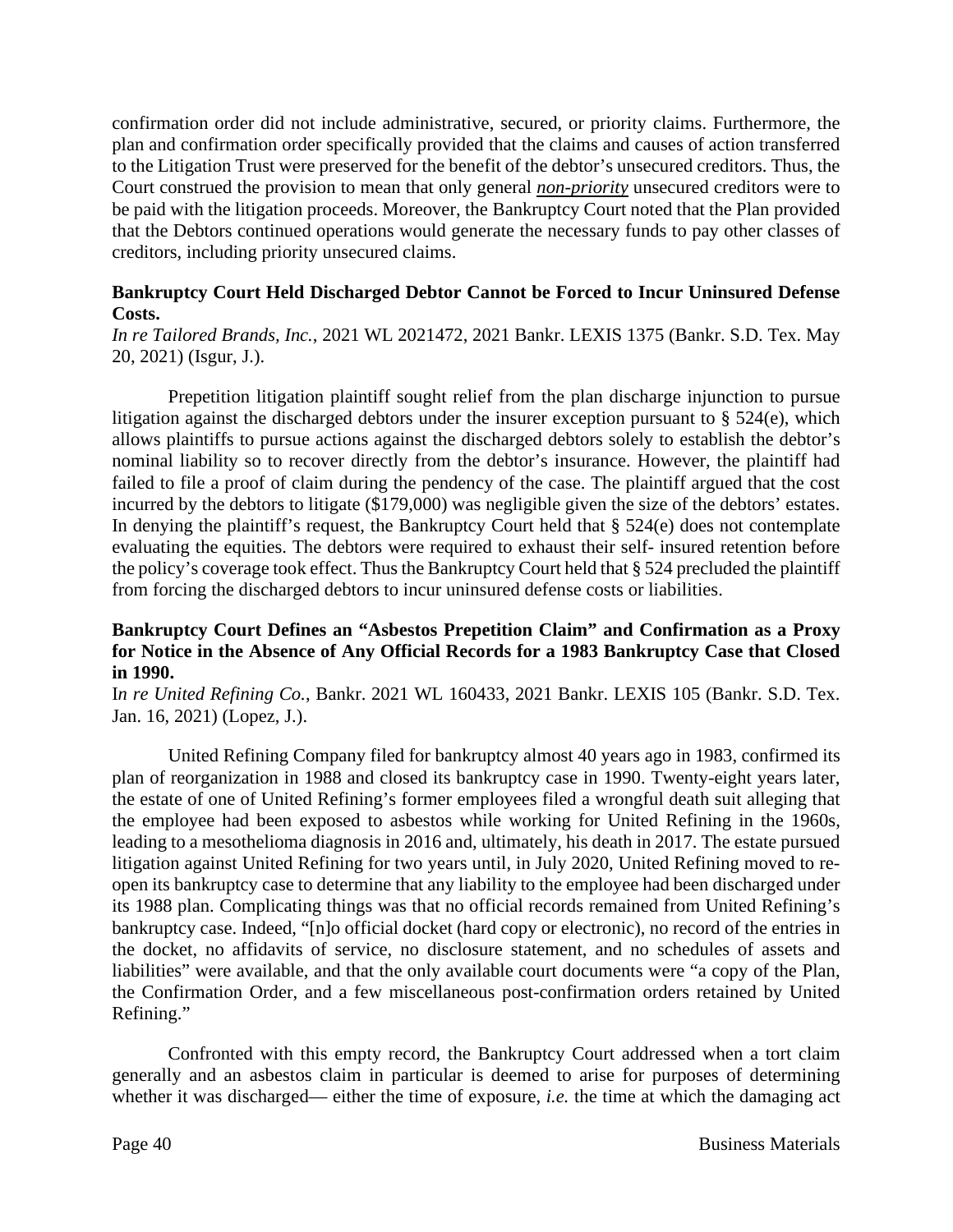confirmation order did not include administrative, secured, or priority claims. Furthermore, the plan and confirmation order specifically provided that the claims and causes of action transferred to the Litigation Trust were preserved for the benefit of the debtor's unsecured creditors. Thus, the Court construed the provision to mean that only general ***non-priority*** unsecured creditors were to be paid with the litigation proceeds. Moreover, the Bankruptcy Court noted that the Plan provided that the Debtors continued operations would generate the necessary funds to pay other classes of creditors, including priority unsecured claims.

**Bankruptcy Court Held Discharged Debtor Cannot be Forced to Incur Uninsured Defense Costs.**
*In re Tailored Brands, Inc.*, 2021 WL 2021472, 2021 Bankr. LEXIS 1375 (Bankr. S.D. Tex. May 20, 2021) (Isgur, J.).

Prepetition litigation plaintiff sought relief from the plan discharge injunction to pursue litigation against the discharged debtors under the insurer exception pursuant to § 524(e), which allows plaintiffs to pursue actions against the discharged debtors solely to establish the debtor's nominal liability so to recover directly from the debtor's insurance. However, the plaintiff had failed to file a proof of claim during the pendency of the case. The plaintiff argued that the cost incurred by the debtors to litigate ($179,000) was negligible given the size of the debtors' estates. In denying the plaintiff's request, the Bankruptcy Court held that § 524(e) does not contemplate evaluating the equities. The debtors were required to exhaust their self- insured retention before the policy's coverage took effect. Thus the Bankruptcy Court held that § 524 precluded the plaintiff from forcing the discharged debtors to incur uninsured defense costs or liabilities.

**Bankruptcy Court Defines an "Asbestos Prepetition Claim" and Confirmation as a Proxy for Notice in the Absence of Any Official Records for a 1983 Bankruptcy Case that Closed in 1990.**
I*n re United Refining Co.*, Bankr. 2021 WL 160433, 2021 Bankr. LEXIS 105 (Bankr. S.D. Tex. Jan. 16, 2021) (Lopez, J.).

United Refining Company filed for bankruptcy almost 40 years ago in 1983, confirmed its plan of reorganization in 1988 and closed its bankruptcy case in 1990. Twenty-eight years later, the estate of one of United Refining's former employees filed a wrongful death suit alleging that the employee had been exposed to asbestos while working for United Refining in the 1960s, leading to a mesothelioma diagnosis in 2016 and, ultimately, his death in 2017. The estate pursued litigation against United Refining for two years until, in July 2020, United Refining moved to re-open its bankruptcy case to determine that any liability to the employee had been discharged under its 1988 plan. Complicating things was that no official records remained from United Refining's bankruptcy case. Indeed, "[n]o official docket (hard copy or electronic), no record of the entries in the docket, no affidavits of service, no disclosure statement, and no schedules of assets and liabilities" were available, and that the only available court documents were "a copy of the Plan, the Confirmation Order, and a few miscellaneous post-confirmation orders retained by United Refining."

Confronted with this empty record, the Bankruptcy Court addressed when a tort claim generally and an asbestos claim in particular is deemed to arise for purposes of determining whether it was discharged— either the time of exposure, *i.e.* the time at which the damaging act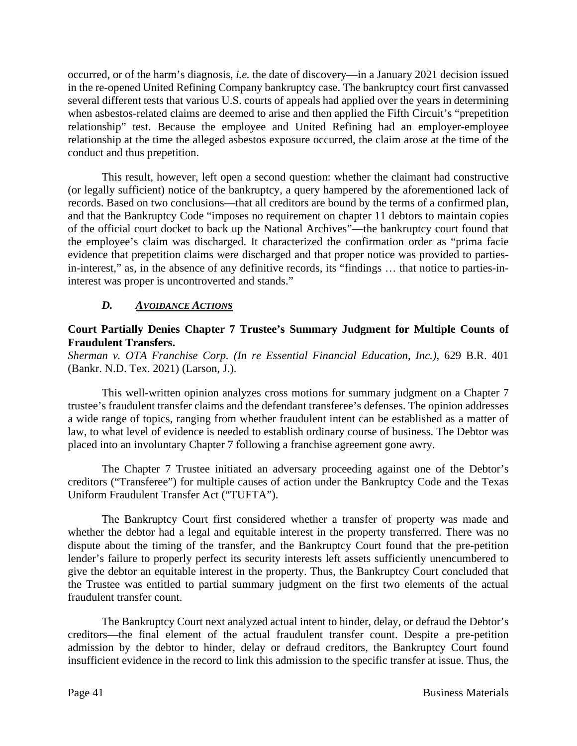occurred, or of the harm's diagnosis, *i.e.* the date of discovery—in a January 2021 decision issued in the re-opened United Refining Company bankruptcy case. The bankruptcy court first canvassed several different tests that various U.S. courts of appeals had applied over the years in determining when asbestos-related claims are deemed to arise and then applied the Fifth Circuit's "prepetition relationship" test. Because the employee and United Refining had an employer-employee relationship at the time the alleged asbestos exposure occurred, the claim arose at the time of the conduct and thus prepetition.

This result, however, left open a second question: whether the claimant had constructive (or legally sufficient) notice of the bankruptcy, a query hampered by the aforementioned lack of records. Based on two conclusions—that all creditors are bound by the terms of a confirmed plan, and that the Bankruptcy Code "imposes no requirement on chapter 11 debtors to maintain copies of the official court docket to back up the National Archives"—the bankruptcy court found that the employee's claim was discharged. It characterized the confirmation order as "prima facie evidence that prepetition claims were discharged and that proper notice was provided to parties-in-interest," as, in the absence of any definitive records, its "findings … that notice to parties-in-interest was proper is uncontroverted and stands."

### *D. AVOIDANCE ACTIONS*

**Court Partially Denies Chapter 7 Trustee's Summary Judgment for Multiple Counts of Fraudulent Transfers.**
*Sherman v. OTA Franchise Corp. (In re Essential Financial Education, Inc.)*, 629 B.R. 401 (Bankr. N.D. Tex. 2021) (Larson, J.).

This well-written opinion analyzes cross motions for summary judgment on a Chapter 7 trustee's fraudulent transfer claims and the defendant transferee's defenses. The opinion addresses a wide range of topics, ranging from whether fraudulent intent can be established as a matter of law, to what level of evidence is needed to establish ordinary course of business. The Debtor was placed into an involuntary Chapter 7 following a franchise agreement gone awry.

The Chapter 7 Trustee initiated an adversary proceeding against one of the Debtor's creditors ("Transferee") for multiple causes of action under the Bankruptcy Code and the Texas Uniform Fraudulent Transfer Act ("TUFTA").

The Bankruptcy Court first considered whether a transfer of property was made and whether the debtor had a legal and equitable interest in the property transferred. There was no dispute about the timing of the transfer, and the Bankruptcy Court found that the pre-petition lender's failure to properly perfect its security interests left assets sufficiently unencumbered to give the debtor an equitable interest in the property. Thus, the Bankruptcy Court concluded that the Trustee was entitled to partial summary judgment on the first two elements of the actual fraudulent transfer count.

The Bankruptcy Court next analyzed actual intent to hinder, delay, or defraud the Debtor's creditors—the final element of the actual fraudulent transfer count. Despite a pre-petition admission by the debtor to hinder, delay or defraud creditors, the Bankruptcy Court found insufficient evidence in the record to link this admission to the specific transfer at issue. Thus, the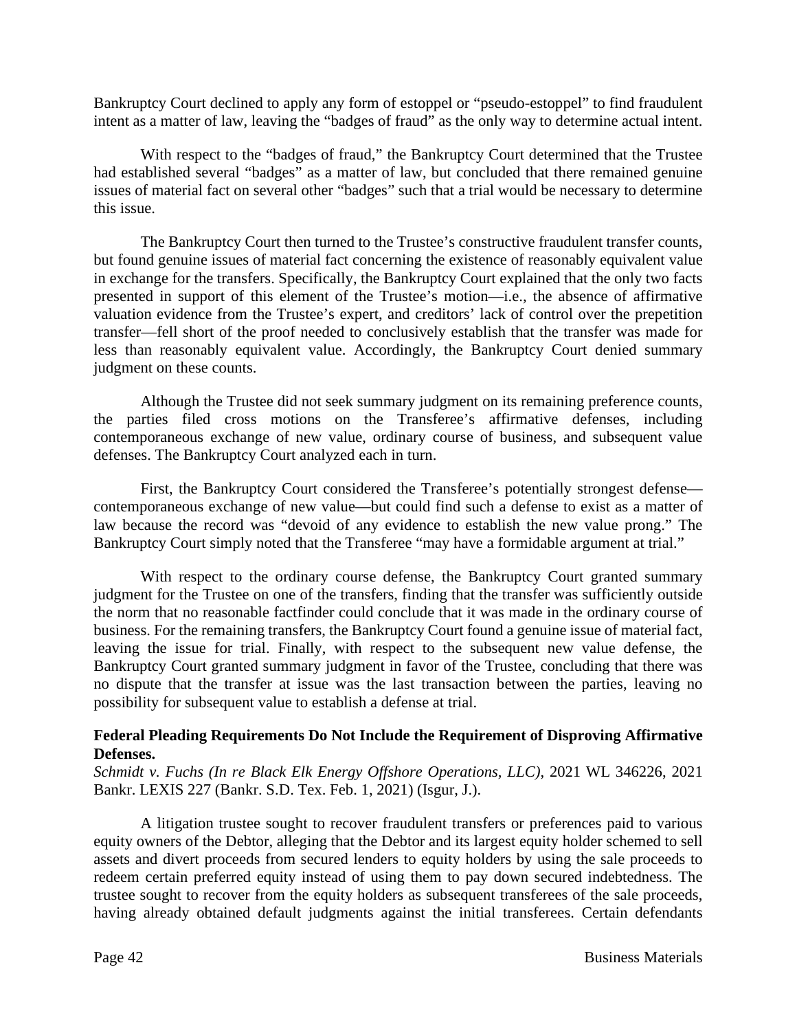Bankruptcy Court declined to apply any form of estoppel or "pseudo-estoppel" to find fraudulent intent as a matter of law, leaving the "badges of fraud" as the only way to determine actual intent.

With respect to the "badges of fraud," the Bankruptcy Court determined that the Trustee had established several "badges" as a matter of law, but concluded that there remained genuine issues of material fact on several other "badges" such that a trial would be necessary to determine this issue.

The Bankruptcy Court then turned to the Trustee's constructive fraudulent transfer counts, but found genuine issues of material fact concerning the existence of reasonably equivalent value in exchange for the transfers. Specifically, the Bankruptcy Court explained that the only two facts presented in support of this element of the Trustee's motion—i.e., the absence of affirmative valuation evidence from the Trustee's expert, and creditors' lack of control over the prepetition transfer—fell short of the proof needed to conclusively establish that the transfer was made for less than reasonably equivalent value. Accordingly, the Bankruptcy Court denied summary judgment on these counts.

Although the Trustee did not seek summary judgment on its remaining preference counts, the parties filed cross motions on the Transferee's affirmative defenses, including contemporaneous exchange of new value, ordinary course of business, and subsequent value defenses. The Bankruptcy Court analyzed each in turn.

First, the Bankruptcy Court considered the Transferee's potentially strongest defense—contemporaneous exchange of new value—but could find such a defense to exist as a matter of law because the record was "devoid of any evidence to establish the new value prong." The Bankruptcy Court simply noted that the Transferee "may have a formidable argument at trial."

With respect to the ordinary course defense, the Bankruptcy Court granted summary judgment for the Trustee on one of the transfers, finding that the transfer was sufficiently outside the norm that no reasonable factfinder could conclude that it was made in the ordinary course of business. For the remaining transfers, the Bankruptcy Court found a genuine issue of material fact, leaving the issue for trial. Finally, with respect to the subsequent new value defense, the Bankruptcy Court granted summary judgment in favor of the Trustee, concluding that there was no dispute that the transfer at issue was the last transaction between the parties, leaving no possibility for subsequent value to establish a defense at trial.

**Federal Pleading Requirements Do Not Include the Requirement of Disproving Affirmative Defenses.**
*Schmidt v. Fuchs (In re Black Elk Energy Offshore Operations, LLC)*, 2021 WL 346226, 2021 Bankr. LEXIS 227 (Bankr. S.D. Tex. Feb. 1, 2021) (Isgur, J.).

A litigation trustee sought to recover fraudulent transfers or preferences paid to various equity owners of the Debtor, alleging that the Debtor and its largest equity holder schemed to sell assets and divert proceeds from secured lenders to equity holders by using the sale proceeds to redeem certain preferred equity instead of using them to pay down secured indebtedness. The trustee sought to recover from the equity holders as subsequent transferees of the sale proceeds, having already obtained default judgments against the initial transferees. Certain defendants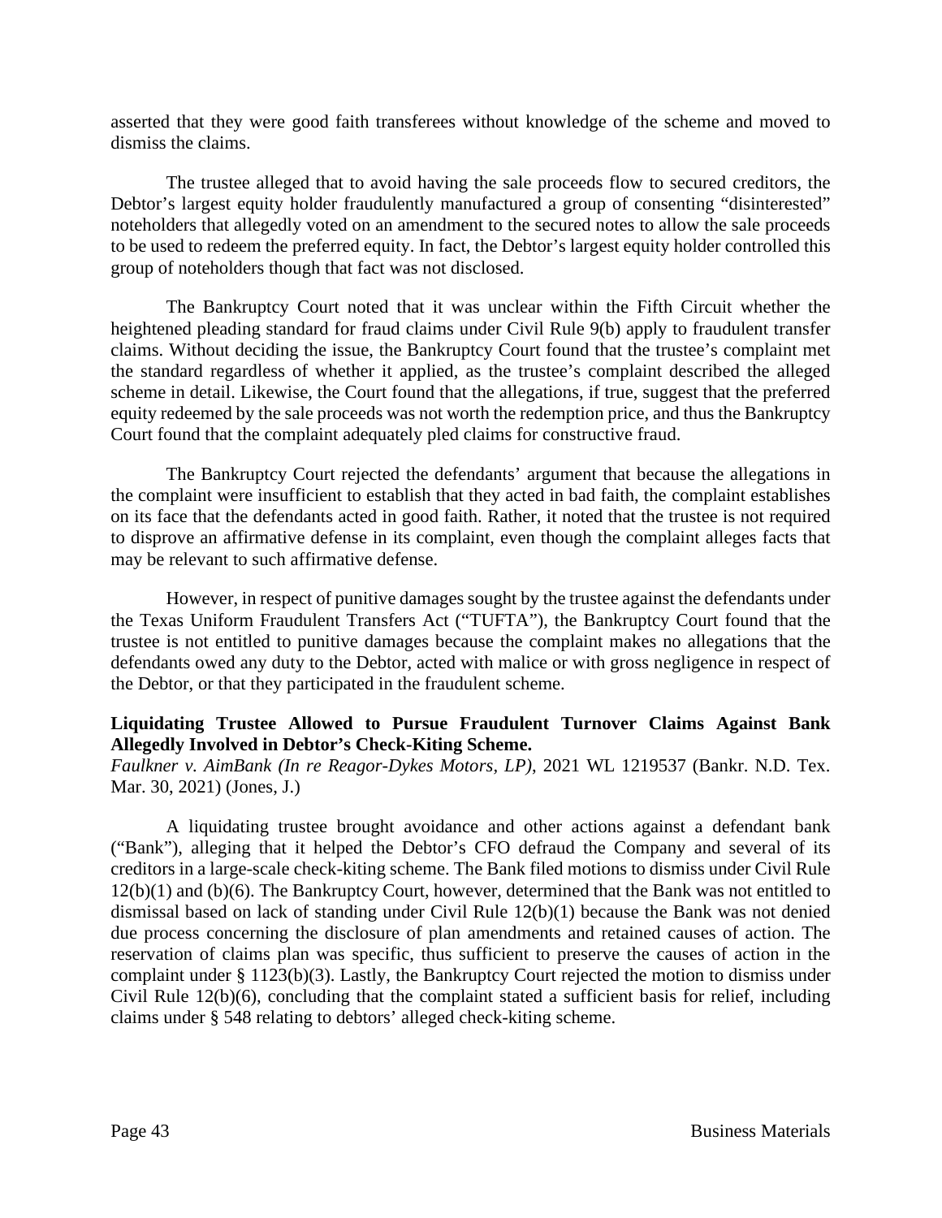asserted that they were good faith transferees without knowledge of the scheme and moved to dismiss the claims.

The trustee alleged that to avoid having the sale proceeds flow to secured creditors, the Debtor's largest equity holder fraudulently manufactured a group of consenting "disinterested" noteholders that allegedly voted on an amendment to the secured notes to allow the sale proceeds to be used to redeem the preferred equity. In fact, the Debtor's largest equity holder controlled this group of noteholders though that fact was not disclosed.

The Bankruptcy Court noted that it was unclear within the Fifth Circuit whether the heightened pleading standard for fraud claims under Civil Rule 9(b) apply to fraudulent transfer claims. Without deciding the issue, the Bankruptcy Court found that the trustee's complaint met the standard regardless of whether it applied, as the trustee's complaint described the alleged scheme in detail. Likewise, the Court found that the allegations, if true, suggest that the preferred equity redeemed by the sale proceeds was not worth the redemption price, and thus the Bankruptcy Court found that the complaint adequately pled claims for constructive fraud.

The Bankruptcy Court rejected the defendants' argument that because the allegations in the complaint were insufficient to establish that they acted in bad faith, the complaint establishes on its face that the defendants acted in good faith. Rather, it noted that the trustee is not required to disprove an affirmative defense in its complaint, even though the complaint alleges facts that may be relevant to such affirmative defense.

However, in respect of punitive damages sought by the trustee against the defendants under the Texas Uniform Fraudulent Transfers Act ("TUFTA"), the Bankruptcy Court found that the trustee is not entitled to punitive damages because the complaint makes no allegations that the defendants owed any duty to the Debtor, acted with malice or with gross negligence in respect of the Debtor, or that they participated in the fraudulent scheme.

**Liquidating Trustee Allowed to Pursue Fraudulent Turnover Claims Against Bank Allegedly Involved in Debtor's Check-Kiting Scheme.**
*Faulkner v. AimBank (In re Reagor-Dykes Motors, LP)*, 2021 WL 1219537 (Bankr. N.D. Tex. Mar. 30, 2021) (Jones, J.)

A liquidating trustee brought avoidance and other actions against a defendant bank ("Bank"), alleging that it helped the Debtor's CFO defraud the Company and several of its creditors in a large-scale check-kiting scheme. The Bank filed motions to dismiss under Civil Rule 12(b)(1) and (b)(6). The Bankruptcy Court, however, determined that the Bank was not entitled to dismissal based on lack of standing under Civil Rule 12(b)(1) because the Bank was not denied due process concerning the disclosure of plan amendments and retained causes of action. The reservation of claims plan was specific, thus sufficient to preserve the causes of action in the complaint under § 1123(b)(3). Lastly, the Bankruptcy Court rejected the motion to dismiss under Civil Rule 12(b)(6), concluding that the complaint stated a sufficient basis for relief, including claims under § 548 relating to debtors' alleged check-kiting scheme.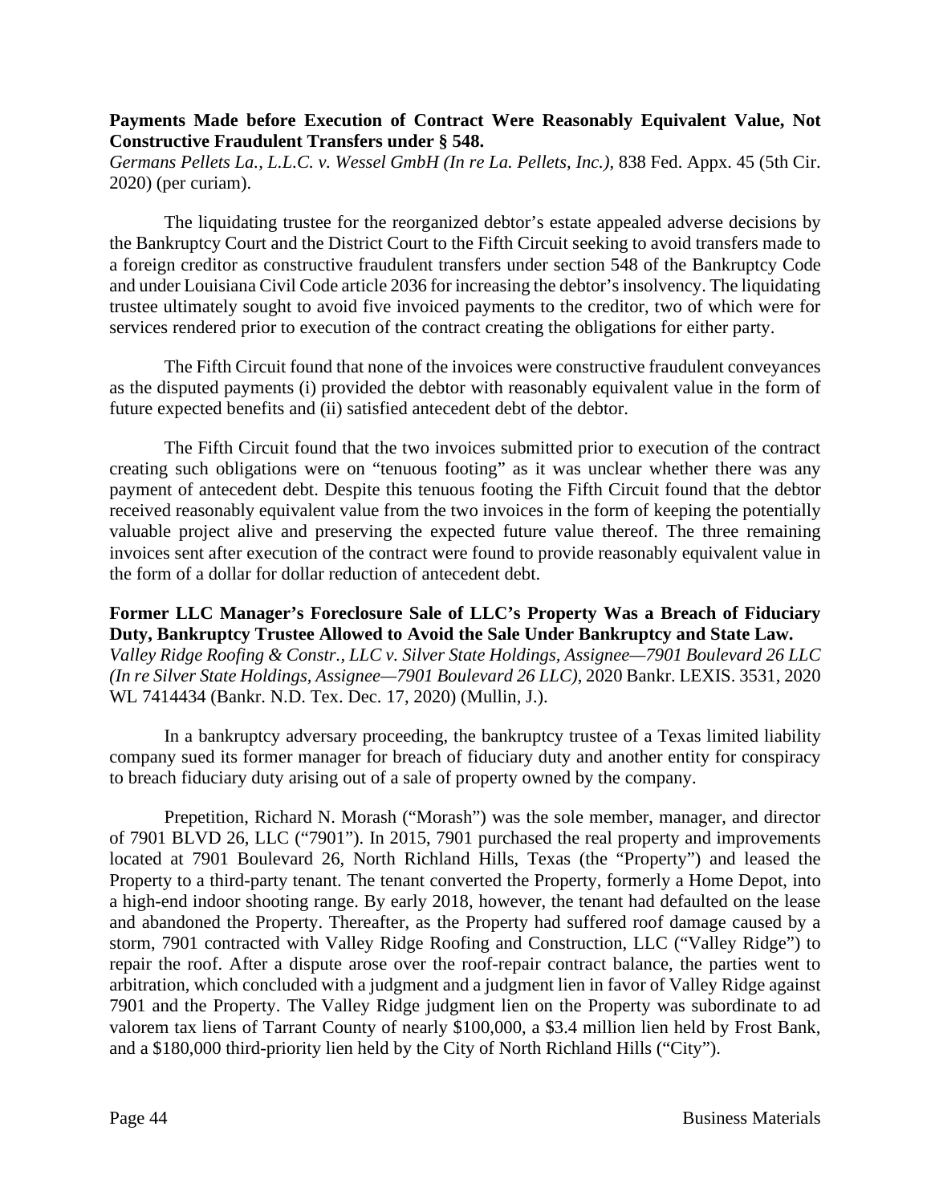**Payments Made before Execution of Contract Were Reasonably Equivalent Value, Not Constructive Fraudulent Transfers under § 548.**

*Germans Pellets La., L.L.C. v. Wessel GmbH (In re La. Pellets, Inc.)*, 838 Fed. Appx. 45 (5th Cir. 2020) (per curiam).

The liquidating trustee for the reorganized debtor's estate appealed adverse decisions by the Bankruptcy Court and the District Court to the Fifth Circuit seeking to avoid transfers made to a foreign creditor as constructive fraudulent transfers under section 548 of the Bankruptcy Code and under Louisiana Civil Code article 2036 for increasing the debtor's insolvency. The liquidating trustee ultimately sought to avoid five invoiced payments to the creditor, two of which were for services rendered prior to execution of the contract creating the obligations for either party.

The Fifth Circuit found that none of the invoices were constructive fraudulent conveyances as the disputed payments (i) provided the debtor with reasonably equivalent value in the form of future expected benefits and (ii) satisfied antecedent debt of the debtor.

The Fifth Circuit found that the two invoices submitted prior to execution of the contract creating such obligations were on "tenuous footing" as it was unclear whether there was any payment of antecedent debt. Despite this tenuous footing the Fifth Circuit found that the debtor received reasonably equivalent value from the two invoices in the form of keeping the potentially valuable project alive and preserving the expected future value thereof. The three remaining invoices sent after execution of the contract were found to provide reasonably equivalent value in the form of a dollar for dollar reduction of antecedent debt.

**Former LLC Manager's Foreclosure Sale of LLC's Property Was a Breach of Fiduciary Duty, Bankruptcy Trustee Allowed to Avoid the Sale Under Bankruptcy and State Law.**

*Valley Ridge Roofing & Constr., LLC v. Silver State Holdings, Assignee—7901 Boulevard 26 LLC (In re Silver State Holdings, Assignee—7901 Boulevard 26 LLC)*, 2020 Bankr. LEXIS. 3531, 2020 WL 7414434 (Bankr. N.D. Tex. Dec. 17, 2020) (Mullin, J.).

In a bankruptcy adversary proceeding, the bankruptcy trustee of a Texas limited liability company sued its former manager for breach of fiduciary duty and another entity for conspiracy to breach fiduciary duty arising out of a sale of property owned by the company.

Prepetition, Richard N. Morash ("Morash") was the sole member, manager, and director of 7901 BLVD 26, LLC ("7901"). In 2015, 7901 purchased the real property and improvements located at 7901 Boulevard 26, North Richland Hills, Texas (the "Property") and leased the Property to a third-party tenant. The tenant converted the Property, formerly a Home Depot, into a high-end indoor shooting range. By early 2018, however, the tenant had defaulted on the lease and abandoned the Property. Thereafter, as the Property had suffered roof damage caused by a storm, 7901 contracted with Valley Ridge Roofing and Construction, LLC ("Valley Ridge") to repair the roof. After a dispute arose over the roof-repair contract balance, the parties went to arbitration, which concluded with a judgment and a judgment lien in favor of Valley Ridge against 7901 and the Property. The Valley Ridge judgment lien on the Property was subordinate to ad valorem tax liens of Tarrant County of nearly $100,000, a $3.4 million lien held by Frost Bank, and a $180,000 third-priority lien held by the City of North Richland Hills ("City").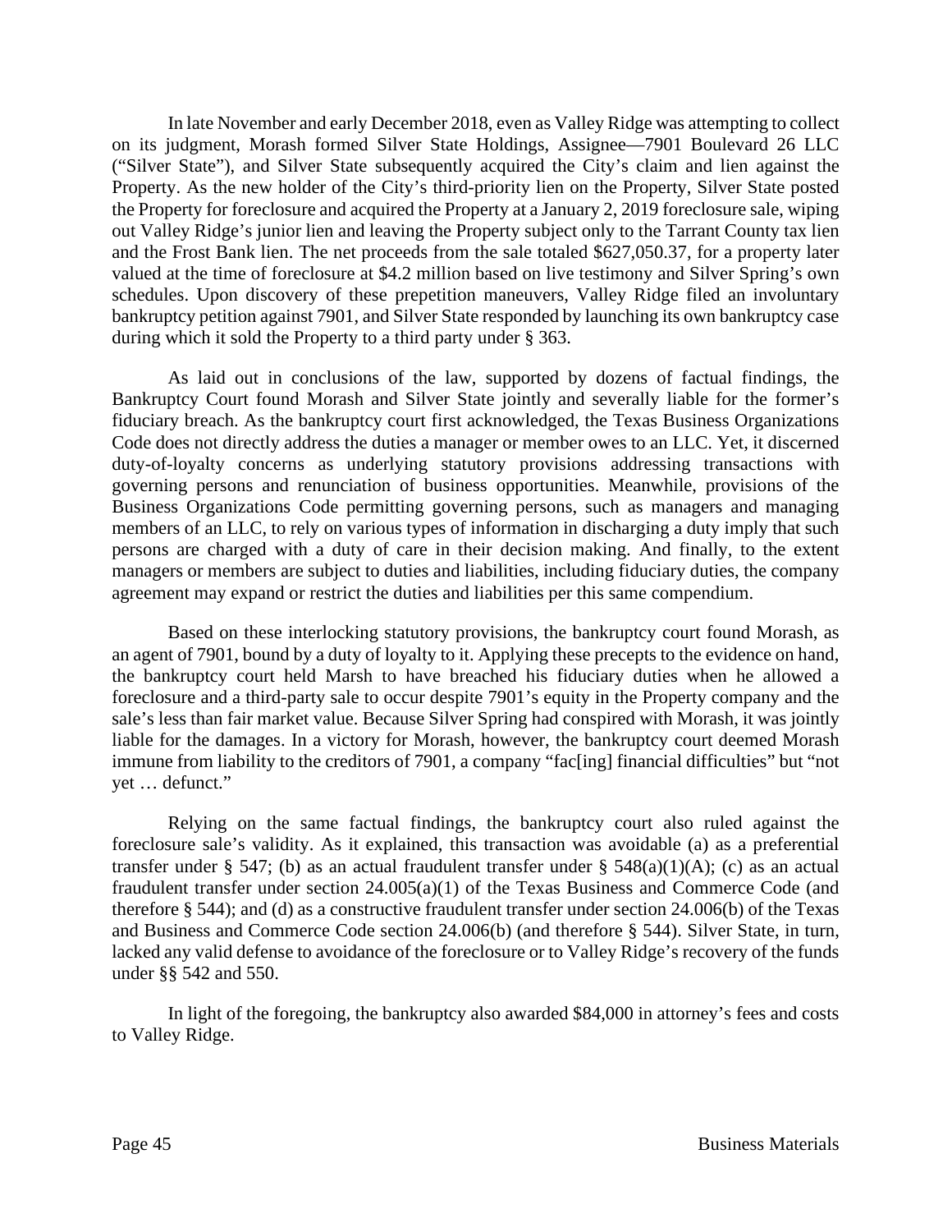In late November and early December 2018, even as Valley Ridge was attempting to collect on its judgment, Morash formed Silver State Holdings, Assignee—7901 Boulevard 26 LLC ("Silver State"), and Silver State subsequently acquired the City's claim and lien against the Property. As the new holder of the City's third-priority lien on the Property, Silver State posted the Property for foreclosure and acquired the Property at a January 2, 2019 foreclosure sale, wiping out Valley Ridge's junior lien and leaving the Property subject only to the Tarrant County tax lien and the Frost Bank lien. The net proceeds from the sale totaled $627,050.37, for a property later valued at the time of foreclosure at $4.2 million based on live testimony and Silver Spring's own schedules. Upon discovery of these prepetition maneuvers, Valley Ridge filed an involuntary bankruptcy petition against 7901, and Silver State responded by launching its own bankruptcy case during which it sold the Property to a third party under § 363.

As laid out in conclusions of the law, supported by dozens of factual findings, the Bankruptcy Court found Morash and Silver State jointly and severally liable for the former's fiduciary breach. As the bankruptcy court first acknowledged, the Texas Business Organizations Code does not directly address the duties a manager or member owes to an LLC. Yet, it discerned duty-of-loyalty concerns as underlying statutory provisions addressing transactions with governing persons and renunciation of business opportunities. Meanwhile, provisions of the Business Organizations Code permitting governing persons, such as managers and managing members of an LLC, to rely on various types of information in discharging a duty imply that such persons are charged with a duty of care in their decision making. And finally, to the extent managers or members are subject to duties and liabilities, including fiduciary duties, the company agreement may expand or restrict the duties and liabilities per this same compendium.

Based on these interlocking statutory provisions, the bankruptcy court found Morash, as an agent of 7901, bound by a duty of loyalty to it. Applying these precepts to the evidence on hand, the bankruptcy court held Marsh to have breached his fiduciary duties when he allowed a foreclosure and a third-party sale to occur despite 7901's equity in the Property company and the sale's less than fair market value. Because Silver Spring had conspired with Morash, it was jointly liable for the damages. In a victory for Morash, however, the bankruptcy court deemed Morash immune from liability to the creditors of 7901, a company "fac[ing] financial difficulties" but "not yet … defunct."

Relying on the same factual findings, the bankruptcy court also ruled against the foreclosure sale's validity. As it explained, this transaction was avoidable (a) as a preferential transfer under § 547; (b) as an actual fraudulent transfer under § 548(a)(1)(A); (c) as an actual fraudulent transfer under section 24.005(a)(1) of the Texas Business and Commerce Code (and therefore § 544); and (d) as a constructive fraudulent transfer under section 24.006(b) of the Texas and Business and Commerce Code section 24.006(b) (and therefore § 544). Silver State, in turn, lacked any valid defense to avoidance of the foreclosure or to Valley Ridge's recovery of the funds under §§ 542 and 550.

In light of the foregoing, the bankruptcy also awarded $84,000 in attorney's fees and costs to Valley Ridge.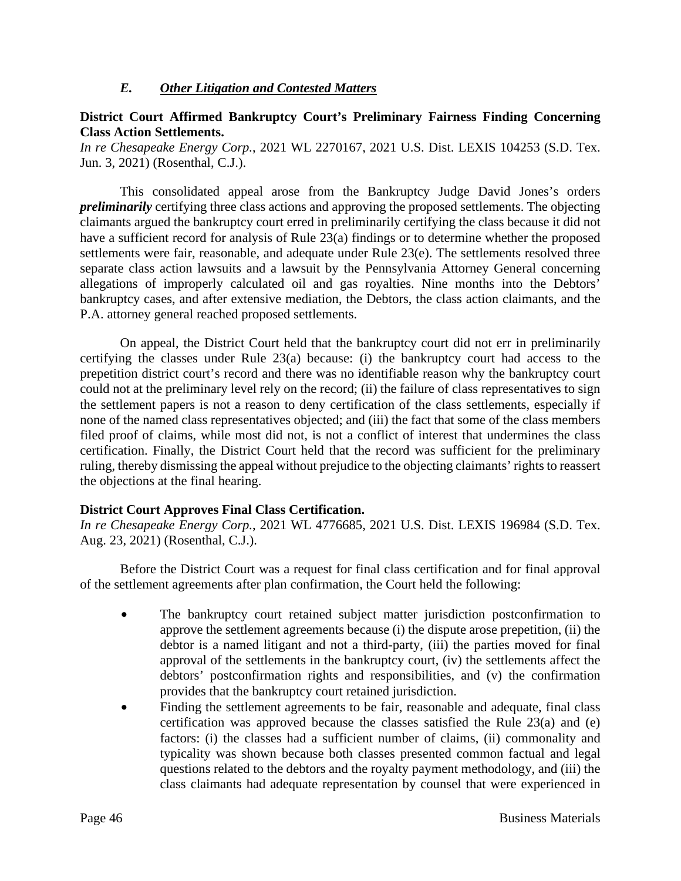### *E. Other Litigation and Contested Matters*

**District Court Affirmed Bankruptcy Court's Preliminary Fairness Finding Concerning Class Action Settlements.**
*In re Chesapeake Energy Corp.*, 2021 WL 2270167, 2021 U.S. Dist. LEXIS 104253 (S.D. Tex. Jun. 3, 2021) (Rosenthal, C.J.).

This consolidated appeal arose from the Bankruptcy Judge David Jones's orders ***preliminarily*** certifying three class actions and approving the proposed settlements. The objecting claimants argued the bankruptcy court erred in preliminarily certifying the class because it did not have a sufficient record for analysis of Rule 23(a) findings or to determine whether the proposed settlements were fair, reasonable, and adequate under Rule 23(e). The settlements resolved three separate class action lawsuits and a lawsuit by the Pennsylvania Attorney General concerning allegations of improperly calculated oil and gas royalties. Nine months into the Debtors' bankruptcy cases, and after extensive mediation, the Debtors, the class action claimants, and the P.A. attorney general reached proposed settlements.

On appeal, the District Court held that the bankruptcy court did not err in preliminarily certifying the classes under Rule 23(a) because: (i) the bankruptcy court had access to the prepetition district court's record and there was no identifiable reason why the bankruptcy court could not at the preliminary level rely on the record; (ii) the failure of class representatives to sign the settlement papers is not a reason to deny certification of the class settlements, especially if none of the named class representatives objected; and (iii) the fact that some of the class members filed proof of claims, while most did not, is not a conflict of interest that undermines the class certification. Finally, the District Court held that the record was sufficient for the preliminary ruling, thereby dismissing the appeal without prejudice to the objecting claimants' rights to reassert the objections at the final hearing.

**District Court Approves Final Class Certification.**
*In re Chesapeake Energy Corp.,* 2021 WL 4776685, 2021 U.S. Dist. LEXIS 196984 (S.D. Tex. Aug. 23, 2021) (Rosenthal, C.J.).

Before the District Court was a request for final class certification and for final approval of the settlement agreements after plan confirmation, the Court held the following:

- The bankruptcy court retained subject matter jurisdiction postconfirmation to approve the settlement agreements because (i) the dispute arose prepetition, (ii) the debtor is a named litigant and not a third-party, (iii) the parties moved for final approval of the settlements in the bankruptcy court, (iv) the settlements affect the debtors' postconfirmation rights and responsibilities, and (v) the confirmation provides that the bankruptcy court retained jurisdiction.
- Finding the settlement agreements to be fair, reasonable and adequate, final class certification was approved because the classes satisfied the Rule 23(a) and (e) factors: (i) the classes had a sufficient number of claims, (ii) commonality and typicality was shown because both classes presented common factual and legal questions related to the debtors and the royalty payment methodology, and (iii) the class claimants had adequate representation by counsel that were experienced in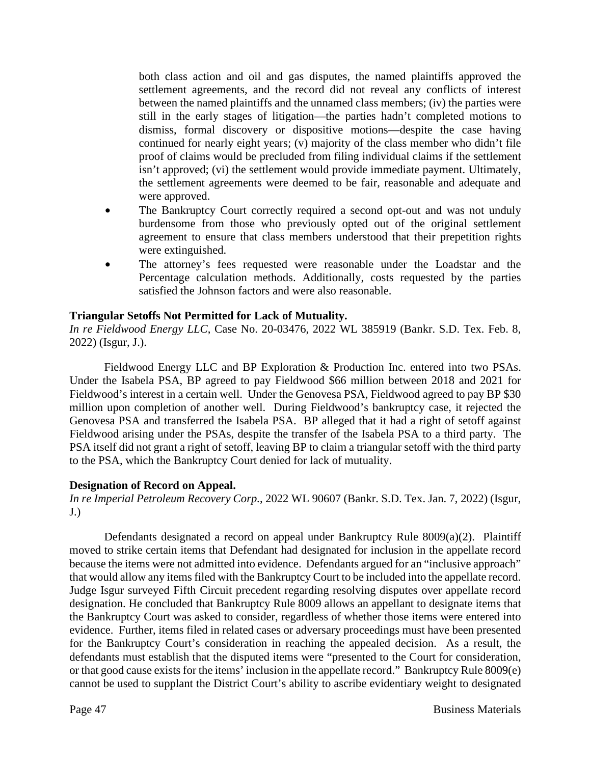both class action and oil and gas disputes, the named plaintiffs approved the settlement agreements, and the record did not reveal any conflicts of interest between the named plaintiffs and the unnamed class members; (iv) the parties were still in the early stages of litigation—the parties hadn't completed motions to dismiss, formal discovery or dispositive motions—despite the case having continued for nearly eight years; (v) majority of the class member who didn't file proof of claims would be precluded from filing individual claims if the settlement isn't approved; (vi) the settlement would provide immediate payment. Ultimately, the settlement agreements were deemed to be fair, reasonable and adequate and were approved.

- The Bankruptcy Court correctly required a second opt-out and was not unduly burdensome from those who previously opted out of the original settlement agreement to ensure that class members understood that their prepetition rights were extinguished.
- The attorney's fees requested were reasonable under the Loadstar and the Percentage calculation methods. Additionally, costs requested by the parties satisfied the Johnson factors and were also reasonable.

**Triangular Setoffs Not Permitted for Lack of Mutuality.**
*In re Fieldwood Energy LLC*, Case No. 20-03476, 2022 WL 385919 (Bankr. S.D. Tex. Feb. 8, 2022) (Isgur, J.).

Fieldwood Energy LLC and BP Exploration & Production Inc. entered into two PSAs. Under the Isabela PSA, BP agreed to pay Fieldwood $66 million between 2018 and 2021 for Fieldwood's interest in a certain well. Under the Genovesa PSA, Fieldwood agreed to pay BP $30 million upon completion of another well. During Fieldwood's bankruptcy case, it rejected the Genovesa PSA and transferred the Isabela PSA. BP alleged that it had a right of setoff against Fieldwood arising under the PSAs, despite the transfer of the Isabela PSA to a third party. The PSA itself did not grant a right of setoff, leaving BP to claim a triangular setoff with the third party to the PSA, which the Bankruptcy Court denied for lack of mutuality.

**Designation of Record on Appeal.**
*In re Imperial Petroleum Recovery Corp.*, 2022 WL 90607 (Bankr. S.D. Tex. Jan. 7, 2022) (Isgur, J.)

Defendants designated a record on appeal under Bankruptcy Rule 8009(a)(2). Plaintiff moved to strike certain items that Defendant had designated for inclusion in the appellate record because the items were not admitted into evidence. Defendants argued for an "inclusive approach" that would allow any items filed with the Bankruptcy Court to be included into the appellate record. Judge Isgur surveyed Fifth Circuit precedent regarding resolving disputes over appellate record designation. He concluded that Bankruptcy Rule 8009 allows an appellant to designate items that the Bankruptcy Court was asked to consider, regardless of whether those items were entered into evidence. Further, items filed in related cases or adversary proceedings must have been presented for the Bankruptcy Court's consideration in reaching the appealed decision. As a result, the defendants must establish that the disputed items were "presented to the Court for consideration, or that good cause exists for the items' inclusion in the appellate record." Bankruptcy Rule 8009(e) cannot be used to supplant the District Court's ability to ascribe evidentiary weight to designated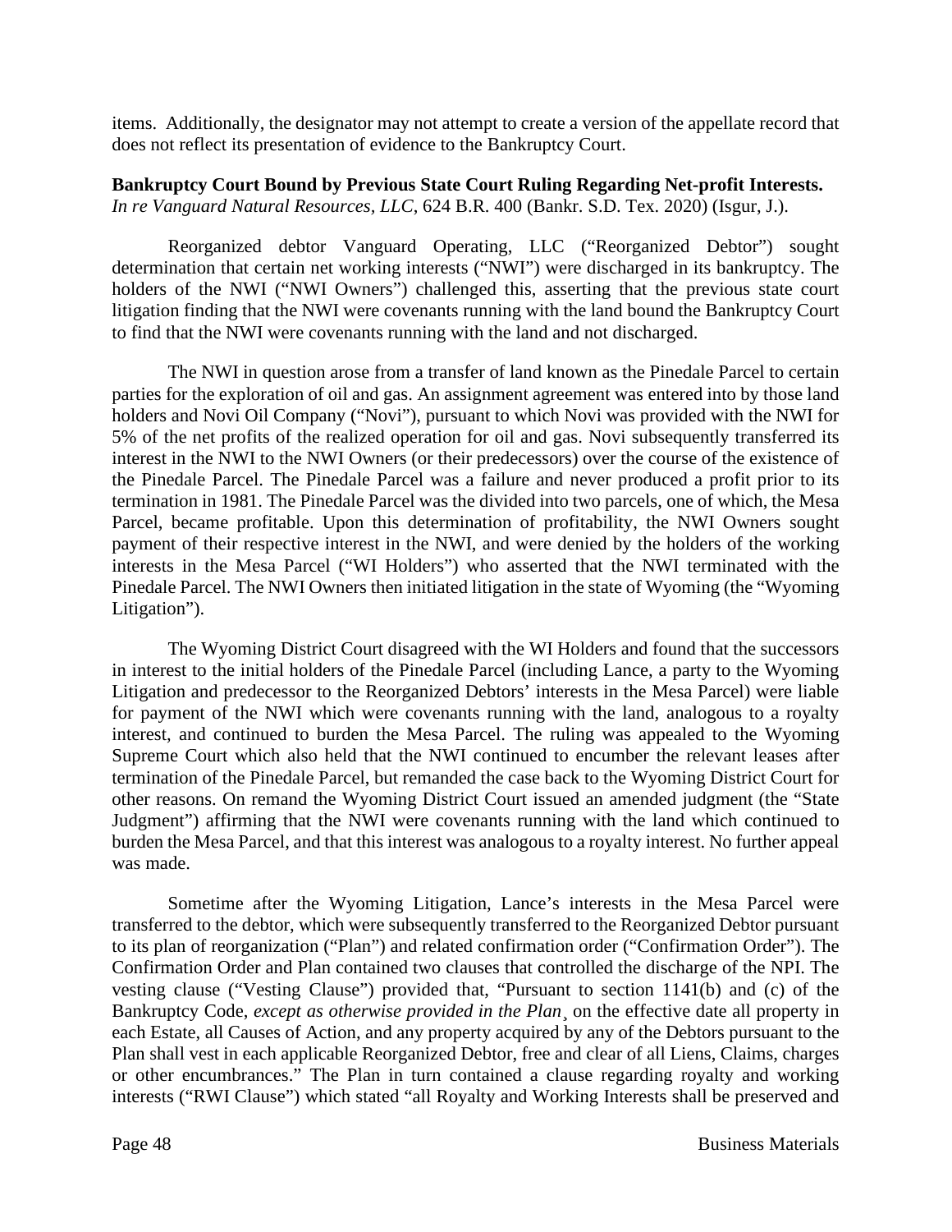items. Additionally, the designator may not attempt to create a version of the appellate record that does not reflect its presentation of evidence to the Bankruptcy Court.

**Bankruptcy Court Bound by Previous State Court Ruling Regarding Net-profit Interests.** *In re Vanguard Natural Resources, LLC*, 624 B.R. 400 (Bankr. S.D. Tex. 2020) (Isgur, J.).

Reorganized debtor Vanguard Operating, LLC ("Reorganized Debtor") sought determination that certain net working interests ("NWI") were discharged in its bankruptcy. The holders of the NWI ("NWI Owners") challenged this, asserting that the previous state court litigation finding that the NWI were covenants running with the land bound the Bankruptcy Court to find that the NWI were covenants running with the land and not discharged.

The NWI in question arose from a transfer of land known as the Pinedale Parcel to certain parties for the exploration of oil and gas. An assignment agreement was entered into by those land holders and Novi Oil Company ("Novi"), pursuant to which Novi was provided with the NWI for 5% of the net profits of the realized operation for oil and gas. Novi subsequently transferred its interest in the NWI to the NWI Owners (or their predecessors) over the course of the existence of the Pinedale Parcel. The Pinedale Parcel was a failure and never produced a profit prior to its termination in 1981. The Pinedale Parcel was the divided into two parcels, one of which, the Mesa Parcel, became profitable. Upon this determination of profitability, the NWI Owners sought payment of their respective interest in the NWI, and were denied by the holders of the working interests in the Mesa Parcel ("WI Holders") who asserted that the NWI terminated with the Pinedale Parcel. The NWI Owners then initiated litigation in the state of Wyoming (the "Wyoming Litigation").

The Wyoming District Court disagreed with the WI Holders and found that the successors in interest to the initial holders of the Pinedale Parcel (including Lance, a party to the Wyoming Litigation and predecessor to the Reorganized Debtors' interests in the Mesa Parcel) were liable for payment of the NWI which were covenants running with the land, analogous to a royalty interest, and continued to burden the Mesa Parcel. The ruling was appealed to the Wyoming Supreme Court which also held that the NWI continued to encumber the relevant leases after termination of the Pinedale Parcel, but remanded the case back to the Wyoming District Court for other reasons. On remand the Wyoming District Court issued an amended judgment (the "State Judgment") affirming that the NWI were covenants running with the land which continued to burden the Mesa Parcel, and that this interest was analogous to a royalty interest. No further appeal was made.

Sometime after the Wyoming Litigation, Lance's interests in the Mesa Parcel were transferred to the debtor, which were subsequently transferred to the Reorganized Debtor pursuant to its plan of reorganization ("Plan") and related confirmation order ("Confirmation Order"). The Confirmation Order and Plan contained two clauses that controlled the discharge of the NPI. The vesting clause ("Vesting Clause") provided that, "Pursuant to section 1141(b) and (c) of the Bankruptcy Code, *except as otherwise provided in the Plan*¸ on the effective date all property in each Estate, all Causes of Action, and any property acquired by any of the Debtors pursuant to the Plan shall vest in each applicable Reorganized Debtor, free and clear of all Liens, Claims, charges or other encumbrances." The Plan in turn contained a clause regarding royalty and working interests ("RWI Clause") which stated "all Royalty and Working Interests shall be preserved and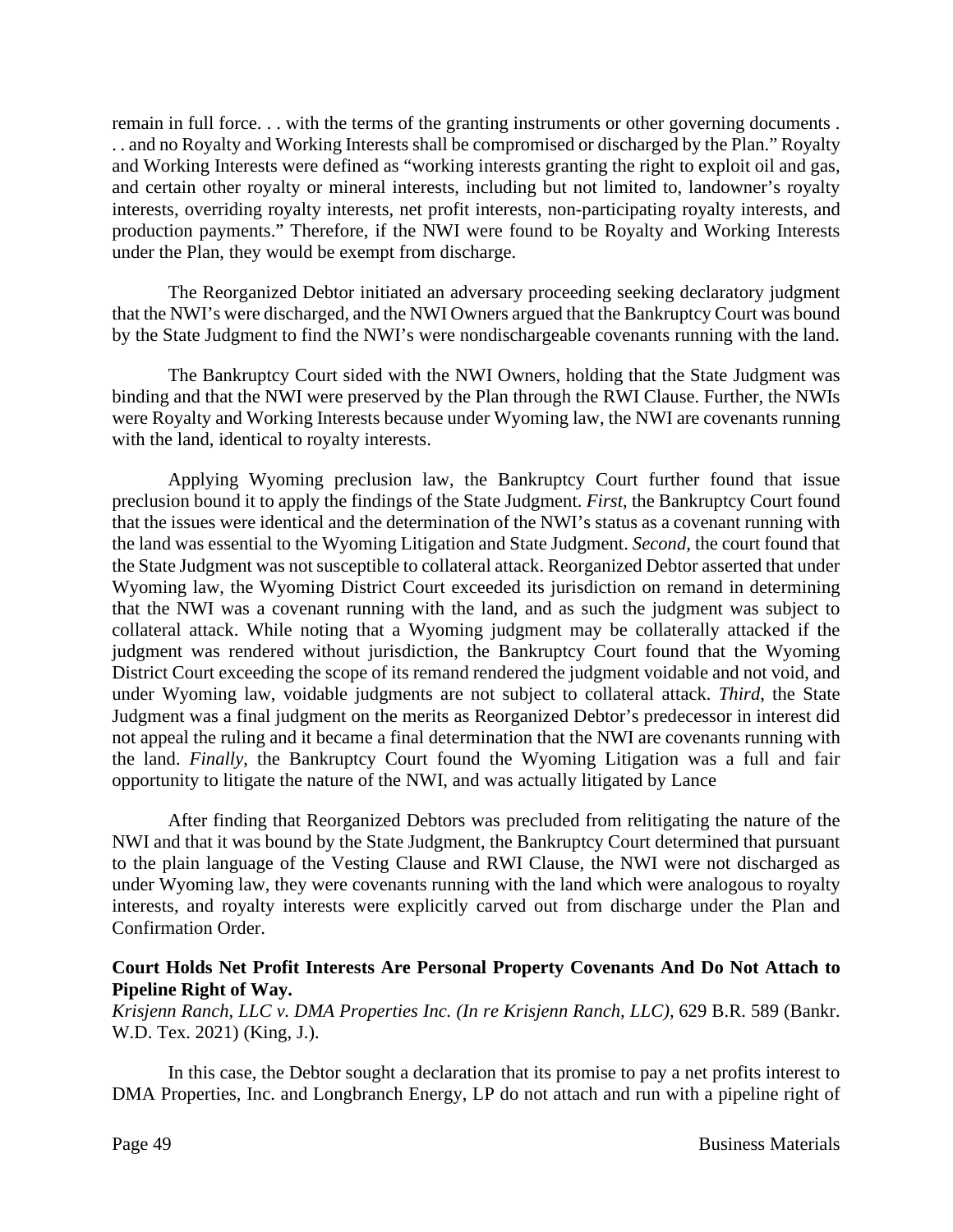remain in full force. . . with the terms of the granting instruments or other governing documents . . . and no Royalty and Working Interests shall be compromised or discharged by the Plan." Royalty and Working Interests were defined as "working interests granting the right to exploit oil and gas, and certain other royalty or mineral interests, including but not limited to, landowner's royalty interests, overriding royalty interests, net profit interests, non-participating royalty interests, and production payments." Therefore, if the NWI were found to be Royalty and Working Interests under the Plan, they would be exempt from discharge.

The Reorganized Debtor initiated an adversary proceeding seeking declaratory judgment that the NWI's were discharged, and the NWI Owners argued that the Bankruptcy Court was bound by the State Judgment to find the NWI's were nondischargeable covenants running with the land.

The Bankruptcy Court sided with the NWI Owners, holding that the State Judgment was binding and that the NWI were preserved by the Plan through the RWI Clause. Further, the NWIs were Royalty and Working Interests because under Wyoming law, the NWI are covenants running with the land, identical to royalty interests.

Applying Wyoming preclusion law, the Bankruptcy Court further found that issue preclusion bound it to apply the findings of the State Judgment. *First*, the Bankruptcy Court found that the issues were identical and the determination of the NWI's status as a covenant running with the land was essential to the Wyoming Litigation and State Judgment. *Second*, the court found that the State Judgment was not susceptible to collateral attack. Reorganized Debtor asserted that under Wyoming law, the Wyoming District Court exceeded its jurisdiction on remand in determining that the NWI was a covenant running with the land, and as such the judgment was subject to collateral attack. While noting that a Wyoming judgment may be collaterally attacked if the judgment was rendered without jurisdiction, the Bankruptcy Court found that the Wyoming District Court exceeding the scope of its remand rendered the judgment voidable and not void, and under Wyoming law, voidable judgments are not subject to collateral attack. *Third*, the State Judgment was a final judgment on the merits as Reorganized Debtor's predecessor in interest did not appeal the ruling and it became a final determination that the NWI are covenants running with the land. *Finally*, the Bankruptcy Court found the Wyoming Litigation was a full and fair opportunity to litigate the nature of the NWI, and was actually litigated by Lance

After finding that Reorganized Debtors was precluded from relitigating the nature of the NWI and that it was bound by the State Judgment, the Bankruptcy Court determined that pursuant to the plain language of the Vesting Clause and RWI Clause, the NWI were not discharged as under Wyoming law, they were covenants running with the land which were analogous to royalty interests, and royalty interests were explicitly carved out from discharge under the Plan and Confirmation Order.

**Court Holds Net Profit Interests Are Personal Property Covenants And Do Not Attach to Pipeline Right of Way.**
*Krisjenn Ranch, LLC v. DMA Properties Inc. (In re Krisjenn Ranch, LLC)*, 629 B.R. 589 (Bankr. W.D. Tex. 2021) (King, J.).

In this case, the Debtor sought a declaration that its promise to pay a net profits interest to DMA Properties, Inc. and Longbranch Energy, LP do not attach and run with a pipeline right of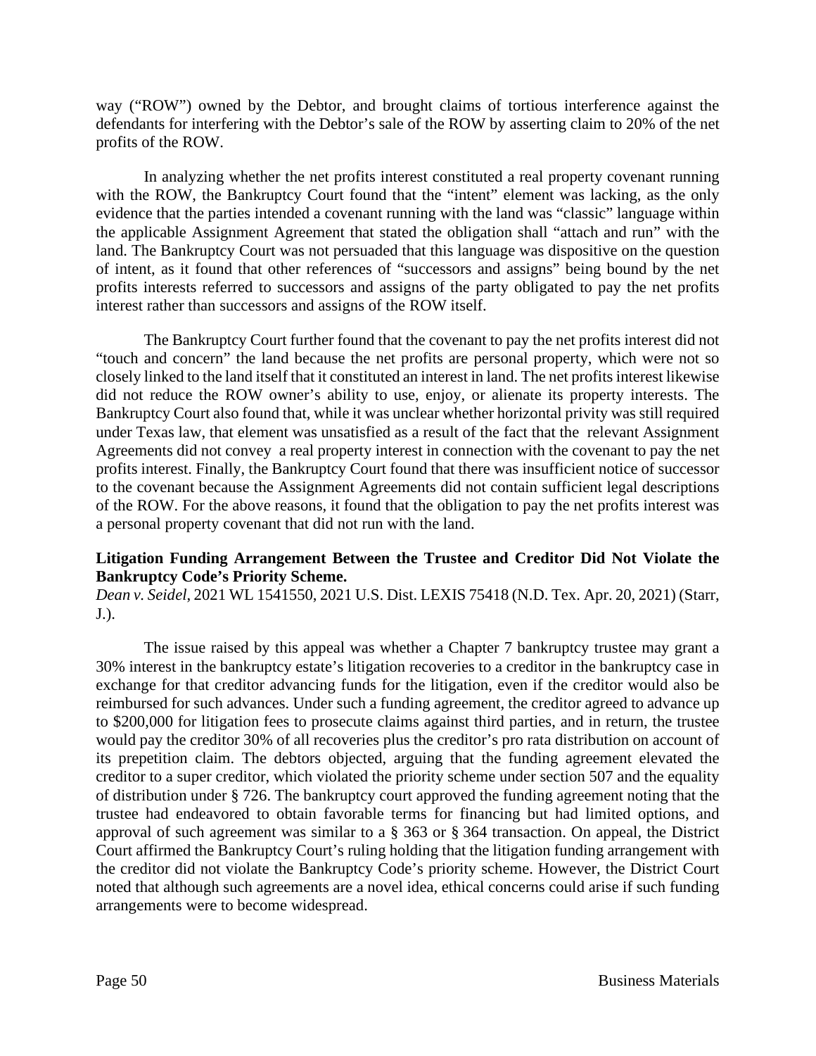way ("ROW") owned by the Debtor, and brought claims of tortious interference against the defendants for interfering with the Debtor's sale of the ROW by asserting claim to 20% of the net profits of the ROW.

In analyzing whether the net profits interest constituted a real property covenant running with the ROW, the Bankruptcy Court found that the "intent" element was lacking, as the only evidence that the parties intended a covenant running with the land was "classic" language within the applicable Assignment Agreement that stated the obligation shall "attach and run" with the land. The Bankruptcy Court was not persuaded that this language was dispositive on the question of intent, as it found that other references of "successors and assigns" being bound by the net profits interests referred to successors and assigns of the party obligated to pay the net profits interest rather than successors and assigns of the ROW itself.

The Bankruptcy Court further found that the covenant to pay the net profits interest did not "touch and concern" the land because the net profits are personal property, which were not so closely linked to the land itself that it constituted an interest in land. The net profits interest likewise did not reduce the ROW owner's ability to use, enjoy, or alienate its property interests. The Bankruptcy Court also found that, while it was unclear whether horizontal privity was still required under Texas law, that element was unsatisfied as a result of the fact that the relevant Assignment Agreements did not convey a real property interest in connection with the covenant to pay the net profits interest. Finally, the Bankruptcy Court found that there was insufficient notice of successor to the covenant because the Assignment Agreements did not contain sufficient legal descriptions of the ROW. For the above reasons, it found that the obligation to pay the net profits interest was a personal property covenant that did not run with the land.

**Litigation Funding Arrangement Between the Trustee and Creditor Did Not Violate the Bankruptcy Code's Priority Scheme.**
*Dean v. Seidel*, 2021 WL 1541550, 2021 U.S. Dist. LEXIS 75418 (N.D. Tex. Apr. 20, 2021) (Starr, J.).

The issue raised by this appeal was whether a Chapter 7 bankruptcy trustee may grant a 30% interest in the bankruptcy estate's litigation recoveries to a creditor in the bankruptcy case in exchange for that creditor advancing funds for the litigation, even if the creditor would also be reimbursed for such advances. Under such a funding agreement, the creditor agreed to advance up to $200,000 for litigation fees to prosecute claims against third parties, and in return, the trustee would pay the creditor 30% of all recoveries plus the creditor's pro rata distribution on account of its prepetition claim. The debtors objected, arguing that the funding agreement elevated the creditor to a super creditor, which violated the priority scheme under section 507 and the equality of distribution under § 726. The bankruptcy court approved the funding agreement noting that the trustee had endeavored to obtain favorable terms for financing but had limited options, and approval of such agreement was similar to a § 363 or § 364 transaction. On appeal, the District Court affirmed the Bankruptcy Court's ruling holding that the litigation funding arrangement with the creditor did not violate the Bankruptcy Code's priority scheme. However, the District Court noted that although such agreements are a novel idea, ethical concerns could arise if such funding arrangements were to become widespread.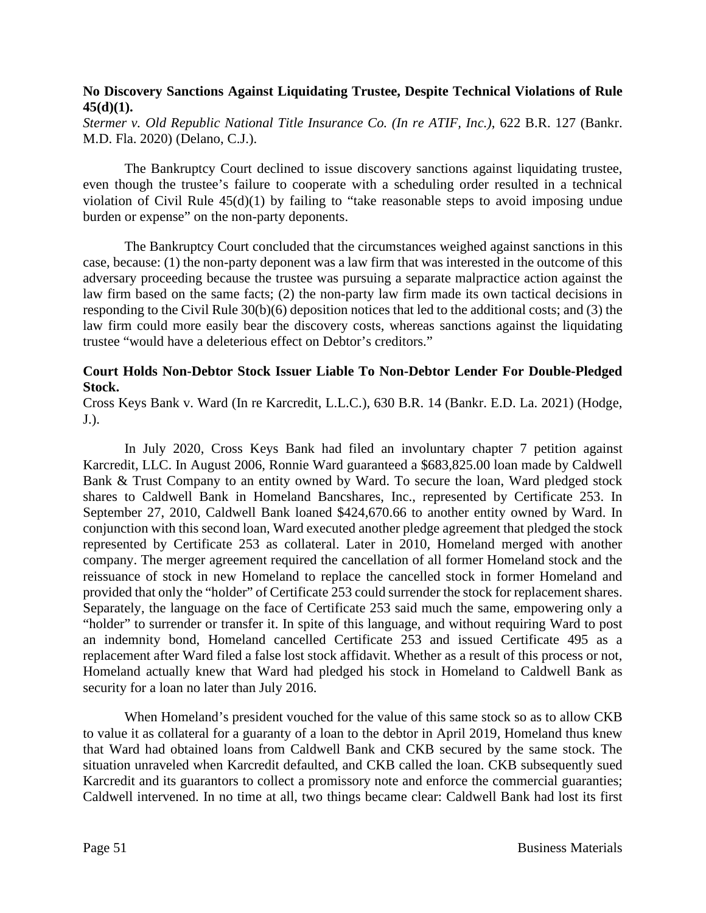**No Discovery Sanctions Against Liquidating Trustee, Despite Technical Violations of Rule 45(d)(1).**

*Stermer v. Old Republic National Title Insurance Co. (In re ATIF, Inc.)*, 622 B.R. 127 (Bankr. M.D. Fla. 2020) (Delano, C.J.).

The Bankruptcy Court declined to issue discovery sanctions against liquidating trustee, even though the trustee's failure to cooperate with a scheduling order resulted in a technical violation of Civil Rule 45(d)(1) by failing to "take reasonable steps to avoid imposing undue burden or expense" on the non-party deponents.

The Bankruptcy Court concluded that the circumstances weighed against sanctions in this case, because: (1) the non-party deponent was a law firm that was interested in the outcome of this adversary proceeding because the trustee was pursuing a separate malpractice action against the law firm based on the same facts; (2) the non-party law firm made its own tactical decisions in responding to the Civil Rule 30(b)(6) deposition notices that led to the additional costs; and (3) the law firm could more easily bear the discovery costs, whereas sanctions against the liquidating trustee "would have a deleterious effect on Debtor's creditors."

**Court Holds Non-Debtor Stock Issuer Liable To Non-Debtor Lender For Double-Pledged Stock.**

Cross Keys Bank v. Ward (In re Karcredit, L.L.C.), 630 B.R. 14 (Bankr. E.D. La. 2021) (Hodge, J.).

In July 2020, Cross Keys Bank had filed an involuntary chapter 7 petition against Karcredit, LLC. In August 2006, Ronnie Ward guaranteed a $683,825.00 loan made by Caldwell Bank & Trust Company to an entity owned by Ward. To secure the loan, Ward pledged stock shares to Caldwell Bank in Homeland Bancshares, Inc., represented by Certificate 253. In September 27, 2010, Caldwell Bank loaned $424,670.66 to another entity owned by Ward. In conjunction with this second loan, Ward executed another pledge agreement that pledged the stock represented by Certificate 253 as collateral. Later in 2010, Homeland merged with another company. The merger agreement required the cancellation of all former Homeland stock and the reissuance of stock in new Homeland to replace the cancelled stock in former Homeland and provided that only the "holder" of Certificate 253 could surrender the stock for replacement shares. Separately, the language on the face of Certificate 253 said much the same, empowering only a "holder" to surrender or transfer it. In spite of this language, and without requiring Ward to post an indemnity bond, Homeland cancelled Certificate 253 and issued Certificate 495 as a replacement after Ward filed a false lost stock affidavit. Whether as a result of this process or not, Homeland actually knew that Ward had pledged his stock in Homeland to Caldwell Bank as security for a loan no later than July 2016.

When Homeland's president vouched for the value of this same stock so as to allow CKB to value it as collateral for a guaranty of a loan to the debtor in April 2019, Homeland thus knew that Ward had obtained loans from Caldwell Bank and CKB secured by the same stock. The situation unraveled when Karcredit defaulted, and CKB called the loan. CKB subsequently sued Karcredit and its guarantors to collect a promissory note and enforce the commercial guaranties; Caldwell intervened. In no time at all, two things became clear: Caldwell Bank had lost its first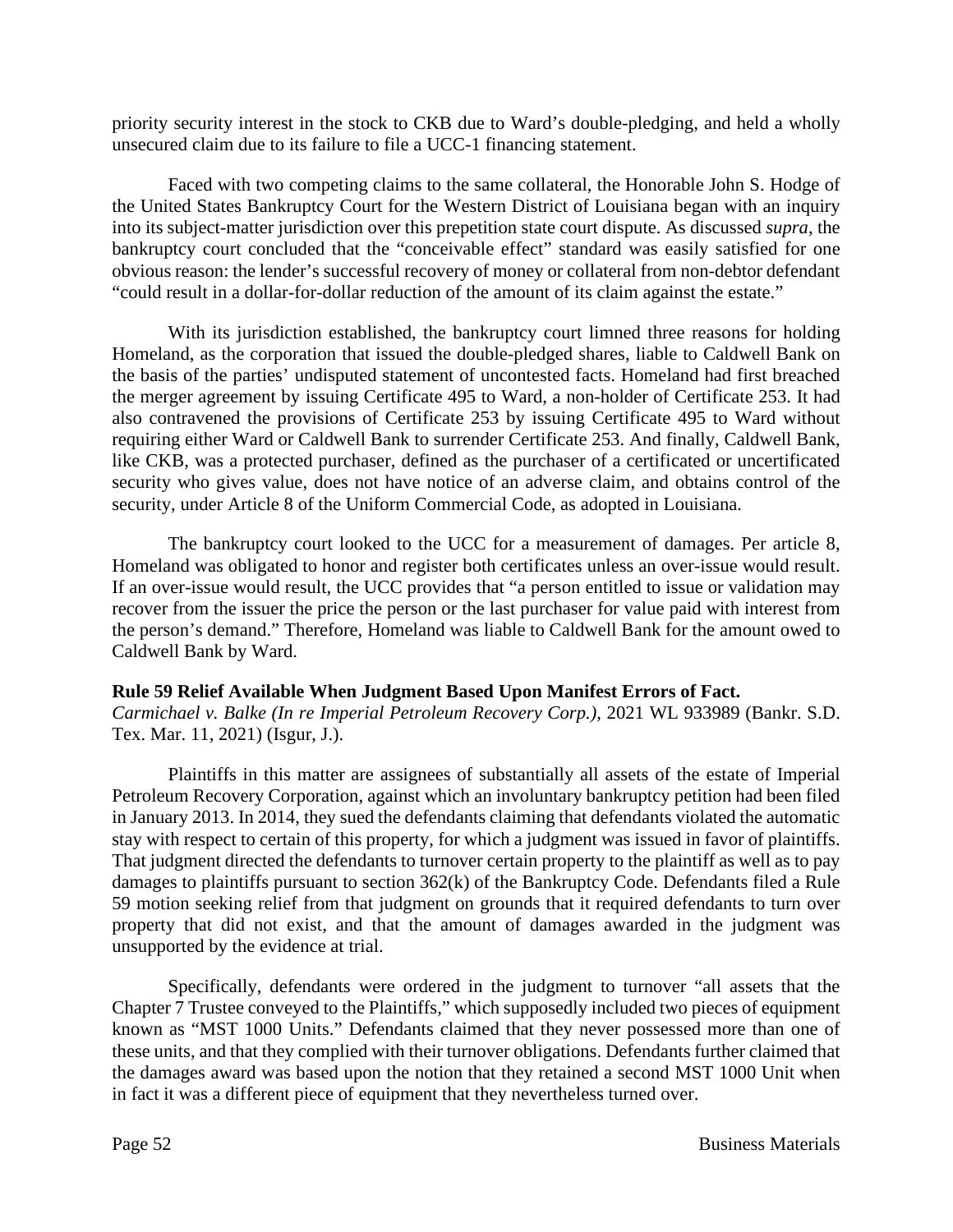priority security interest in the stock to CKB due to Ward's double-pledging, and held a wholly unsecured claim due to its failure to file a UCC-1 financing statement.

Faced with two competing claims to the same collateral, the Honorable John S. Hodge of the United States Bankruptcy Court for the Western District of Louisiana began with an inquiry into its subject-matter jurisdiction over this prepetition state court dispute. As discussed *supra*, the bankruptcy court concluded that the "conceivable effect" standard was easily satisfied for one obvious reason: the lender's successful recovery of money or collateral from non-debtor defendant "could result in a dollar-for-dollar reduction of the amount of its claim against the estate."

With its jurisdiction established, the bankruptcy court limned three reasons for holding Homeland, as the corporation that issued the double-pledged shares, liable to Caldwell Bank on the basis of the parties' undisputed statement of uncontested facts. Homeland had first breached the merger agreement by issuing Certificate 495 to Ward, a non-holder of Certificate 253. It had also contravened the provisions of Certificate 253 by issuing Certificate 495 to Ward without requiring either Ward or Caldwell Bank to surrender Certificate 253. And finally, Caldwell Bank, like CKB, was a protected purchaser, defined as the purchaser of a certificated or uncertificated security who gives value, does not have notice of an adverse claim, and obtains control of the security, under Article 8 of the Uniform Commercial Code, as adopted in Louisiana.

The bankruptcy court looked to the UCC for a measurement of damages. Per article 8, Homeland was obligated to honor and register both certificates unless an over-issue would result. If an over-issue would result, the UCC provides that "a person entitled to issue or validation may recover from the issuer the price the person or the last purchaser for value paid with interest from the person's demand." Therefore, Homeland was liable to Caldwell Bank for the amount owed to Caldwell Bank by Ward.

**Rule 59 Relief Available When Judgment Based Upon Manifest Errors of Fact.**
*Carmichael v. Balke (In re Imperial Petroleum Recovery Corp.)*, 2021 WL 933989 (Bankr. S.D. Tex. Mar. 11, 2021) (Isgur, J.).

Plaintiffs in this matter are assignees of substantially all assets of the estate of Imperial Petroleum Recovery Corporation, against which an involuntary bankruptcy petition had been filed in January 2013. In 2014, they sued the defendants claiming that defendants violated the automatic stay with respect to certain of this property, for which a judgment was issued in favor of plaintiffs. That judgment directed the defendants to turnover certain property to the plaintiff as well as to pay damages to plaintiffs pursuant to section 362(k) of the Bankruptcy Code. Defendants filed a Rule 59 motion seeking relief from that judgment on grounds that it required defendants to turn over property that did not exist, and that the amount of damages awarded in the judgment was unsupported by the evidence at trial.

Specifically, defendants were ordered in the judgment to turnover "all assets that the Chapter 7 Trustee conveyed to the Plaintiffs," which supposedly included two pieces of equipment known as "MST 1000 Units." Defendants claimed that they never possessed more than one of these units, and that they complied with their turnover obligations. Defendants further claimed that the damages award was based upon the notion that they retained a second MST 1000 Unit when in fact it was a different piece of equipment that they nevertheless turned over.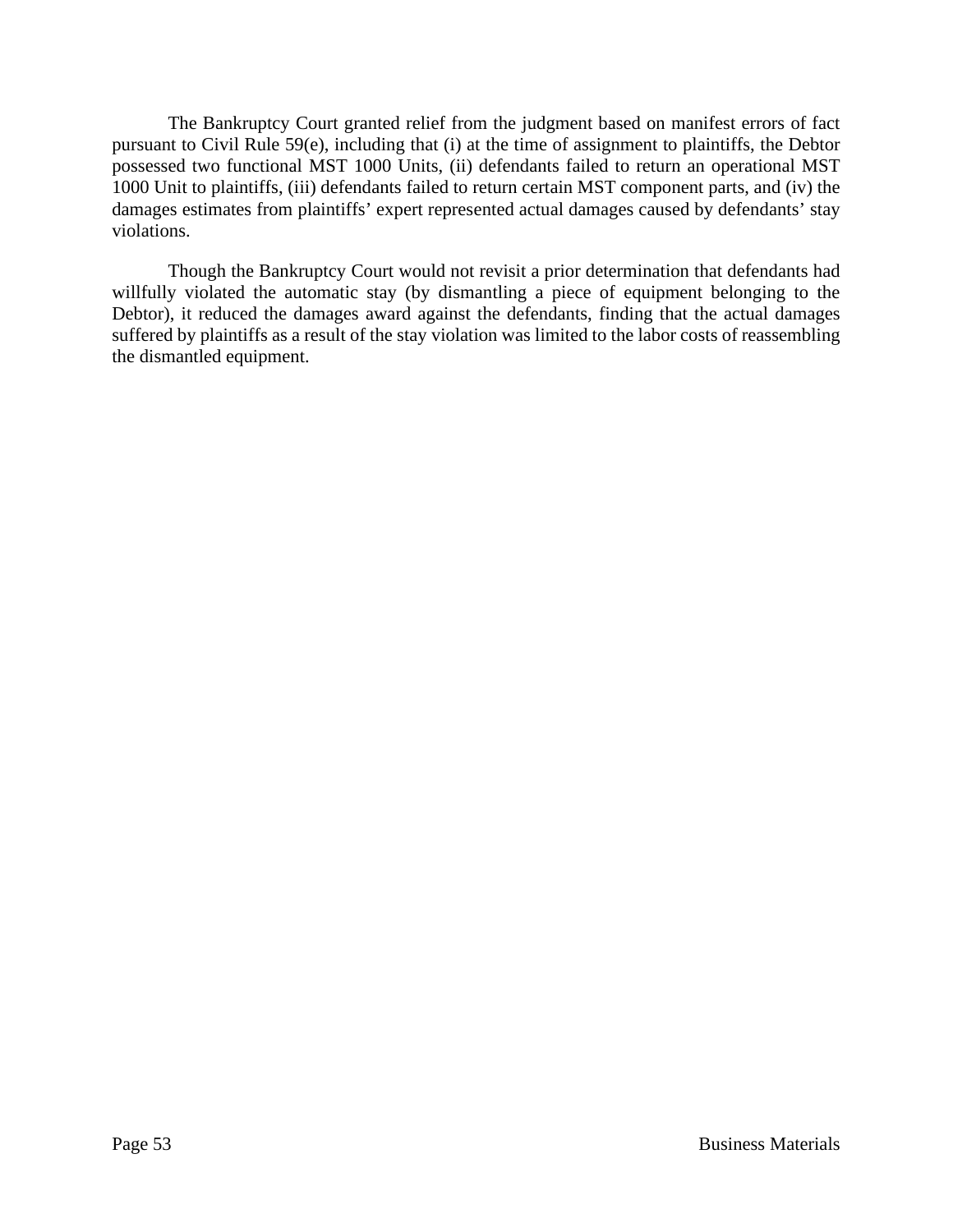The Bankruptcy Court granted relief from the judgment based on manifest errors of fact pursuant to Civil Rule 59(e), including that (i) at the time of assignment to plaintiffs, the Debtor possessed two functional MST 1000 Units, (ii) defendants failed to return an operational MST 1000 Unit to plaintiffs, (iii) defendants failed to return certain MST component parts, and (iv) the damages estimates from plaintiffs' expert represented actual damages caused by defendants' stay violations.

Though the Bankruptcy Court would not revisit a prior determination that defendants had willfully violated the automatic stay (by dismantling a piece of equipment belonging to the Debtor), it reduced the damages award against the defendants, finding that the actual damages suffered by plaintiffs as a result of the stay violation was limited to the labor costs of reassembling the dismantled equipment.